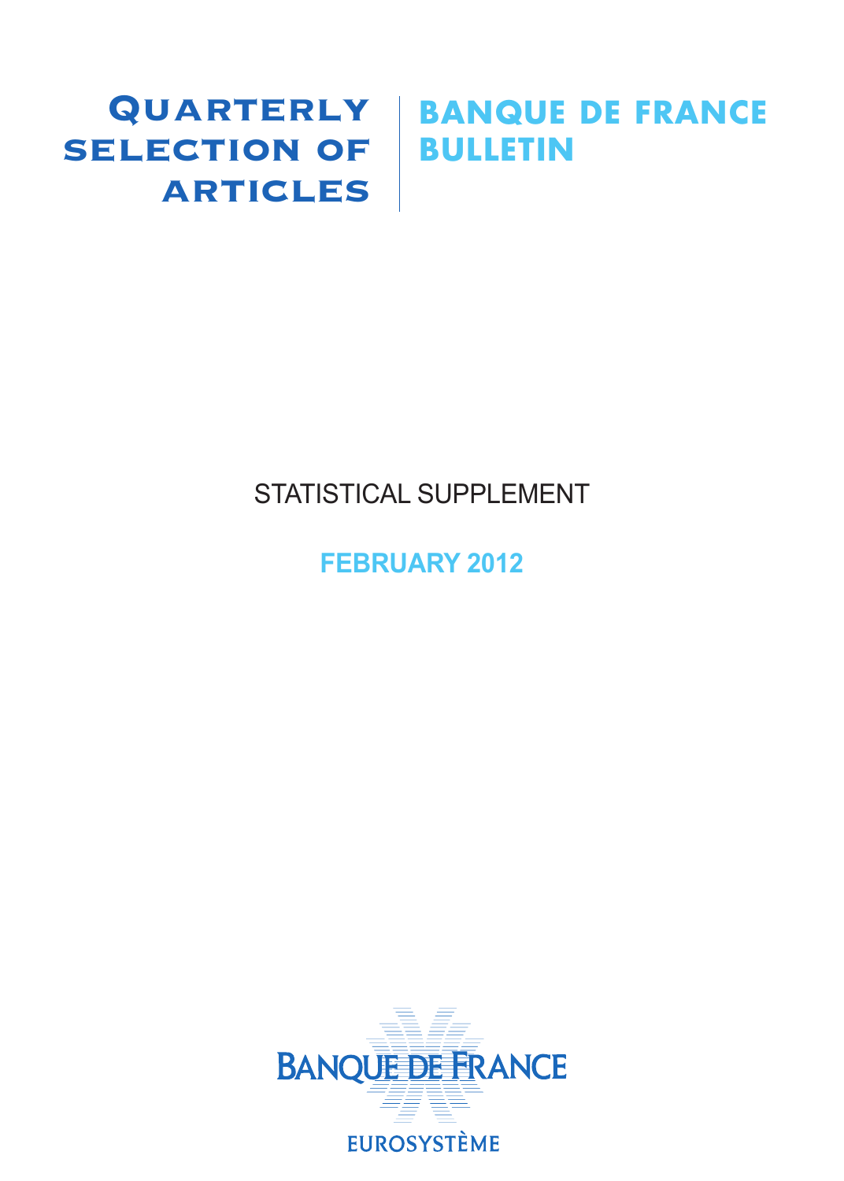# Quarterly selection of articles

# BANQUE DE FRANCE BULLETIN

## STATISTICAL SUPPLEMENT

**FEBRUARY 2012**

BANQUE DE FRANCE

EUROSYSTÈME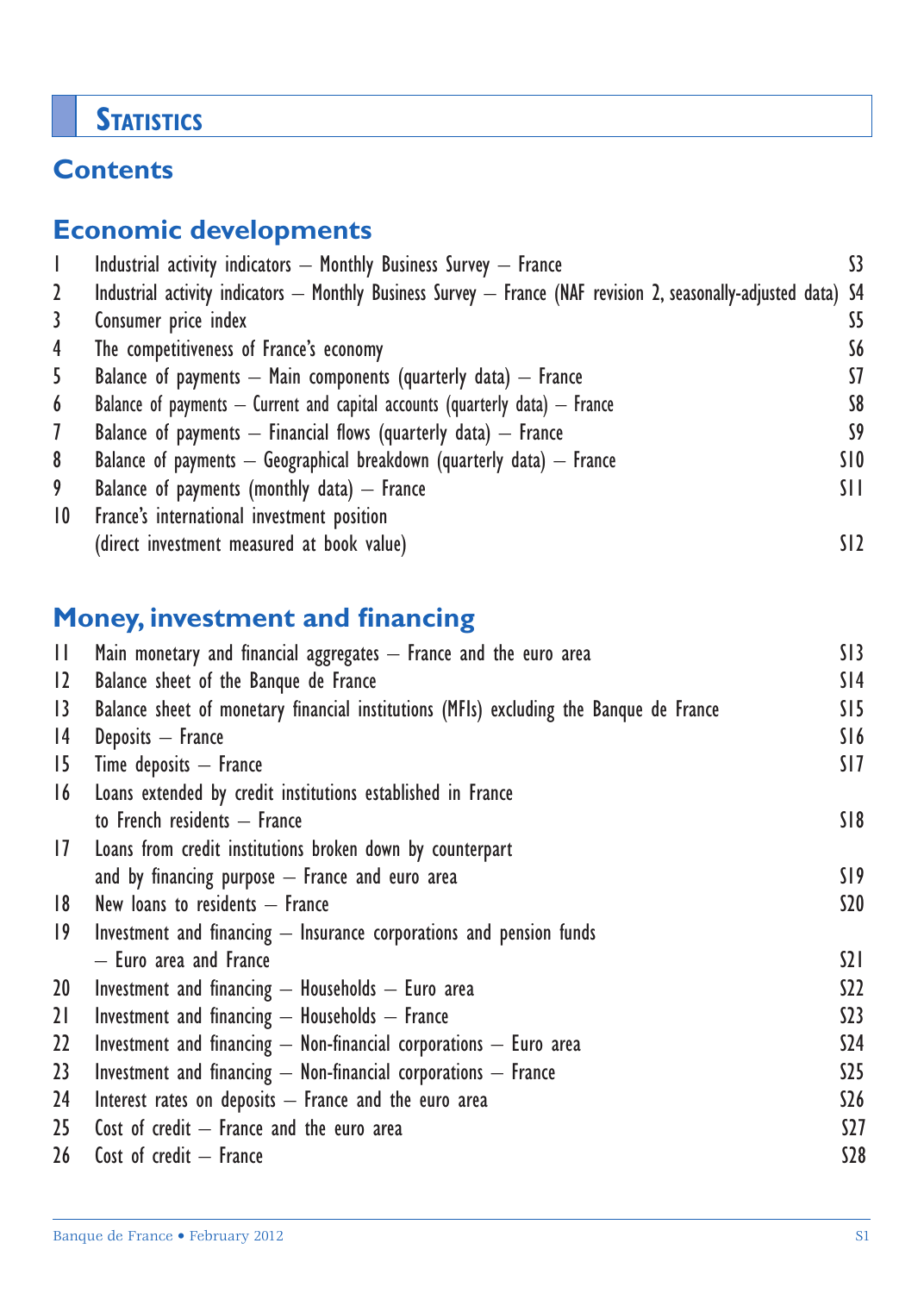# Statistics

## Contents

### Economic developments

| | | |
|---|---|---|
| 1 | Industrial activity indicators – Monthly Business Survey – France | S3 |
| 2 | Industrial activity indicators – Monthly Business Survey – France (NAF revision 2, seasonally-adjusted data) | S4 |
| 3 | Consumer price index | S5 |
| 4 | The competitiveness of France's economy | S6 |
| 5 | Balance of payments – Main components (quarterly data) – France | S7 |
| 6 | Balance of payments – Current and capital accounts (quarterly data) – France | S8 |
| 7 | Balance of payments – Financial flows (quarterly data) – France | S9 |
| 8 | Balance of payments – Geographical breakdown (quarterly data) – France | S10 |
| 9 | Balance of payments (monthly data) – France | S11 |
| 10 | France's international investment position (direct investment measured at book value) | S12 |

### Money, investment and financing

| | | |
|---|---|---|
| 11 | Main monetary and financial aggregates – France and the euro area | S13 |
| 12 | Balance sheet of the Banque de France | S14 |
| 13 | Balance sheet of monetary financial institutions (MFIs) excluding the Banque de France | S15 |
| 14 | Deposits – France | S16 |
| 15 | Time deposits – France | S17 |
| 16 | Loans extended by credit institutions established in France to French residents – France | S18 |
| 17 | Loans from credit institutions broken down by counterpart and by financing purpose – France and euro area | S19 |
| 18 | New loans to residents – France | S20 |
| 19 | Investment and financing – Insurance corporations and pension funds – Euro area and France | S21 |
| 20 | Investment and financing – Households – Euro area | S22 |
| 21 | Investment and financing – Households – France | S23 |
| 22 | Investment and financing – Non-financial corporations – Euro area | S24 |
| 23 | Investment and financing – Non-financial corporations – France | S25 |
| 24 | Interest rates on deposits – France and the euro area | S26 |
| 25 | Cost of credit – France and the euro area | S27 |
| 26 | Cost of credit – France | S28 |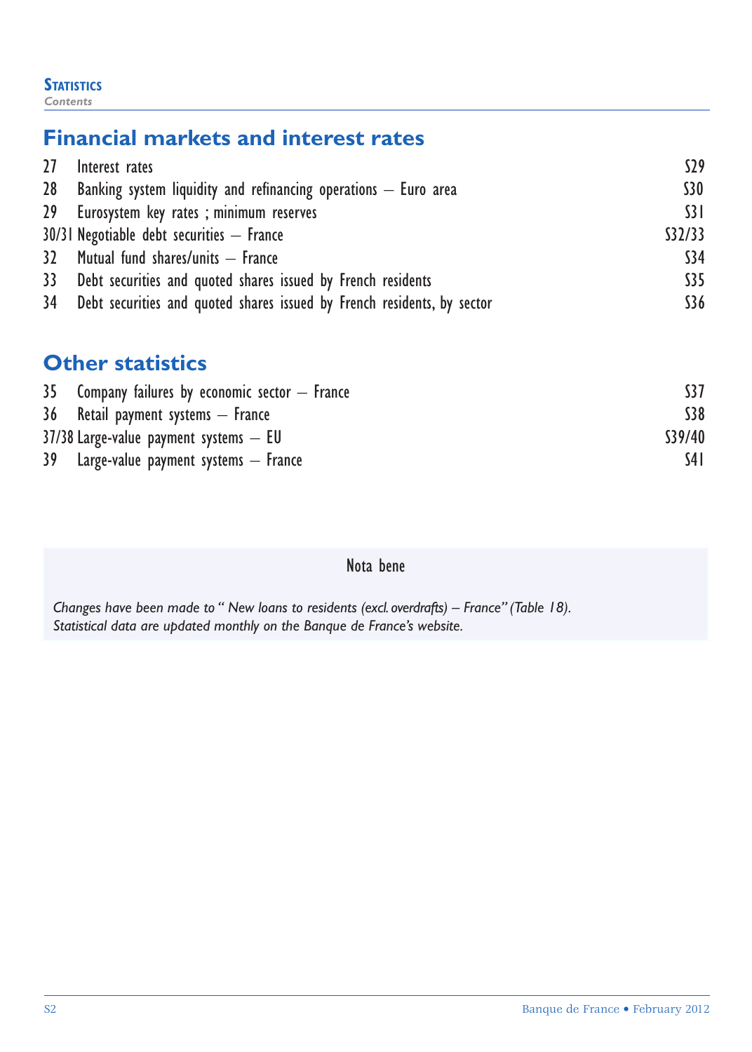## Financial markets and interest rates

| | | |
|---|---|---|
| 27 | Interest rates | S29 |
| 28 | Banking system liquidity and refinancing operations – Euro area | S30 |
| 29 | Eurosystem key rates ; minimum reserves | S31 |
| 30/31 | Negotiable debt securities – France | S32/33 |
| 32 | Mutual fund shares/units – France | S34 |
| 33 | Debt securities and quoted shares issued by French residents | S35 |
| 34 | Debt securities and quoted shares issued by French residents, by sector | S36 |

## Other statistics

| | | |
|---|---|---|
| 35 | Company failures by economic sector – France | S37 |
| 36 | Retail payment systems – France | S38 |
| 37/38 | Large-value payment systems – EU | S39/40 |
| 39 | Large-value payment systems – France | S41 |

Nota bene

*Changes have been made to "New loans to residents (excl. overdrafts) – France" (Table 18).*
*Statistical data are updated monthly on the Banque de France's website.*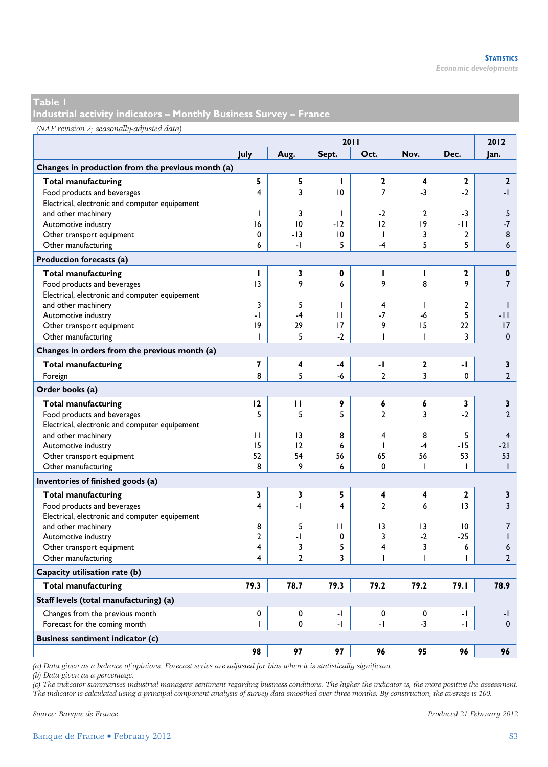## Table 1
## Industrial activity indicators – Monthly Business Survey – France

*(NAF revision 2; seasonally-adjusted data)*

| | 2011 | | | | | | 2012 |
|---|---|---|---|---|---|---|---|
| | July | Aug. | Sept. | Oct. | Nov. | Dec. | Jan. |
| **Changes in production from the previous month (a)** | | | | | | | |
| **Total manufacturing** | **5** | **5** | **1** | **2** | **4** | **2** | **2** |
| Food products and beverages | 4 | 3 | 10 | 7 | -3 | -2 | -1 |
| Electrical, electronic and computer equipement and other machinery | 1 | 3 | 1 | -2 | 2 | -3 | 5 |
| Automotive industry | 16 | 10 | -12 | 12 | 19 | -11 | -7 |
| Other transport equipment | 0 | -13 | 10 | 1 | 3 | 2 | 8 |
| Other manufacturing | 6 | -1 | 5 | -4 | 5 | 5 | 6 |
| **Production forecasts (a)** | | | | | | | |
| **Total manufacturing** | **1** | **3** | **0** | **1** | **1** | **2** | **0** |
| Food products and beverages | 13 | 9 | 6 | 9 | 8 | 9 | 7 |
| Electrical, electronic and computer equipement and other machinery | 3 | 5 | 1 | 4 | 1 | 2 | 1 |
| Automotive industry | -1 | -4 | 11 | -7 | -6 | 5 | -11 |
| Other transport equipment | 19 | 29 | 17 | 9 | 15 | 22 | 17 |
| Other manufacturing | 1 | 5 | -2 | 1 | 1 | 3 | 0 |
| **Changes in orders from the previous month (a)** | | | | | | | |
| **Total manufacturing** | **7** | **4** | **-4** | **-1** | **2** | **-1** | **3** |
| Foreign | 8 | 5 | -6 | 2 | 3 | 0 | 2 |
| **Order books (a)** | | | | | | | |
| **Total manufacturing** | **12** | **11** | **9** | **6** | **6** | **3** | **3** |
| Food products and beverages | 5 | 5 | 5 | 2 | 3 | -2 | 2 |
| Electrical, electronic and computer equipement and other machinery | 11 | 13 | 8 | 4 | 8 | 5 | 4 |
| Automotive industry | 15 | 12 | 6 | 1 | -4 | -15 | -21 |
| Other transport equipment | 52 | 54 | 56 | 65 | 56 | 53 | 53 |
| Other manufacturing | 8 | 9 | 6 | 0 | 1 | 1 | 1 |
| **Inventories of finished goods (a)** | | | | | | | |
| **Total manufacturing** | **3** | **3** | **5** | **4** | **4** | **2** | **3** |
| Food products and beverages | 4 | -1 | 4 | 2 | 6 | 13 | 3 |
| Electrical, electronic and computer equipement and other machinery | 8 | 5 | 11 | 13 | 13 | 10 | 7 |
| Automotive industry | 2 | -1 | 0 | 3 | -2 | -25 | 1 |
| Other transport equipment | 4 | 3 | 5 | 4 | 3 | 6 | 6 |
| Other manufacturing | 4 | 2 | 3 | 1 | 1 | 1 | 2 |
| **Capacity utilisation rate (b)** | | | | | | | |
| **Total manufacturing** | **79.3** | **78.7** | **79.3** | **79.2** | **79.2** | **79.1** | **78.9** |
| **Staff levels (total manufacturing) (a)** | | | | | | | |
| Changes from the previous month | 0 | 0 | -1 | 0 | 0 | -1 | -1 |
| Forecast for the coming month | 1 | 0 | -1 | -1 | -3 | -1 | 0 |
| **Business sentiment indicator (c)** | | | | | | | |
| | **98** | **97** | **97** | **96** | **95** | **96** | **96** |

*(a) Data given as a balance of opinions. Forecast series are adjusted for bias when it is statistically significant.*
*(b) Data given as a percentage.*
*(c) The indicator summarises industrial managers' sentiment regarding business conditions. The higher the indicator is, the more positive the assessment. The indicator is calculated using a principal component analysis of survey data smoothed over three months. By construction, the average is 100.*

*Source: Banque de France.*

*Produced 21 February 2012*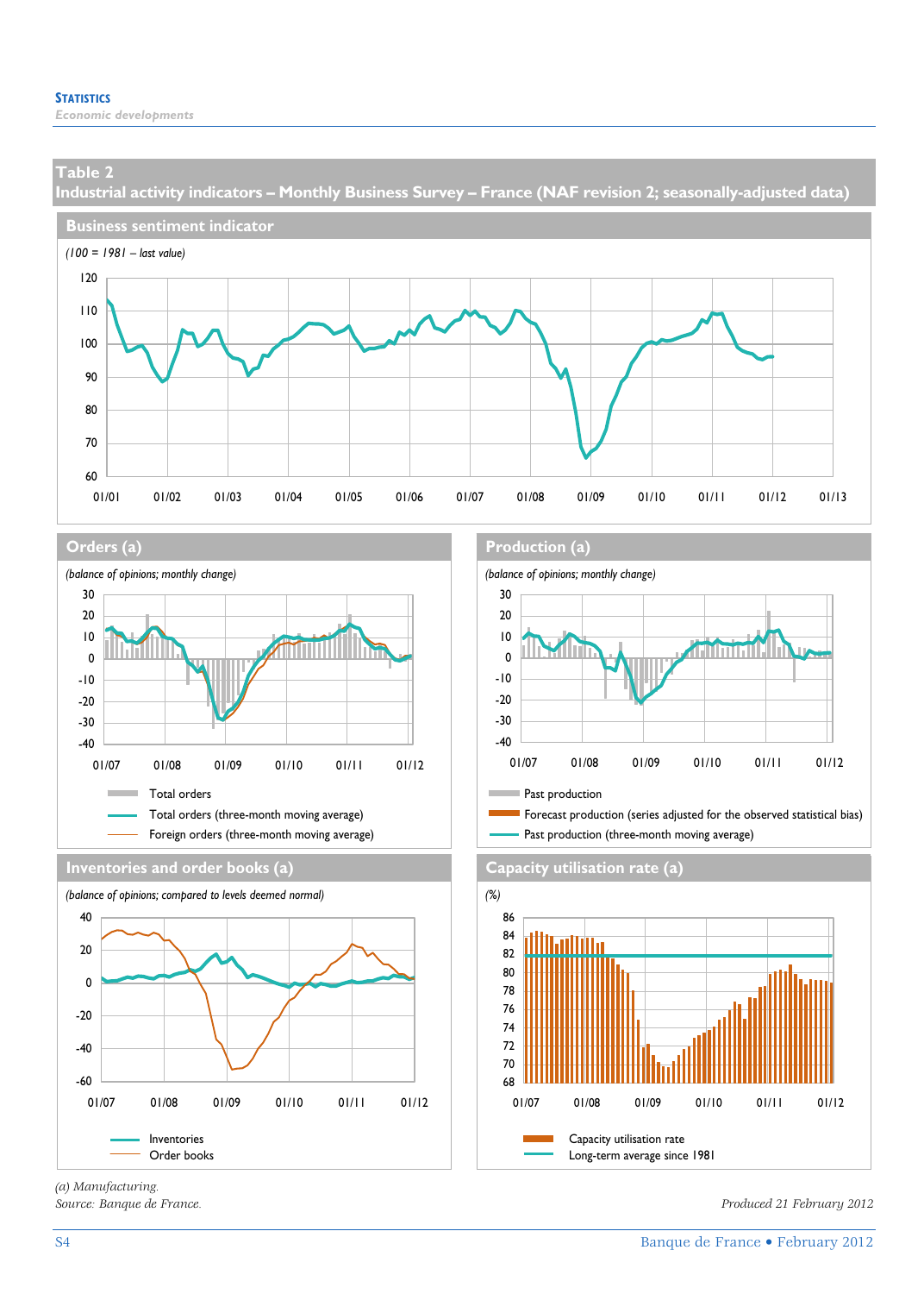## Table 2

### Industrial activity indicators – Monthly Business Survey – France (NAF revision 2; seasonally-adjusted data)

#### Business sentiment indicator

*(100 = 1981 – last value)*

#### Orders (a)

*(balance of opinions; monthly change)*

- Total orders
- Total orders (three-month moving average)
- Foreign orders (three-month moving average)

#### Production (a)

*(balance of opinions; monthly change)*

- Past production
- Forecast production (series adjusted for the observed statistical bias)
- Past production (three-month moving average)

#### Inventories and order books (a)

*(balance of opinions; compared to levels deemed normal)*

- Inventories
- Order books

#### Capacity utilisation rate (a)

*(%)*

- Capacity utilisation rate
- Long-term average since 1981

*(a) Manufacturing.*

*Source: Banque de France.*

*Produced 21 February 2012*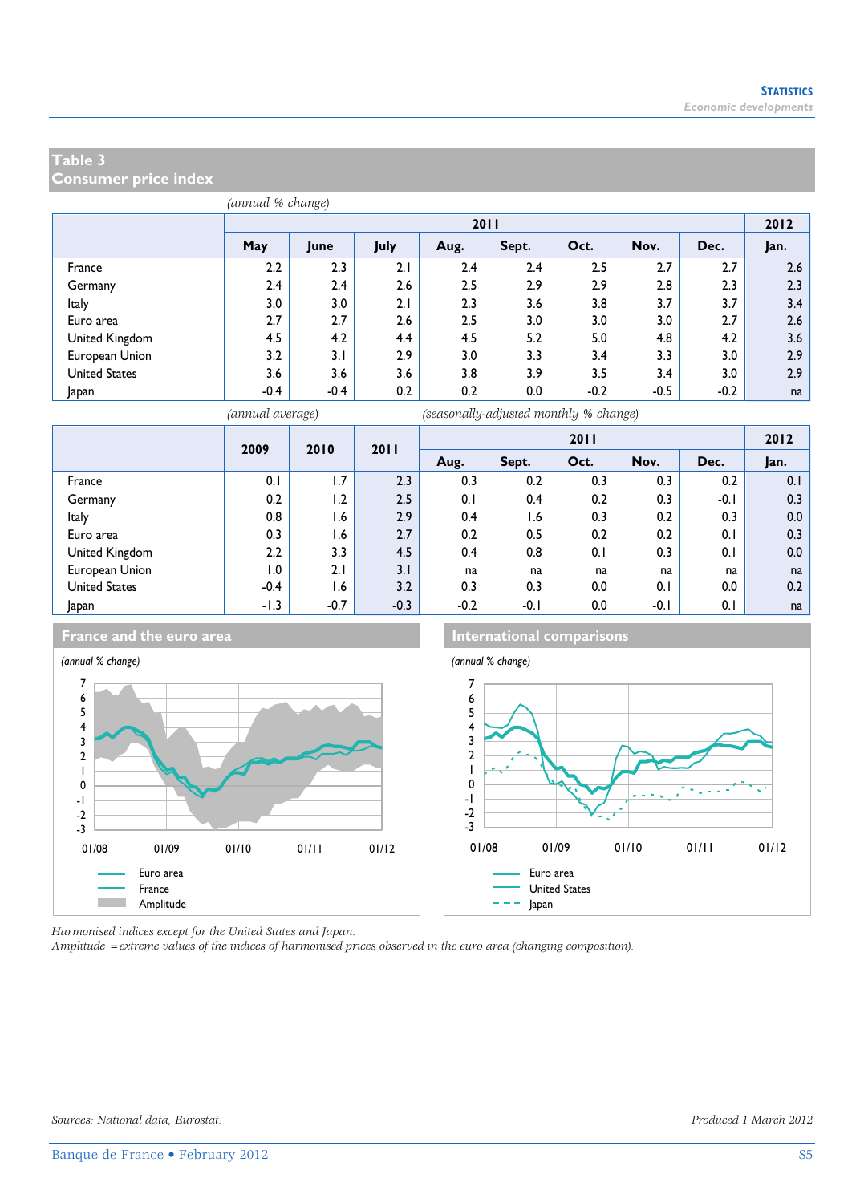## Table 3
## Consumer price index

*(annual % change)*

| | 2011 | | | | | | | 2012 |
|---|---|---|---|---|---|---|---|---|
| | May | June | July | Aug. | Sept. | Oct. | Nov. | Dec. | Jan. |
| France | 2.2 | 2.3 | 2.1 | 2.4 | 2.4 | 2.5 | 2.7 | 2.7 | 2.6 |
| Germany | 2.4 | 2.4 | 2.6 | 2.5 | 2.9 | 2.9 | 2.8 | 2.3 | 2.3 |
| Italy | 3.0 | 3.0 | 2.1 | 2.3 | 3.6 | 3.8 | 3.7 | 3.7 | 3.4 |
| Euro area | 2.7 | 2.7 | 2.6 | 2.5 | 3.0 | 3.0 | 3.0 | 2.7 | 2.6 |
| United Kingdom | 4.5 | 4.2 | 4.4 | 4.5 | 5.2 | 5.0 | 4.8 | 4.2 | 3.6 |
| European Union | 3.2 | 3.1 | 2.9 | 3.0 | 3.3 | 3.4 | 3.3 | 3.0 | 2.9 |
| United States | 3.6 | 3.6 | 3.6 | 3.8 | 3.9 | 3.5 | 3.4 | 3.0 | 2.9 |
| Japan | -0.4 | -0.4 | 0.2 | 0.2 | 0.0 | -0.2 | -0.5 | -0.2 | na |

*(annual average)* *(seasonally-adjusted monthly % change)*

| | 2009 | 2010 | 2011 | 2011 | | | | | 2012 |
|---|---|---|---|---|---|---|---|---|---|
| | | | | Aug. | Sept. | Oct. | Nov. | Dec. | Jan. |
| France | 0.1 | 1.7 | 2.3 | 0.3 | 0.2 | 0.3 | 0.3 | 0.2 | 0.1 |
| Germany | 0.2 | 1.2 | 2.5 | 0.1 | 0.4 | 0.2 | 0.3 | -0.1 | 0.3 |
| Italy | 0.8 | 1.6 | 2.9 | 0.4 | 1.6 | 0.3 | 0.2 | 0.3 | 0.0 |
| Euro area | 0.3 | 1.6 | 2.7 | 0.2 | 0.5 | 0.2 | 0.2 | 0.1 | 0.3 |
| United Kingdom | 2.2 | 3.3 | 4.5 | 0.4 | 0.8 | 0.1 | 0.3 | 0.1 | 0.0 |
| European Union | 1.0 | 2.1 | 3.1 | na | na | na | na | na | na |
| United States | -0.4 | 1.6 | 3.2 | 0.3 | 0.3 | 0.0 | 0.1 | 0.0 | 0.2 |
| Japan | -1.3 | -0.7 | -0.3 | -0.2 | -0.1 | 0.0 | -0.1 | 0.1 | na |

### France and the euro area

*(annual % change)*

Euro area, France, Amplitude

### International comparisons

*(annual % change)*

Euro area, United States, Japan

*Harmonised indices except for the United States and Japan.*
*Amplitude = extreme values of the indices of harmonised prices observed in the euro area (changing composition).*

*Sources: National data, Eurostat.*

*Produced 1 March 2012*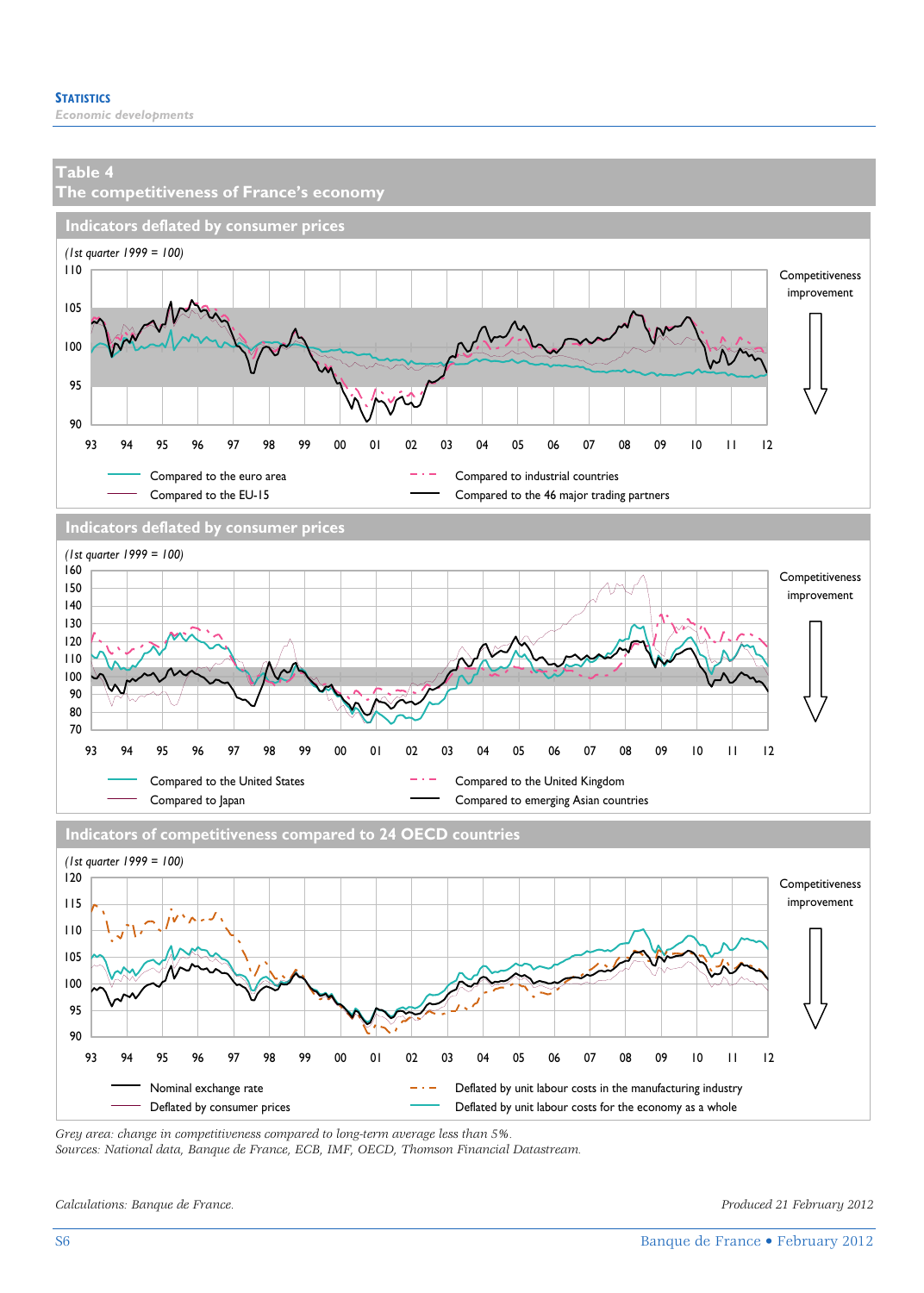## Table 4
## The competitiveness of France's economy

### Indicators deflated by consumer prices

*(1st quarter 1999 = 100)*

Competitiveness improvement

Compared to the euro area — Compared to industrial countries
Compared to the EU-15 — Compared to the 46 major trading partners

### Indicators deflated by consumer prices

*(1st quarter 1999 = 100)*

Competitiveness improvement

Compared to the United States — Compared to the United Kingdom
Compared to Japan — Compared to emerging Asian countries

### Indicators of competitiveness compared to 24 OECD countries

*(1st quarter 1999 = 100)*

Competitiveness improvement

Nominal exchange rate — Deflated by unit labour costs in the manufacturing industry
Deflated by consumer prices — Deflated by unit labour costs for the economy as a whole

*Grey area: change in competitiveness compared to long-term average less than 5%.*
*Sources: National data, Banque de France, ECB, IMF, OECD, Thomson Financial Datastream.*

*Calculations: Banque de France.*

*Produced 21 February 2012*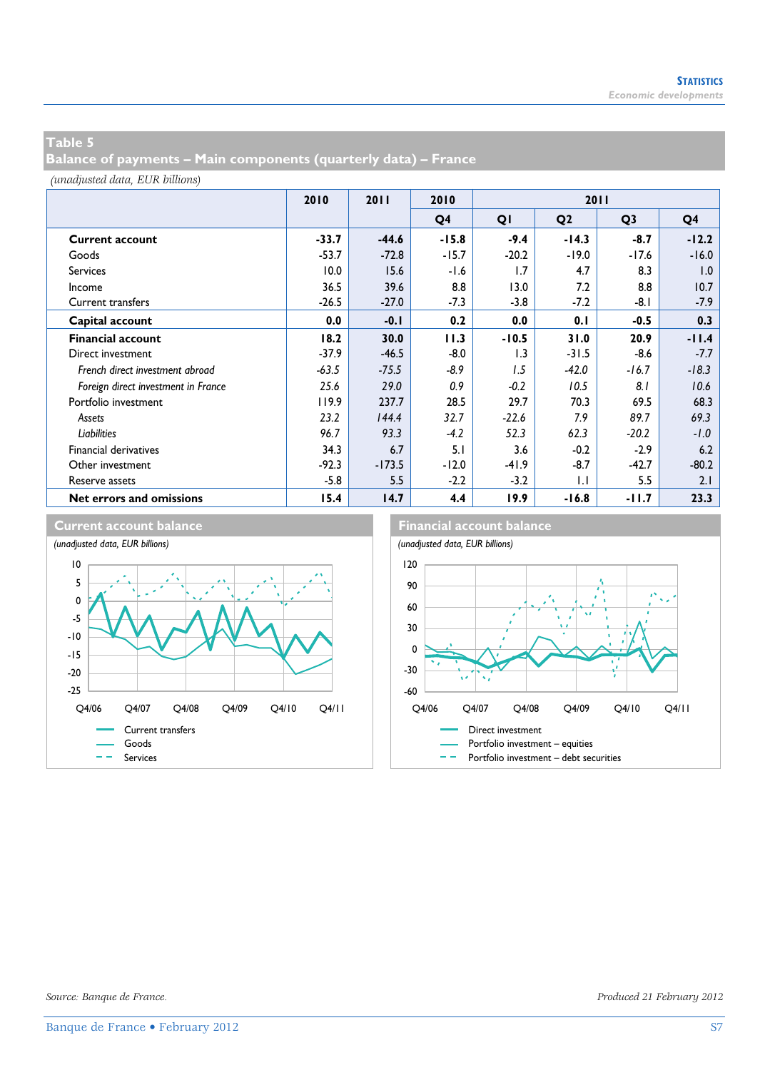## Table 5
## Balance of payments – Main components (quarterly data) – France

*(unadjusted data, EUR billions)*

| | 2010 | 2011 | 2010 | 2011 | | | |
|---|---|---|---|---|---|---|---|
| | | | Q4 | Q1 | Q2 | Q3 | Q4 |
| **Current account** | **-33.7** | **-44.6** | **-15.8** | **-9.4** | **-14.3** | **-8.7** | **-12.2** |
| Goods | -53.7 | -72.8 | -15.7 | -20.2 | -19.0 | -17.6 | -16.0 |
| Services | 10.0 | 15.6 | -1.6 | 1.7 | 4.7 | 8.3 | 1.0 |
| Income | 36.5 | 39.6 | 8.8 | 13.0 | 7.2 | 8.8 | 10.7 |
| Current transfers | -26.5 | -27.0 | -7.3 | -3.8 | -7.2 | -8.1 | -7.9 |
| **Capital account** | **0.0** | **-0.1** | **0.2** | **0.0** | **0.1** | **-0.5** | **0.3** |
| **Financial account** | **18.2** | **30.0** | **11.3** | **-10.5** | **31.0** | **20.9** | **-11.4** |
| Direct investment | -37.9 | -46.5 | -8.0 | 1.3 | -31.5 | -8.6 | -7.7 |
| *French direct investment abroad* | *-63.5* | *-75.5* | *-8.9* | *1.5* | *-42.0* | *-16.7* | *-18.3* |
| *Foreign direct investment in France* | *25.6* | *29.0* | *0.9* | *-0.2* | *10.5* | *8.1* | *10.6* |
| Portfolio investment | 119.9 | 237.7 | 28.5 | 29.7 | 70.3 | 69.5 | 68.3 |
| *Assets* | *23.2* | *144.4* | *32.7* | *-22.6* | *7.9* | *89.7* | *69.3* |
| *Liabilities* | *96.7* | *93.3* | *-4.2* | *52.3* | *62.3* | *-20.2* | *-1.0* |
| Financial derivatives | 34.3 | 6.7 | 5.1 | 3.6 | -0.2 | -2.9 | 6.2 |
| Other investment | -92.3 | -173.5 | -12.0 | -41.9 | -8.7 | -42.7 | -80.2 |
| Reserve assets | -5.8 | 5.5 | -2.2 | -3.2 | 1.1 | 5.5 | 2.1 |
| **Net errors and omissions** | **15.4** | **14.7** | **4.4** | **19.9** | **-16.8** | **-11.7** | **23.3** |

### Current account balance

*(unadjusted data, EUR billions)*

Current transfers, Goods, Services

### Financial account balance

*(unadjusted data, EUR billions)*

Direct investment, Portfolio investment – equities, Portfolio investment – debt securities

*Source: Banque de France.*

*Produced 21 February 2012*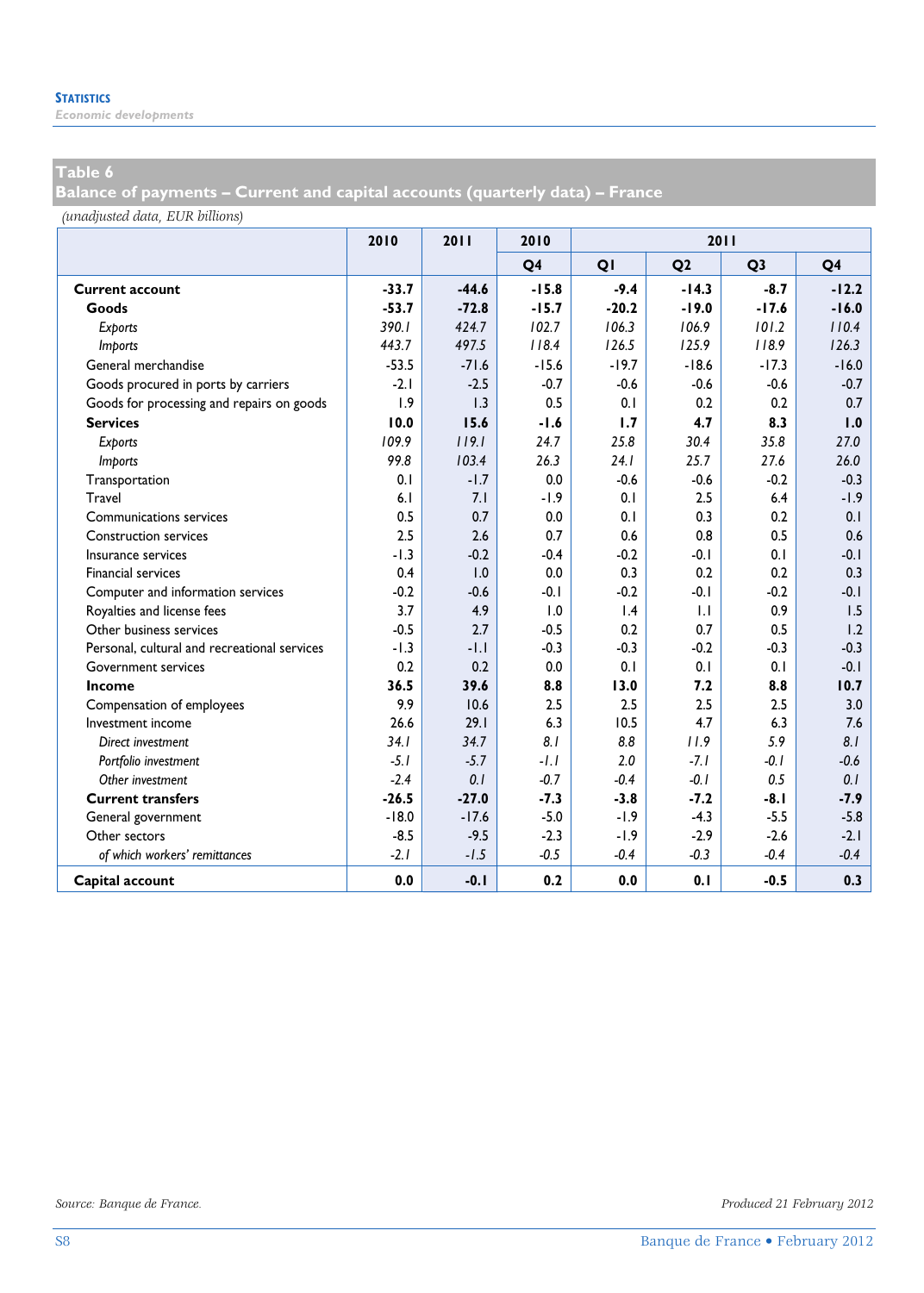**Table 6**
**Balance of payments – Current and capital accounts (quarterly data) – France**

*(unadjusted data, EUR billions)*

| | 2010 | 2011 | 2010 | 2011 | | | |
|---|---|---|---|---|---|---|---|
| | | | Q4 | Q1 | Q2 | Q3 | Q4 |
| **Current account** | **-33.7** | **-44.6** | **-15.8** | **-9.4** | **-14.3** | **-8.7** | **-12.2** |
| **Goods** | **-53.7** | **-72.8** | **-15.7** | **-20.2** | **-19.0** | **-17.6** | **-16.0** |
| *Exports* | *390.1* | *424.7* | *102.7* | *106.3* | *106.9* | *101.2* | *110.4* |
| *Imports* | *443.7* | *497.5* | *118.4* | *126.5* | *125.9* | *118.9* | *126.3* |
| General merchandise | -53.5 | -71.6 | -15.6 | -19.7 | -18.6 | -17.3 | -16.0 |
| Goods procured in ports by carriers | -2.1 | -2.5 | -0.7 | -0.6 | -0.6 | -0.6 | -0.7 |
| Goods for processing and repairs on goods | 1.9 | 1.3 | 0.5 | 0.1 | 0.2 | 0.2 | 0.7 |
| **Services** | **10.0** | **15.6** | **-1.6** | **1.7** | **4.7** | **8.3** | **1.0** |
| *Exports* | *109.9* | *119.1* | *24.7* | *25.8* | *30.4* | *35.8* | *27.0* |
| *Imports* | *99.8* | *103.4* | *26.3* | *24.1* | *25.7* | *27.6* | *26.0* |
| Transportation | 0.1 | -1.7 | 0.0 | -0.6 | -0.6 | -0.2 | -0.3 |
| Travel | 6.1 | 7.1 | -1.9 | 0.1 | 2.5 | 6.4 | -1.9 |
| Communications services | 0.5 | 0.7 | 0.0 | 0.1 | 0.3 | 0.2 | 0.1 |
| Construction services | 2.5 | 2.6 | 0.7 | 0.6 | 0.8 | 0.5 | 0.6 |
| Insurance services | -1.3 | -0.2 | -0.4 | -0.2 | -0.1 | 0.1 | -0.1 |
| Financial services | 0.4 | 1.0 | 0.0 | 0.3 | 0.2 | 0.2 | 0.3 |
| Computer and information services | -0.2 | -0.6 | -0.1 | -0.2 | -0.1 | -0.2 | -0.1 |
| Royalties and license fees | 3.7 | 4.9 | 1.0 | 1.4 | 1.1 | 0.9 | 1.5 |
| Other business services | -0.5 | 2.7 | -0.5 | 0.2 | 0.7 | 0.5 | 1.2 |
| Personal, cultural and recreational services | -1.3 | -1.1 | -0.3 | -0.3 | -0.2 | -0.3 | -0.3 |
| Government services | 0.2 | 0.2 | 0.0 | 0.1 | 0.1 | 0.1 | -0.1 |
| **Income** | **36.5** | **39.6** | **8.8** | **13.0** | **7.2** | **8.8** | **10.7** |
| Compensation of employees | 9.9 | 10.6 | 2.5 | 2.5 | 2.5 | 2.5 | 3.0 |
| Investment income | 26.6 | 29.1 | 6.3 | 10.5 | 4.7 | 6.3 | 7.6 |
| *Direct investment* | *34.1* | *34.7* | *8.1* | *8.8* | *11.9* | *5.9* | *8.1* |
| *Portfolio investment* | *-5.1* | *-5.7* | *-1.1* | *2.0* | *-7.1* | *-0.1* | *-0.6* |
| *Other investment* | *-2.4* | *0.1* | *-0.7* | *-0.4* | *-0.1* | *0.5* | *0.1* |
| **Current transfers** | **-26.5** | **-27.0** | **-7.3** | **-3.8** | **-7.2** | **-8.1** | **-7.9** |
| General government | -18.0 | -17.6 | -5.0 | -1.9 | -4.3 | -5.5 | -5.8 |
| Other sectors | -8.5 | -9.5 | -2.3 | -1.9 | -2.9 | -2.6 | -2.1 |
| *of which workers' remittances* | *-2.1* | *-1.5* | *-0.5* | *-0.4* | *-0.3* | *-0.4* | *-0.4* |
| **Capital account** | **0.0** | **-0.1** | **0.2** | **0.0** | **0.1** | **-0.5** | **0.3** |

*Source: Banque de France.*

*Produced 21 February 2012*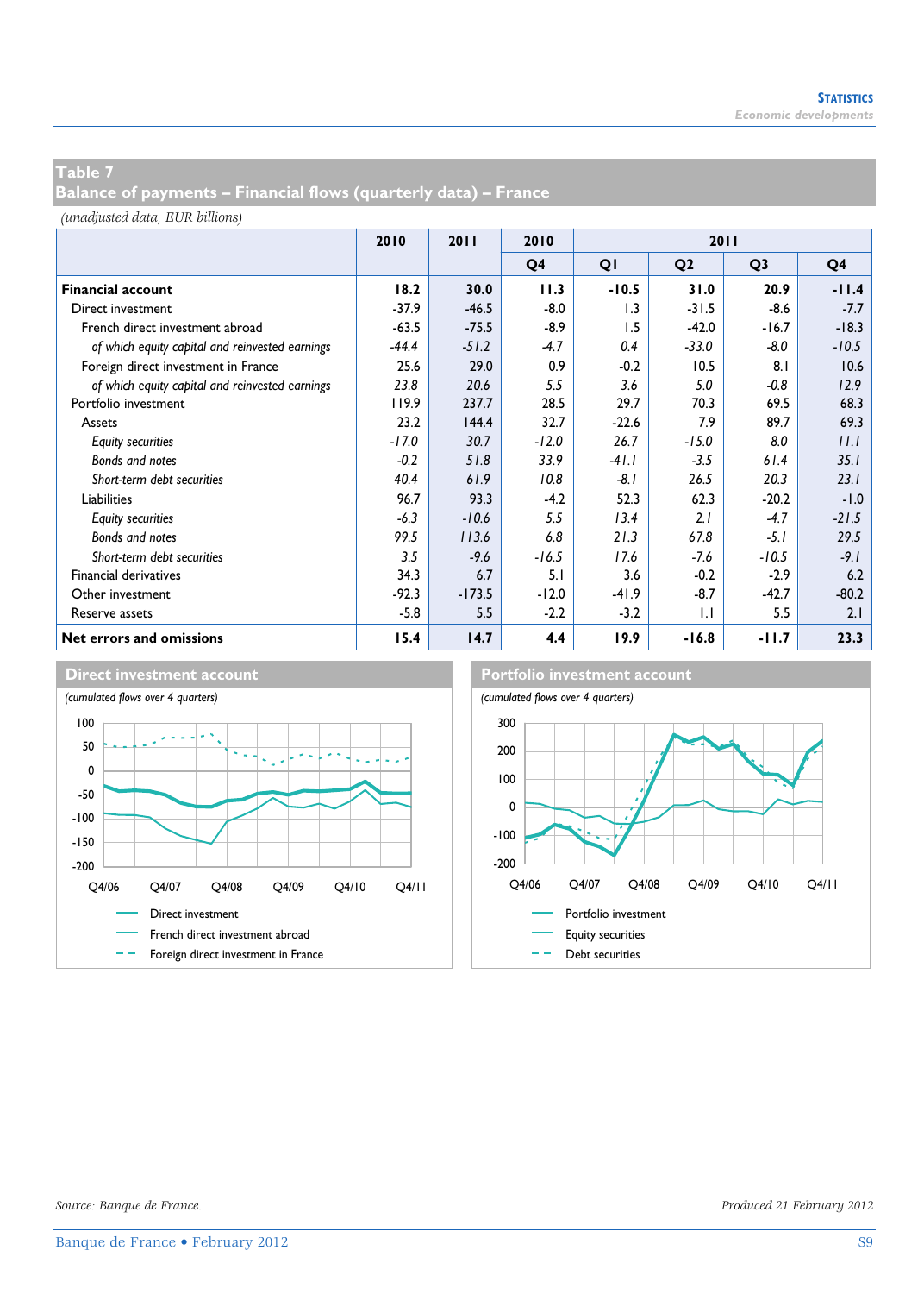## Table 7
## Balance of payments – Financial flows (quarterly data) – France

*(unadjusted data, EUR billions)*

| | 2010 | 2011 | 2010 | 2011 | | | |
|---|---|---|---|---|---|---|---|
| | | | Q4 | Q1 | Q2 | Q3 | Q4 |
| **Financial account** | **18.2** | **30.0** | **11.3** | **-10.5** | **31.0** | **20.9** | **-11.4** |
| Direct investment | -37.9 | -46.5 | -8.0 | 1.3 | -31.5 | -8.6 | -7.7 |
| French direct investment abroad | -63.5 | -75.5 | -8.9 | 1.5 | -42.0 | -16.7 | -18.3 |
| *of which equity capital and reinvested earnings* | *-44.4* | *-51.2* | *-4.7* | *0.4* | *-33.0* | *-8.0* | *-10.5* |
| Foreign direct investment in France | 25.6 | 29.0 | 0.9 | -0.2 | 10.5 | 8.1 | 10.6 |
| *of which equity capital and reinvested earnings* | *23.8* | *20.6* | *5.5* | *3.6* | *5.0* | *-0.8* | *12.9* |
| Portfolio investment | 119.9 | 237.7 | 28.5 | 29.7 | 70.3 | 69.5 | 68.3 |
| Assets | 23.2 | 144.4 | 32.7 | -22.6 | 7.9 | 89.7 | 69.3 |
| *Equity securities* | *-17.0* | *30.7* | *-12.0* | *26.7* | *-15.0* | *8.0* | *11.1* |
| *Bonds and notes* | *-0.2* | *51.8* | *33.9* | *-41.1* | *-3.5* | *61.4* | *35.1* |
| *Short-term debt securities* | *40.4* | *61.9* | *10.8* | *-8.1* | *26.5* | *20.3* | *23.1* |
| Liabilities | 96.7 | 93.3 | -4.2 | 52.3 | 62.3 | -20.2 | -1.0 |
| *Equity securities* | *-6.3* | *-10.6* | *5.5* | *13.4* | *2.1* | *-4.7* | *-21.5* |
| *Bonds and notes* | *99.5* | *113.6* | *6.8* | *21.3* | *67.8* | *-5.1* | *29.5* |
| *Short-term debt securities* | *3.5* | *-9.6* | *-16.5* | *17.6* | *-7.6* | *-10.5* | *-9.1* |
| Financial derivatives | 34.3 | 6.7 | 5.1 | 3.6 | -0.2 | -2.9 | 6.2 |
| Other investment | -92.3 | -173.5 | -12.0 | -41.9 | -8.7 | -42.7 | -80.2 |
| Reserve assets | -5.8 | 5.5 | -2.2 | -3.2 | 1.1 | 5.5 | 2.1 |
| **Net errors and omissions** | **15.4** | **14.7** | **4.4** | **19.9** | **-16.8** | **-11.7** | **23.3** |

### Direct investment account

*(cumulated flows over 4 quarters)*

Legend: Direct investment; French direct investment abroad; Foreign direct investment in France

### Portfolio investment account

*(cumulated flows over 4 quarters)*

Legend: Portfolio investment; Equity securities; Debt securities

*Source: Banque de France.*

*Produced 21 February 2012*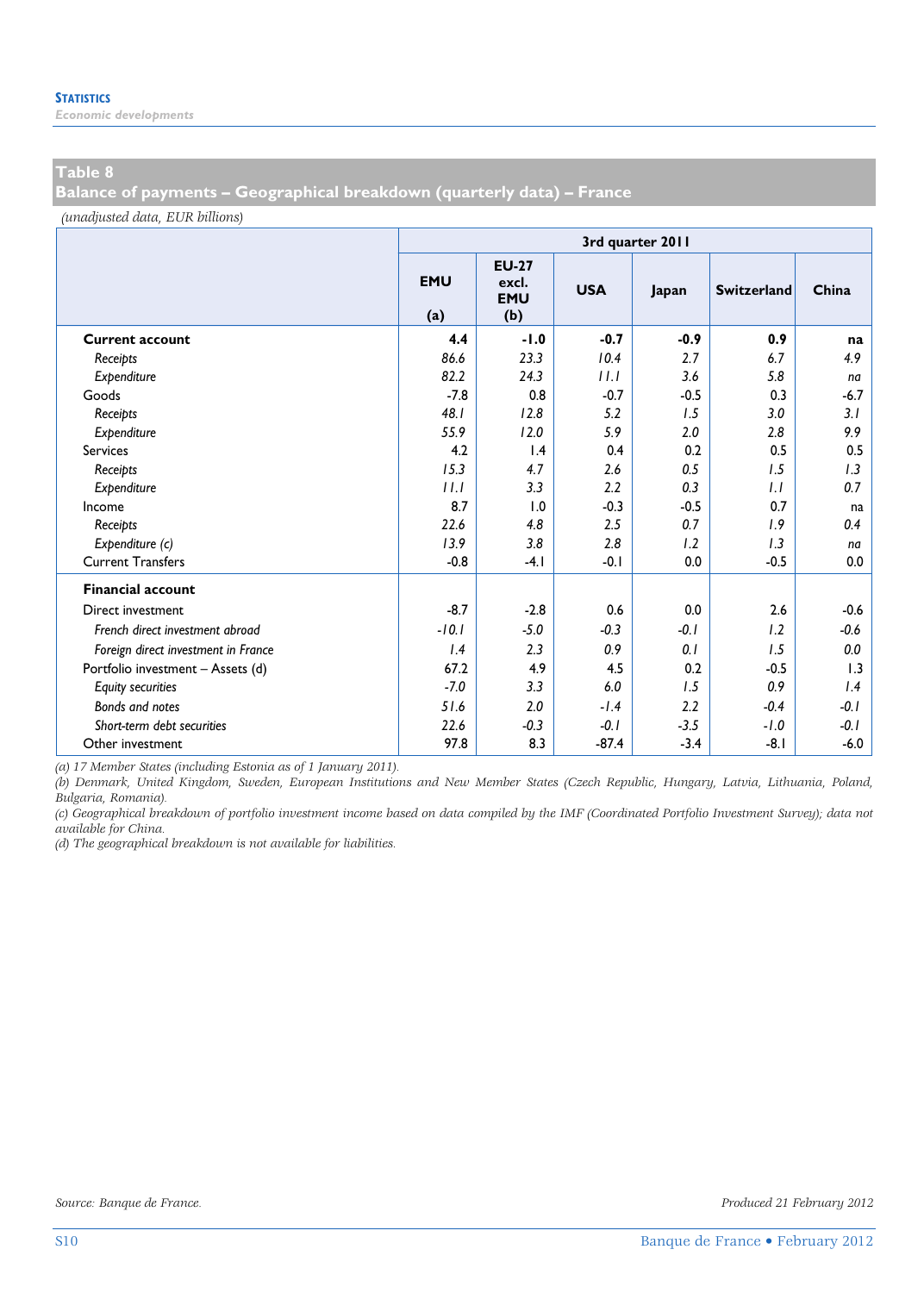## Table 8
## Balance of payments – Geographical breakdown (quarterly data) – France

*(unadjusted data, EUR billions)*

| | 3rd quarter 2011 | | | | | |
|---|---|---|---|---|---|---|
| | EMU (a) | EU-27 excl. EMU (b) | USA | Japan | Switzerland | China |
| **Current account** | **4.4** | **-1.0** | **-0.7** | **-0.9** | **0.9** | **na** |
| *Receipts* | *86.6* | *23.3* | *10.4* | *2.7* | *6.7* | *4.9* |
| *Expenditure* | *82.2* | *24.3* | *11.1* | *3.6* | *5.8* | *na* |
| Goods | -7.8 | 0.8 | -0.7 | -0.5 | 0.3 | -6.7 |
| *Receipts* | *48.1* | *12.8* | *5.2* | *1.5* | *3.0* | *3.1* |
| *Expenditure* | *55.9* | *12.0* | *5.9* | *2.0* | *2.8* | *9.9* |
| Services | 4.2 | 1.4 | 0.4 | 0.2 | 0.5 | 0.5 |
| *Receipts* | *15.3* | *4.7* | *2.6* | *0.5* | *1.5* | *1.3* |
| *Expenditure* | *11.1* | *3.3* | *2.2* | *0.3* | *1.1* | *0.7* |
| Income | 8.7 | 1.0 | -0.3 | -0.5 | 0.7 | na |
| *Receipts* | *22.6* | *4.8* | *2.5* | *0.7* | *1.9* | *0.4* |
| *Expenditure (c)* | *13.9* | *3.8* | *2.8* | *1.2* | *1.3* | *na* |
| Current Transfers | -0.8 | -4.1 | -0.1 | 0.0 | -0.5 | 0.0 |
| **Financial account** | | | | | | |
| Direct investment | -8.7 | -2.8 | 0.6 | 0.0 | 2.6 | -0.6 |
| *French direct investment abroad* | *-10.1* | *-5.0* | *-0.3* | *-0.1* | *1.2* | *-0.6* |
| *Foreign direct investment in France* | *1.4* | *2.3* | *0.9* | *0.1* | *1.5* | *0.0* |
| Portfolio investment – Assets (d) | 67.2 | 4.9 | 4.5 | 0.2 | -0.5 | 1.3 |
| *Equity securities* | *-7.0* | *3.3* | *6.0* | *1.5* | *0.9* | *1.4* |
| *Bonds and notes* | *51.6* | *2.0* | *-1.4* | *2.2* | *-0.4* | *-0.1* |
| *Short-term debt securities* | *22.6* | *-0.3* | *-0.1* | *-3.5* | *-1.0* | *-0.1* |
| Other investment | 97.8 | 8.3 | -87.4 | -3.4 | -8.1 | -6.0 |

*(a) 17 Member States (including Estonia as of 1 January 2011).*
*(b) Denmark, United Kingdom, Sweden, European Institutions and New Member States (Czech Republic, Hungary, Latvia, Lithuania, Poland, Bulgaria, Romania).*
*(c) Geographical breakdown of portfolio investment income based on data compiled by the IMF (Coordinated Portfolio Investment Survey); data not available for China.*
*(d) The geographical breakdown is not available for liabilities.*

*Source: Banque de France.*

*Produced 21 February 2012*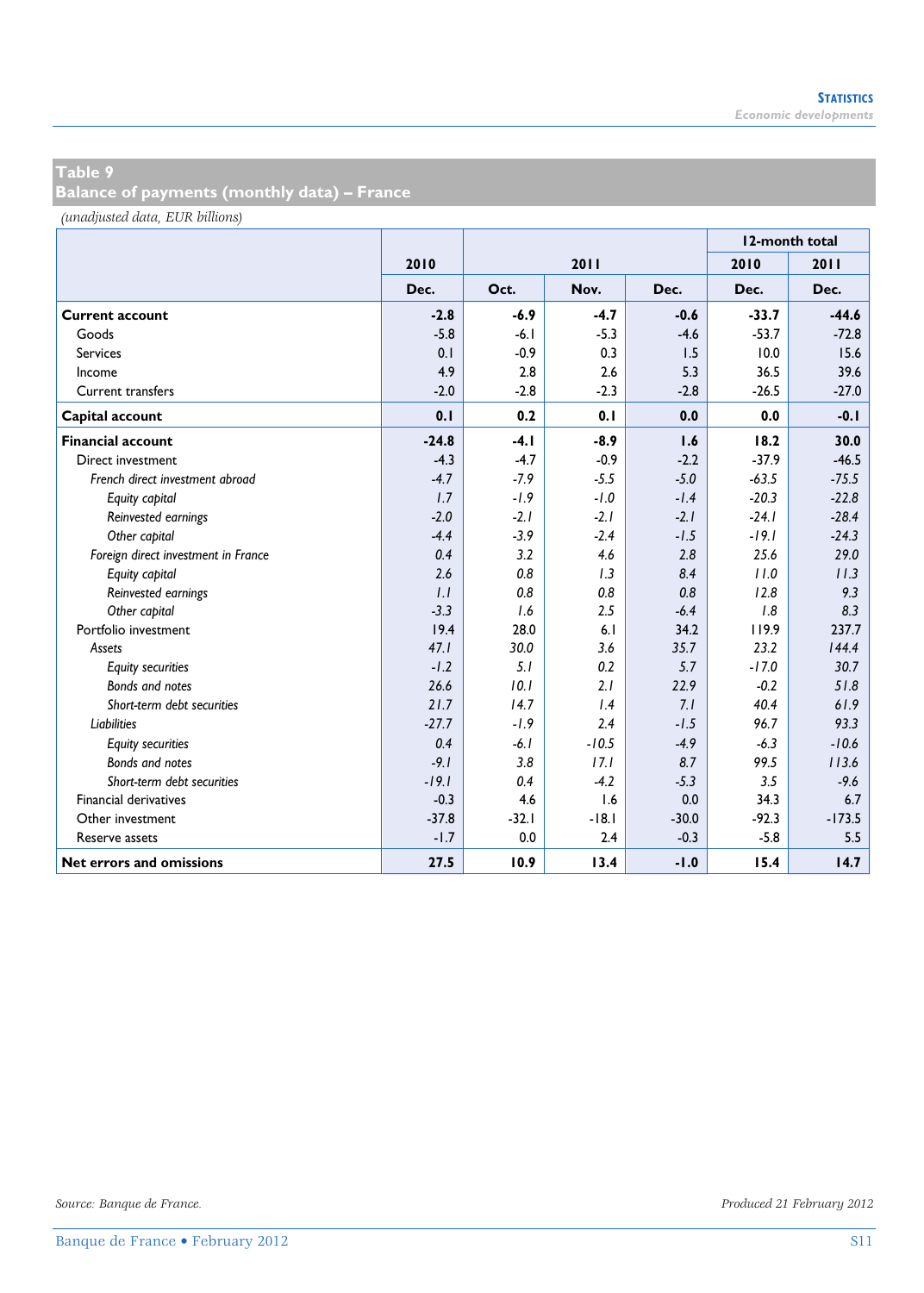## Table 9
## Balance of payments (monthly data) – France

*(unadjusted data, EUR billions)*

| | 2010 | 2011 | | | 12-month total | |
|---|---|---|---|---|---|---|
| | | | | | 2010 | 2011 |
| | Dec. | Oct. | Nov. | Dec. | Dec. | Dec. |
| **Current account** | **-2.8** | **-6.9** | **-4.7** | **-0.6** | **-33.7** | **-44.6** |
| Goods | -5.8 | -6.1 | -5.3 | -4.6 | -53.7 | -72.8 |
| Services | 0.1 | -0.9 | 0.3 | 1.5 | 10.0 | 15.6 |
| Income | 4.9 | 2.8 | 2.6 | 5.3 | 36.5 | 39.6 |
| Current transfers | -2.0 | -2.8 | -2.3 | -2.8 | -26.5 | -27.0 |
| **Capital account** | **0.1** | **0.2** | **0.1** | **0.0** | **0.0** | **-0.1** |
| **Financial account** | **-24.8** | **-4.1** | **-8.9** | **1.6** | **18.2** | **30.0** |
| Direct investment | -4.3 | -4.7 | -0.9 | -2.2 | -37.9 | -46.5 |
| *French direct investment abroad* | *-4.7* | *-7.9* | *-5.5* | *-5.0* | *-63.5* | *-75.5* |
| *Equity capital* | *1.7* | *-1.9* | *-1.0* | *-1.4* | *-20.3* | *-22.8* |
| *Reinvested earnings* | *-2.0* | *-2.1* | *-2.1* | *-2.1* | *-24.1* | *-28.4* |
| *Other capital* | *-4.4* | *-3.9* | *-2.4* | *-1.5* | *-19.1* | *-24.3* |
| *Foreign direct investment in France* | *0.4* | *3.2* | *4.6* | *2.8* | *25.6* | *29.0* |
| *Equity capital* | *2.6* | *0.8* | *1.3* | *8.4* | *11.0* | *11.3* |
| *Reinvested earnings* | *1.1* | *0.8* | *0.8* | *0.8* | *12.8* | *9.3* |
| *Other capital* | *-3.3* | *1.6* | *2.5* | *-6.4* | *1.8* | *8.3* |
| Portfolio investment | 19.4 | 28.0 | 6.1 | 34.2 | 119.9 | 237.7 |
| *Assets* | *47.1* | *30.0* | *3.6* | *35.7* | *23.2* | *144.4* |
| *Equity securities* | *-1.2* | *5.1* | *0.2* | *5.7* | *-17.0* | *30.7* |
| *Bonds and notes* | *26.6* | *10.1* | *2.1* | *22.9* | *-0.2* | *51.8* |
| *Short-term debt securities* | *21.7* | *14.7* | *1.4* | *7.1* | *40.4* | *61.9* |
| *Liabilities* | *-27.7* | *-1.9* | *2.4* | *-1.5* | *96.7* | *93.3* |
| *Equity securities* | *0.4* | *-6.1* | *-10.5* | *-4.9* | *-6.3* | *-10.6* |
| *Bonds and notes* | *-9.1* | *3.8* | *17.1* | *8.7* | *99.5* | *113.6* |
| *Short-term debt securities* | *-19.1* | *0.4* | *-4.2* | *-5.3* | *3.5* | *-9.6* |
| Financial derivatives | -0.3 | 4.6 | 1.6 | 0.0 | 34.3 | 6.7 |
| Other investment | -37.8 | -32.1 | -18.1 | -30.0 | -92.3 | -173.5 |
| Reserve assets | -1.7 | 0.0 | 2.4 | -0.3 | -5.8 | 5.5 |
| **Net errors and omissions** | **27.5** | **10.9** | **13.4** | **-1.0** | **15.4** | **14.7** |

*Source: Banque de France.*

*Produced 21 February 2012*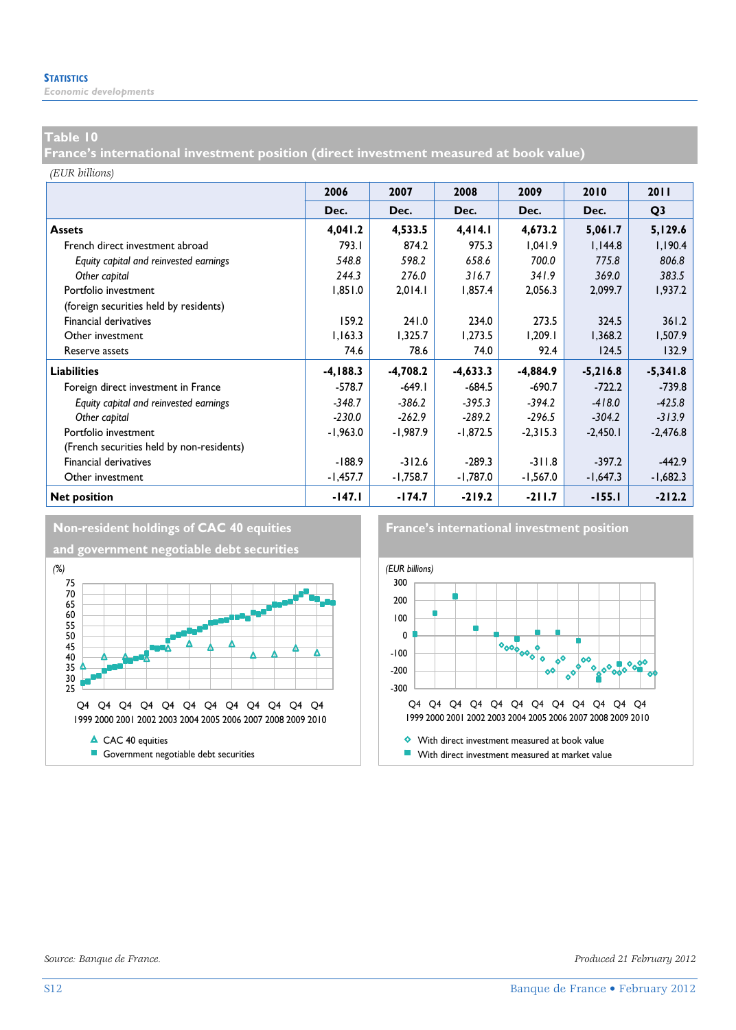# Table 10
## France's international investment position (direct investment measured at book value)

*(EUR billions)*

| | 2006 | 2007 | 2008 | 2009 | 2010 | 2011 |
|---|---|---|---|---|---|---|
| | Dec. | Dec. | Dec. | Dec. | Dec. | Q3 |
| **Assets** | **4,041.2** | **4,533.5** | **4,414.1** | **4,673.2** | **5,061.7** | **5,129.6** |
| French direct investment abroad | 793.1 | 874.2 | 975.3 | 1,041.9 | 1,144.8 | 1,190.4 |
| *Equity capital and reinvested earnings* | *548.8* | *598.2* | *658.6* | *700.0* | *775.8* | *806.8* |
| *Other capital* | *244.3* | *276.0* | *316.7* | *341.9* | *369.0* | *383.5* |
| Portfolio investment | 1,851.0 | 2,014.1 | 1,857.4 | 2,056.3 | 2,099.7 | 1,937.2 |
| (foreign securities held by residents) | | | | | | |
| Financial derivatives | 159.2 | 241.0 | 234.0 | 273.5 | 324.5 | 361.2 |
| Other investment | 1,163.3 | 1,325.7 | 1,273.5 | 1,209.1 | 1,368.2 | 1,507.9 |
| Reserve assets | 74.6 | 78.6 | 74.0 | 92.4 | 124.5 | 132.9 |
| **Liabilities** | **-4,188.3** | **-4,708.2** | **-4,633.3** | **-4,884.9** | **-5,216.8** | **-5,341.8** |
| Foreign direct investment in France | -578.7 | -649.1 | -684.5 | -690.7 | -722.2 | -739.8 |
| *Equity capital and reinvested earnings* | *-348.7* | *-386.2* | *-395.3* | *-394.2* | *-418.0* | *-425.8* |
| *Other capital* | *-230.0* | *-262.9* | *-289.2* | *-296.5* | *-304.2* | *-313.9* |
| Portfolio investment | -1,963.0 | -1,987.9 | -1,872.5 | -2,315.3 | -2,450.1 | -2,476.8 |
| (French securities held by non-residents) | | | | | | |
| Financial derivatives | -188.9 | -312.6 | -289.3 | -311.8 | -397.2 | -442.9 |
| Other investment | -1,457.7 | -1,758.7 | -1,787.0 | -1,567.0 | -1,647.3 | -1,682.3 |
| **Net position** | **-147.1** | **-174.7** | **-219.2** | **-211.7** | **-155.1** | **-212.2** |

**Non-resident holdings of CAC 40 equities and government negotiable debt securities**

(%)

Legend: CAC 40 equities; Government negotiable debt securities

**France's international investment position**

(EUR billions)

Legend: With direct investment measured at book value; With direct investment measured at market value

Source: Banque de France.

Produced 21 February 2012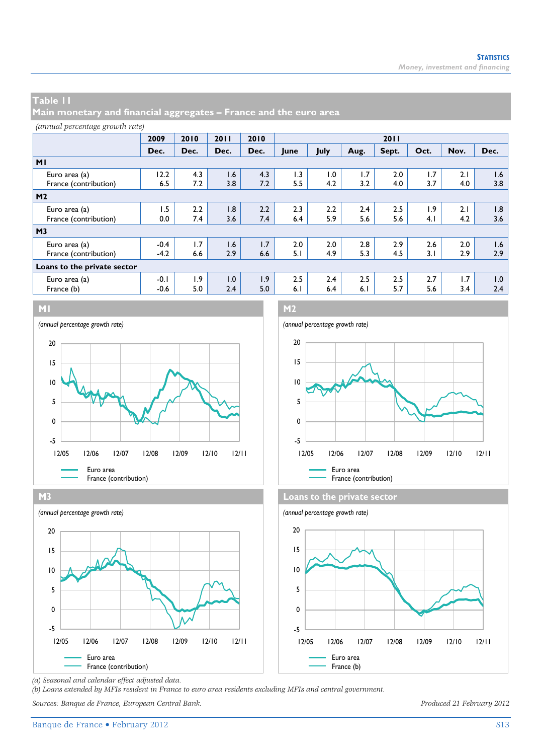## Table 11
## Main monetary and financial aggregates – France and the euro area

*(annual percentage growth rate)*

| | 2009 | 2010 | 2011 | 2010 | 2011 | | | | | | |
|---|---|---|---|---|---|---|---|---|---|---|---|
| | Dec. | Dec. | Dec. | Dec. | June | July | Aug. | Sept. | Oct. | Nov. | Dec. |
| **M1** | | | | | | | | | | | |
| Euro area (a) | 12.2 | 4.3 | 1.6 | 4.3 | 1.3 | 1.0 | 1.7 | 2.0 | 1.7 | 2.1 | 1.6 |
| France (contribution) | 6.5 | 7.2 | 3.8 | 7.2 | 5.5 | 4.2 | 3.2 | 4.0 | 3.7 | 4.0 | 3.8 |
| **M2** | | | | | | | | | | | |
| Euro area (a) | 1.5 | 2.2 | 1.8 | 2.2 | 2.3 | 2.2 | 2.4 | 2.5 | 1.9 | 2.1 | 1.8 |
| France (contribution) | 0.0 | 7.4 | 3.6 | 7.4 | 6.4 | 5.9 | 5.6 | 5.6 | 4.1 | 4.2 | 3.6 |
| **M3** | | | | | | | | | | | |
| Euro area (a) | -0.4 | 1.7 | 1.6 | 1.7 | 2.0 | 2.0 | 2.8 | 2.9 | 2.6 | 2.0 | 1.6 |
| France (contribution) | -4.2 | 6.6 | 2.9 | 6.6 | 5.1 | 4.9 | 5.3 | 4.5 | 3.1 | 2.9 | 2.9 |
| **Loans to the private sector** | | | | | | | | | | | |
| Euro area (a) | -0.1 | 1.9 | 1.0 | 1.9 | 2.5 | 2.4 | 2.5 | 2.5 | 2.7 | 1.7 | 1.0 |
| France (b) | -0.6 | 5.0 | 2.4 | 5.0 | 6.1 | 6.4 | 6.1 | 5.7 | 5.6 | 3.4 | 2.4 |

**M1**

*(annual percentage growth rate)*

Euro area / France (contribution)

**M2**

*(annual percentage growth rate)*

Euro area / France (contribution)

**M3**

*(annual percentage growth rate)*

Euro area / France (contribution)

**Loans to the private sector**

*(annual percentage growth rate)*

Euro area / France (b)

*(a) Seasonal and calendar effect adjusted data.*
*(b) Loans extended by MFIs resident in France to euro area residents excluding MFIs and central government.*

*Sources: Banque de France, European Central Bank.*

*Produced 21 February 2012*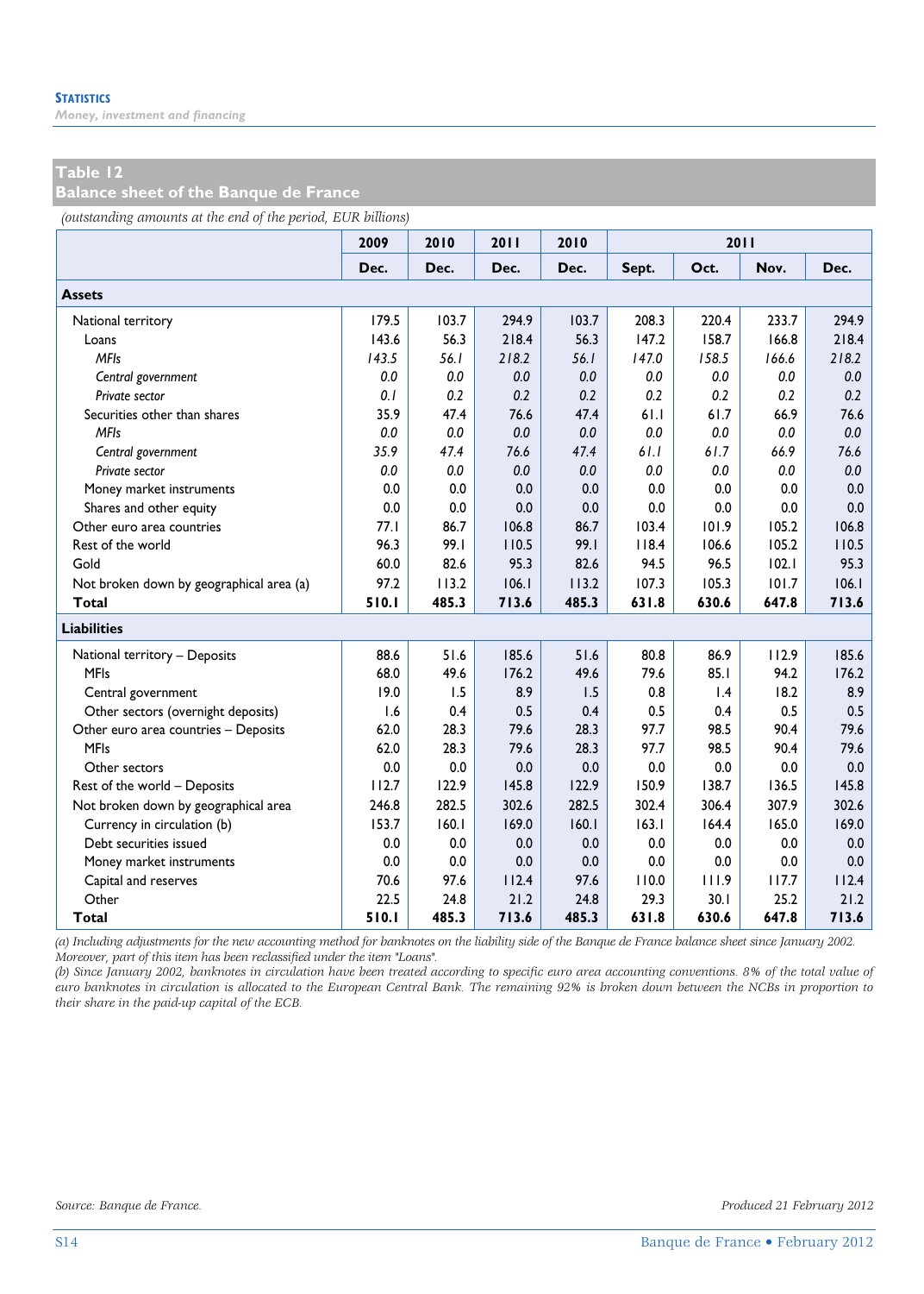## Table 12
## Balance sheet of the Banque de France

*(outstanding amounts at the end of the period, EUR billions)*

| | 2009 | 2010 | 2011 | 2010 | 2011 | | | |
|---|---|---|---|---|---|---|---|---|
| | Dec. | Dec. | Dec. | Dec. | Sept. | Oct. | Nov. | Dec. |
| **Assets** | | | | | | | | |
| National territory | 179.5 | 103.7 | 294.9 | 103.7 | 208.3 | 220.4 | 233.7 | 294.9 |
| Loans | 143.6 | 56.3 | 218.4 | 56.3 | 147.2 | 158.7 | 166.8 | 218.4 |
| *MFIs* | *143.5* | *56.1* | *218.2* | *56.1* | *147.0* | *158.5* | *166.6* | *218.2* |
| *Central government* | *0.0* | *0.0* | *0.0* | *0.0* | *0.0* | *0.0* | *0.0* | *0.0* |
| *Private sector* | *0.1* | *0.2* | *0.2* | *0.2* | *0.2* | *0.2* | *0.2* | *0.2* |
| Securities other than shares | 35.9 | 47.4 | 76.6 | 47.4 | 61.1 | 61.7 | 66.9 | 76.6 |
| *MFIs* | *0.0* | *0.0* | *0.0* | *0.0* | *0.0* | *0.0* | *0.0* | *0.0* |
| *Central government* | *35.9* | *47.4* | *76.6* | *47.4* | *61.1* | *61.7* | *66.9* | *76.6* |
| *Private sector* | *0.0* | *0.0* | *0.0* | *0.0* | *0.0* | *0.0* | *0.0* | *0.0* |
| Money market instruments | 0.0 | 0.0 | 0.0 | 0.0 | 0.0 | 0.0 | 0.0 | 0.0 |
| Shares and other equity | 0.0 | 0.0 | 0.0 | 0.0 | 0.0 | 0.0 | 0.0 | 0.0 |
| Other euro area countries | 77.1 | 86.7 | 106.8 | 86.7 | 103.4 | 101.9 | 105.2 | 106.8 |
| Rest of the world | 96.3 | 99.1 | 110.5 | 99.1 | 118.4 | 106.6 | 105.2 | 110.5 |
| Gold | 60.0 | 82.6 | 95.3 | 82.6 | 94.5 | 96.5 | 102.1 | 95.3 |
| Not broken down by geographical area (a) | 97.2 | 113.2 | 106.1 | 113.2 | 107.3 | 105.3 | 101.7 | 106.1 |
| **Total** | **510.1** | **485.3** | **713.6** | **485.3** | **631.8** | **630.6** | **647.8** | **713.6** |
| **Liabilities** | | | | | | | | |
| National territory – Deposits | 88.6 | 51.6 | 185.6 | 51.6 | 80.8 | 86.9 | 112.9 | 185.6 |
| MFIs | 68.0 | 49.6 | 176.2 | 49.6 | 79.6 | 85.1 | 94.2 | 176.2 |
| Central government | 19.0 | 1.5 | 8.9 | 1.5 | 0.8 | 1.4 | 18.2 | 8.9 |
| Other sectors (overnight deposits) | 1.6 | 0.4 | 0.5 | 0.4 | 0.5 | 0.4 | 0.5 | 0.5 |
| Other euro area countries – Deposits | 62.0 | 28.3 | 79.6 | 28.3 | 97.7 | 98.5 | 90.4 | 79.6 |
| MFIs | 62.0 | 28.3 | 79.6 | 28.3 | 97.7 | 98.5 | 90.4 | 79.6 |
| Other sectors | 0.0 | 0.0 | 0.0 | 0.0 | 0.0 | 0.0 | 0.0 | 0.0 |
| Rest of the world – Deposits | 112.7 | 122.9 | 145.8 | 122.9 | 150.9 | 138.7 | 136.5 | 145.8 |
| Not broken down by geographical area | 246.8 | 282.5 | 302.6 | 282.5 | 302.4 | 306.4 | 307.9 | 302.6 |
| Currency in circulation (b) | 153.7 | 160.1 | 169.0 | 160.1 | 163.1 | 164.4 | 165.0 | 169.0 |
| Debt securities issued | 0.0 | 0.0 | 0.0 | 0.0 | 0.0 | 0.0 | 0.0 | 0.0 |
| Money market instruments | 0.0 | 0.0 | 0.0 | 0.0 | 0.0 | 0.0 | 0.0 | 0.0 |
| Capital and reserves | 70.6 | 97.6 | 112.4 | 97.6 | 110.0 | 111.9 | 117.7 | 112.4 |
| Other | 22.5 | 24.8 | 21.2 | 24.8 | 29.3 | 30.1 | 25.2 | 21.2 |
| **Total** | **510.1** | **485.3** | **713.6** | **485.3** | **631.8** | **630.6** | **647.8** | **713.6** |

*(a) Including adjustments for the new accounting method for banknotes on the liability side of the Banque de France balance sheet since January 2002. Moreover, part of this item has been reclassified under the item "Loans".*
*(b) Since January 2002, banknotes in circulation have been treated according to specific euro area accounting conventions. 8% of the total value of euro banknotes in circulation is allocated to the European Central Bank. The remaining 92% is broken down between the NCBs in proportion to their share in the paid-up capital of the ECB.*

*Source: Banque de France.*

*Produced 21 February 2012*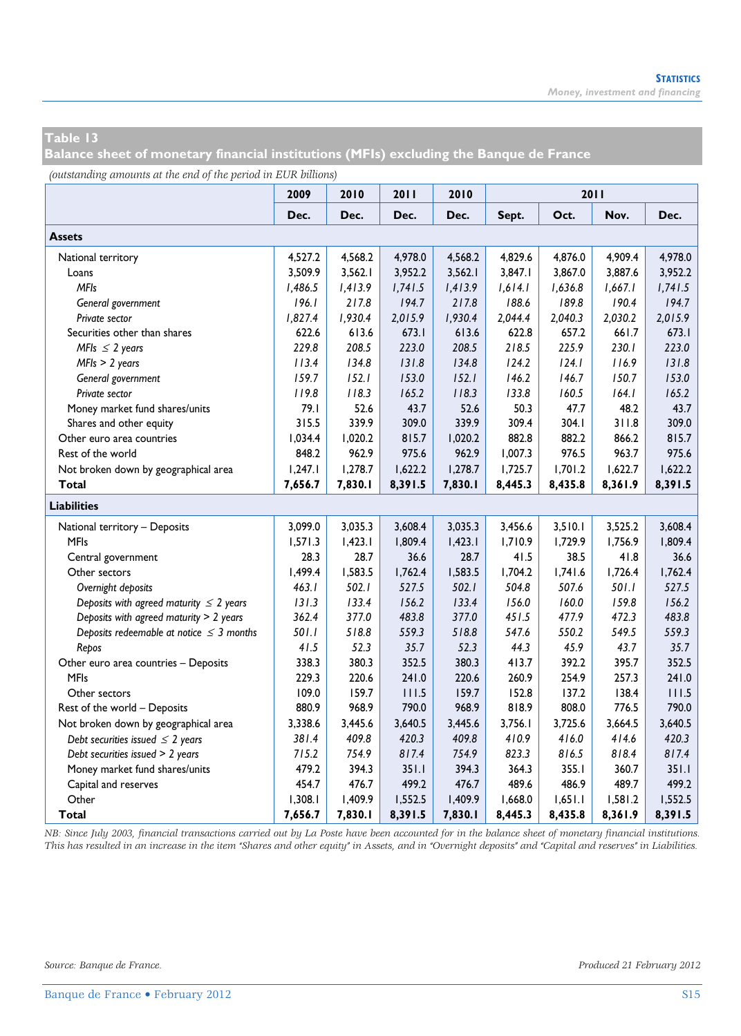## Table 13
### Balance sheet of monetary financial institutions (MFIs) excluding the Banque de France

*(outstanding amounts at the end of the period in EUR billions)*

| | 2009 | 2010 | 2011 | 2010 | 2011 | | | |
|---|---|---|---|---|---|---|---|---|
| | Dec. | Dec. | Dec. | Dec. | Sept. | Oct. | Nov. | Dec. |
| **Assets** | | | | | | | | |
| National territory | 4,527.2 | 4,568.2 | 4,978.0 | 4,568.2 | 4,829.6 | 4,876.0 | 4,909.4 | 4,978.0 |
| Loans | 3,509.9 | 3,562.1 | 3,952.2 | 3,562.1 | 3,847.1 | 3,867.0 | 3,887.6 | 3,952.2 |
| *MFIs* | *1,486.5* | *1,413.9* | *1,741.5* | *1,413.9* | *1,614.1* | *1,636.8* | *1,667.1* | *1,741.5* |
| *General government* | *196.1* | *217.8* | *194.7* | *217.8* | *188.6* | *189.8* | *190.4* | *194.7* |
| *Private sector* | *1,827.4* | *1,930.4* | *2,015.9* | *1,930.4* | *2,044.4* | *2,040.3* | *2,030.2* | *2,015.9* |
| Securities other than shares | 622.6 | 613.6 | 673.1 | 613.6 | 622.8 | 657.2 | 661.7 | 673.1 |
| *MFIs ≤ 2 years* | *229.8* | *208.5* | *223.0* | *208.5* | *218.5* | *225.9* | *230.1* | *223.0* |
| *MFIs > 2 years* | *113.4* | *134.8* | *131.8* | *134.8* | *124.2* | *124.1* | *116.9* | *131.8* |
| *General government* | *159.7* | *152.1* | *153.0* | *152.1* | *146.2* | *146.7* | *150.7* | *153.0* |
| *Private sector* | *119.8* | *118.3* | *165.2* | *118.3* | *133.8* | *160.5* | *164.1* | *165.2* |
| Money market fund shares/units | 79.1 | 52.6 | 43.7 | 52.6 | 50.3 | 47.7 | 48.2 | 43.7 |
| Shares and other equity | 315.5 | 339.9 | 309.0 | 339.9 | 309.4 | 304.1 | 311.8 | 309.0 |
| Other euro area countries | 1,034.4 | 1,020.2 | 815.7 | 1,020.2 | 882.8 | 882.2 | 866.2 | 815.7 |
| Rest of the world | 848.2 | 962.9 | 975.6 | 962.9 | 1,007.3 | 976.5 | 963.7 | 975.6 |
| Not broken down by geographical area | 1,247.1 | 1,278.7 | 1,622.2 | 1,278.7 | 1,725.7 | 1,701.2 | 1,622.7 | 1,622.2 |
| **Total** | **7,656.7** | **7,830.1** | **8,391.5** | **7,830.1** | **8,445.3** | **8,435.8** | **8,361.9** | **8,391.5** |
| **Liabilities** | | | | | | | | |
| National territory – Deposits | 3,099.0 | 3,035.3 | 3,608.4 | 3,035.3 | 3,456.6 | 3,510.1 | 3,525.2 | 3,608.4 |
| MFIs | 1,571.3 | 1,423.1 | 1,809.4 | 1,423.1 | 1,710.9 | 1,729.9 | 1,756.9 | 1,809.4 |
| Central government | 28.3 | 28.7 | 36.6 | 28.7 | 41.5 | 38.5 | 41.8 | 36.6 |
| Other sectors | 1,499.4 | 1,583.5 | 1,762.4 | 1,583.5 | 1,704.2 | 1,741.6 | 1,726.4 | 1,762.4 |
| *Overnight deposits* | *463.1* | *502.1* | *527.5* | *502.1* | *504.8* | *507.6* | *501.1* | *527.5* |
| *Deposits with agreed maturity ≤ 2 years* | *131.3* | *133.4* | *156.2* | *133.4* | *156.0* | *160.0* | *159.8* | *156.2* |
| *Deposits with agreed maturity > 2 years* | *362.4* | *377.0* | *483.8* | *377.0* | *451.5* | *477.9* | *472.3* | *483.8* |
| *Deposits redeemable at notice ≤ 3 months* | *501.1* | *518.8* | *559.3* | *518.8* | *547.6* | *550.2* | *549.5* | *559.3* |
| *Repos* | *41.5* | *52.3* | *35.7* | *52.3* | *44.3* | *45.9* | *43.7* | *35.7* |
| Other euro area countries – Deposits | 338.3 | 380.3 | 352.5 | 380.3 | 413.7 | 392.2 | 395.7 | 352.5 |
| MFIs | 229.3 | 220.6 | 241.0 | 220.6 | 260.9 | 254.9 | 257.3 | 241.0 |
| Other sectors | 109.0 | 159.7 | 111.5 | 159.7 | 152.8 | 137.2 | 138.4 | 111.5 |
| Rest of the world – Deposits | 880.9 | 968.9 | 790.0 | 968.9 | 818.9 | 808.0 | 776.5 | 790.0 |
| Not broken down by geographical area | 3,338.6 | 3,445.6 | 3,640.5 | 3,445.6 | 3,756.1 | 3,725.6 | 3,664.5 | 3,640.5 |
| *Debt securities issued ≤ 2 years* | *381.4* | *409.8* | *420.3* | *409.8* | *410.9* | *416.0* | *414.6* | *420.3* |
| *Debt securities issued > 2 years* | *715.2* | *754.9* | *817.4* | *754.9* | *823.3* | *816.5* | *818.4* | *817.4* |
| Money market fund shares/units | 479.2 | 394.3 | 351.1 | 394.3 | 364.3 | 355.1 | 360.7 | 351.1 |
| Capital and reserves | 454.7 | 476.7 | 499.2 | 476.7 | 489.6 | 486.9 | 489.7 | 499.2 |
| Other | 1,308.1 | 1,409.9 | 1,552.5 | 1,409.9 | 1,668.0 | 1,651.1 | 1,581.2 | 1,552.5 |
| **Total** | **7,656.7** | **7,830.1** | **8,391.5** | **7,830.1** | **8,445.3** | **8,435.8** | **8,361.9** | **8,391.5** |

*NB: Since July 2003, financial transactions carried out by La Poste have been accounted for in the balance sheet of monetary financial institutions. This has resulted in an increase in the item "Shares and other equity" in Assets, and in "Overnight deposits" and "Capital and reserves" in Liabilities.*

*Source: Banque de France.*

*Produced 21 February 2012*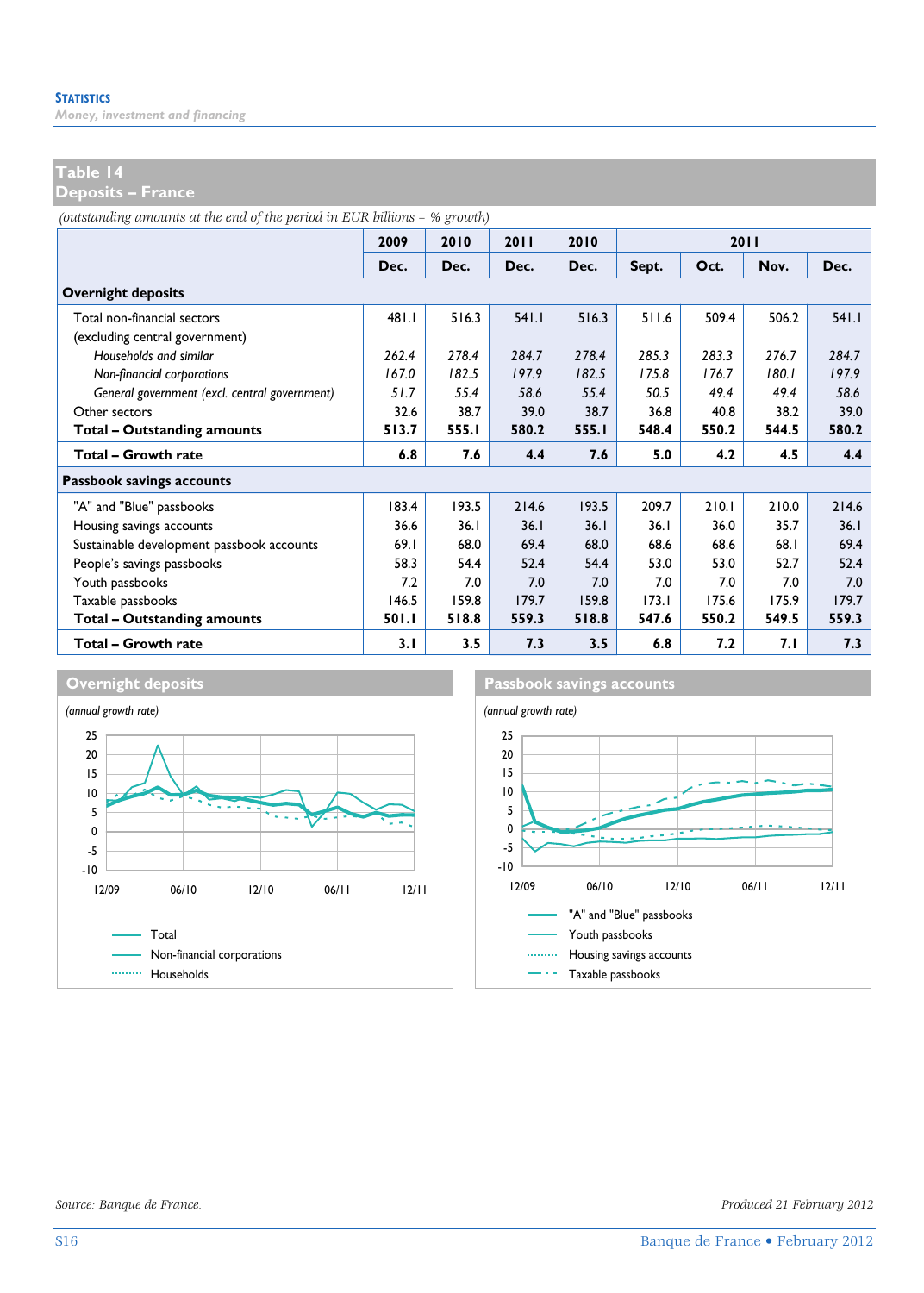## Table 14
## Deposits – France

*(outstanding amounts at the end of the period in EUR billions – % growth)*

| | 2009 | 2010 | 2011 | 2010 | 2011 | | | |
|---|---|---|---|---|---|---|---|---|
| | Dec. | Dec. | Dec. | Dec. | Sept. | Oct. | Nov. | Dec. |
| **Overnight deposits** | | | | | | | | |
| Total non-financial sectors (excluding central government) | 481.1 | 516.3 | 541.1 | 516.3 | 511.6 | 509.4 | 506.2 | 541.1 |
| *Households and similar* | *262.4* | *278.4* | *284.7* | *278.4* | *285.3* | *283.3* | *276.7* | *284.7* |
| *Non-financial corporations* | *167.0* | *182.5* | *197.9* | *182.5* | *175.8* | *176.7* | *180.1* | *197.9* |
| *General government (excl. central government)* | *51.7* | *55.4* | *58.6* | *55.4* | *50.5* | *49.4* | *49.4* | *58.6* |
| Other sectors | 32.6 | 38.7 | 39.0 | 38.7 | 36.8 | 40.8 | 38.2 | 39.0 |
| **Total – Outstanding amounts** | **513.7** | **555.1** | **580.2** | **555.1** | **548.4** | **550.2** | **544.5** | **580.2** |
| **Total – Growth rate** | **6.8** | **7.6** | **4.4** | **7.6** | **5.0** | **4.2** | **4.5** | **4.4** |
| **Passbook savings accounts** | | | | | | | | |
| "A" and "Blue" passbooks | 183.4 | 193.5 | 214.6 | 193.5 | 209.7 | 210.1 | 210.0 | 214.6 |
| Housing savings accounts | 36.6 | 36.1 | 36.1 | 36.1 | 36.1 | 36.0 | 35.7 | 36.1 |
| Sustainable development passbook accounts | 69.1 | 68.0 | 69.4 | 68.0 | 68.6 | 68.6 | 68.1 | 69.4 |
| People's savings passbooks | 58.3 | 54.4 | 52.4 | 54.4 | 53.0 | 53.0 | 52.7 | 52.4 |
| Youth passbooks | 7.2 | 7.0 | 7.0 | 7.0 | 7.0 | 7.0 | 7.0 | 7.0 |
| Taxable passbooks | 146.5 | 159.8 | 179.7 | 159.8 | 173.1 | 175.6 | 175.9 | 179.7 |
| **Total – Outstanding amounts** | **501.1** | **518.8** | **559.3** | **518.8** | **547.6** | **550.2** | **549.5** | **559.3** |
| **Total – Growth rate** | **3.1** | **3.5** | **7.3** | **3.5** | **6.8** | **7.2** | **7.1** | **7.3** |

**Overnight deposits**

*(annual growth rate)*

Legend: Total; Non-financial corporations; Households

**Passbook savings accounts**

*(annual growth rate)*

Legend: "A" and "Blue" passbooks; Youth passbooks; Housing savings accounts; Taxable passbooks

*Source: Banque de France.*

*Produced 21 February 2012*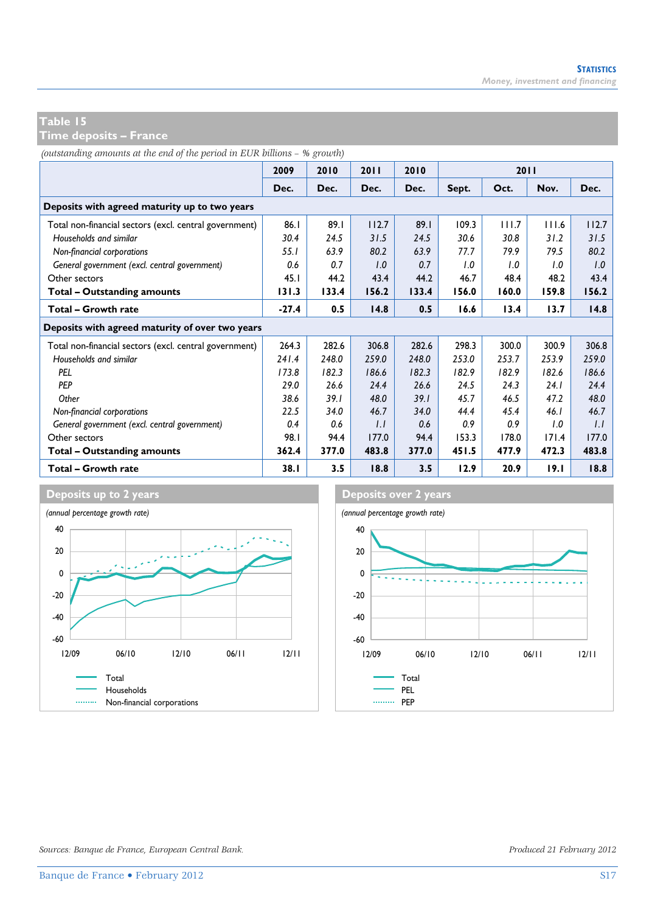## Table 15
## Time deposits – France

*(outstanding amounts at the end of the period in EUR billions – % growth)*

| | 2009 | 2010 | 2011 | 2010 | 2011 | | | |
|---|---|---|---|---|---|---|---|---|
| | Dec. | Dec. | Dec. | Dec. | Sept. | Oct. | Nov. | Dec. |
| **Deposits with agreed maturity up to two years** | | | | | | | | |
| Total non-financial sectors (excl. central government) | 86.1 | 89.1 | 112.7 | 89.1 | 109.3 | 111.7 | 111.6 | 112.7 |
| *Households and similar* | *30.4* | *24.5* | *31.5* | *24.5* | *30.6* | *30.8* | *31.2* | *31.5* |
| *Non-financial corporations* | *55.1* | *63.9* | *80.2* | *63.9* | *77.7* | *79.9* | *79.5* | *80.2* |
| *General government (excl. central government)* | *0.6* | *0.7* | *1.0* | *0.7* | *1.0* | *1.0* | *1.0* | *1.0* |
| Other sectors | 45.1 | 44.2 | 43.4 | 44.2 | 46.7 | 48.4 | 48.2 | 43.4 |
| **Total – Outstanding amounts** | **131.3** | **133.4** | **156.2** | **133.4** | **156.0** | **160.0** | **159.8** | **156.2** |
| **Total – Growth rate** | **-27.4** | **0.5** | **14.8** | **0.5** | **16.6** | **13.4** | **13.7** | **14.8** |
| **Deposits with agreed maturity of over two years** | | | | | | | | |
| Total non-financial sectors (excl. central government) | 264.3 | 282.6 | 306.8 | 282.6 | 298.3 | 300.0 | 300.9 | 306.8 |
| *Households and similar* | *241.4* | *248.0* | *259.0* | *248.0* | *253.0* | *253.7* | *253.9* | *259.0* |
| *PEL* | *173.8* | *182.3* | *186.6* | *182.3* | *182.9* | *182.9* | *182.6* | *186.6* |
| *PEP* | *29.0* | *26.6* | *24.4* | *26.6* | *24.5* | *24.3* | *24.1* | *24.4* |
| *Other* | *38.6* | *39.1* | *48.0* | *39.1* | *45.7* | *46.5* | *47.2* | *48.0* |
| *Non-financial corporations* | *22.5* | *34.0* | *46.7* | *34.0* | *44.4* | *45.4* | *46.1* | *46.7* |
| *General government (excl. central government)* | *0.4* | *0.6* | *1.1* | *0.6* | *0.9* | *0.9* | *1.0* | *1.1* |
| Other sectors | 98.1 | 94.4 | 177.0 | 94.4 | 153.3 | 178.0 | 171.4 | 177.0 |
| **Total – Outstanding amounts** | **362.4** | **377.0** | **483.8** | **377.0** | **451.5** | **477.9** | **472.3** | **483.8** |
| **Total – Growth rate** | **38.1** | **3.5** | **18.8** | **3.5** | **12.9** | **20.9** | **19.1** | **18.8** |

**Deposits up to 2 years**

*(annual percentage growth rate)*

Legend: Total; Households; Non-financial corporations

**Deposits over 2 years**

*(annual percentage growth rate)*

Legend: Total; PEL; PEP

*Sources: Banque de France, European Central Bank.*

*Produced 21 February 2012*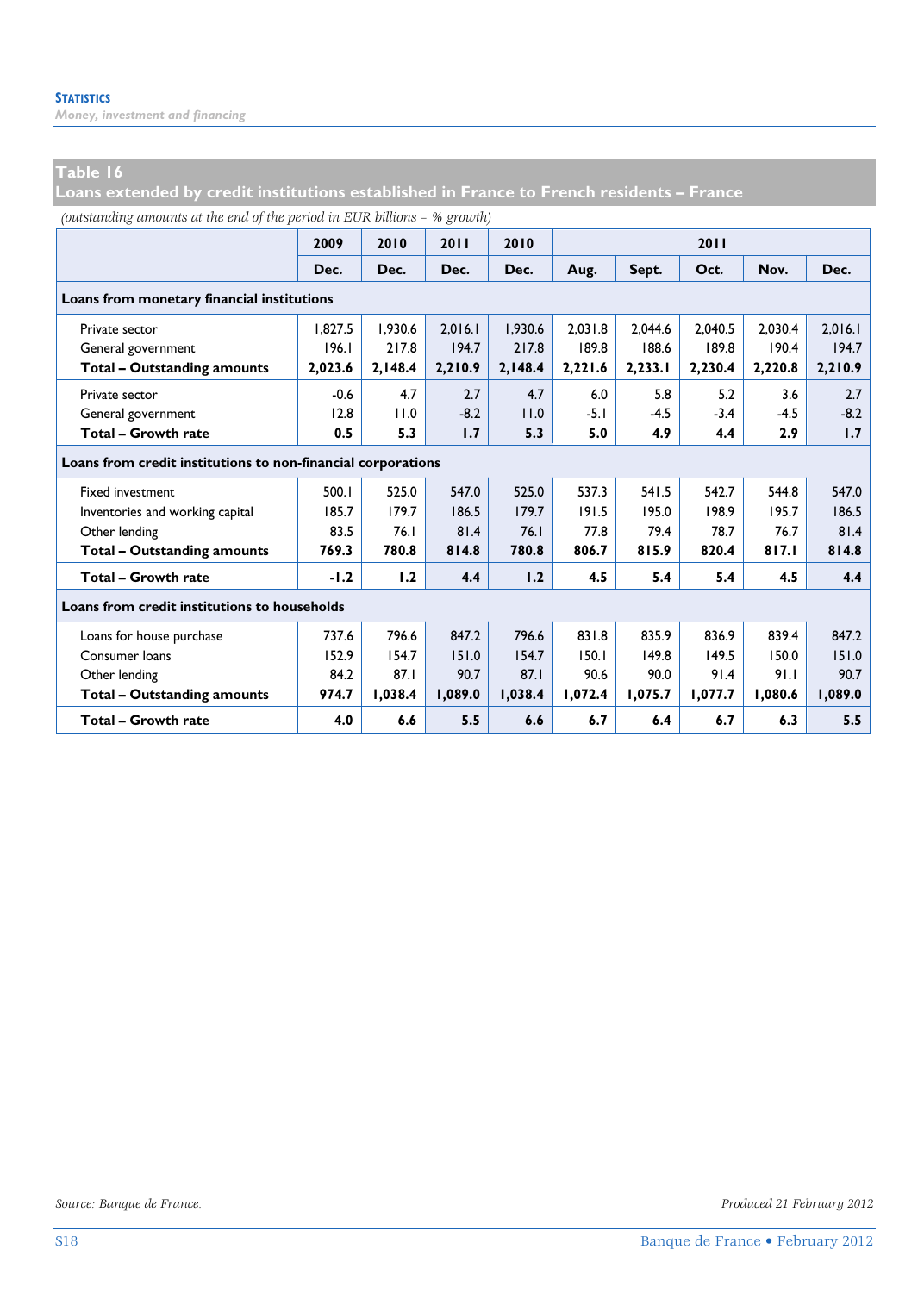**Table 16**
**Loans extended by credit institutions established in France to French residents – France**

*(outstanding amounts at the end of the period in EUR billions – % growth)*

| | 2009 | 2010 | 2011 | 2010 | 2011 | | | | |
|---|---|---|---|---|---|---|---|---|---|
| | Dec. | Dec. | Dec. | Dec. | Aug. | Sept. | Oct. | Nov. | Dec. |
| **Loans from monetary financial institutions** | | | | | | | | | |
| Private sector | 1,827.5 | 1,930.6 | 2,016.1 | 1,930.6 | 2,031.8 | 2,044.6 | 2,040.5 | 2,030.4 | 2,016.1 |
| General government | 196.1 | 217.8 | 194.7 | 217.8 | 189.8 | 188.6 | 189.8 | 190.4 | 194.7 |
| **Total – Outstanding amounts** | **2,023.6** | **2,148.4** | **2,210.9** | **2,148.4** | **2,221.6** | **2,233.1** | **2,230.4** | **2,220.8** | **2,210.9** |
| Private sector | -0.6 | 4.7 | 2.7 | 4.7 | 6.0 | 5.8 | 5.2 | 3.6 | 2.7 |
| General government | 12.8 | 11.0 | -8.2 | 11.0 | -5.1 | -4.5 | -3.4 | -4.5 | -8.2 |
| **Total – Growth rate** | **0.5** | **5.3** | **1.7** | **5.3** | **5.0** | **4.9** | **4.4** | **2.9** | **1.7** |
| **Loans from credit institutions to non-financial corporations** | | | | | | | | | |
| Fixed investment | 500.1 | 525.0 | 547.0 | 525.0 | 537.3 | 541.5 | 542.7 | 544.8 | 547.0 |
| Inventories and working capital | 185.7 | 179.7 | 186.5 | 179.7 | 191.5 | 195.0 | 198.9 | 195.7 | 186.5 |
| Other lending | 83.5 | 76.1 | 81.4 | 76.1 | 77.8 | 79.4 | 78.7 | 76.7 | 81.4 |
| **Total – Outstanding amounts** | **769.3** | **780.8** | **814.8** | **780.8** | **806.7** | **815.9** | **820.4** | **817.1** | **814.8** |
| **Total – Growth rate** | **-1.2** | **1.2** | **4.4** | **1.2** | **4.5** | **5.4** | **5.4** | **4.5** | **4.4** |
| **Loans from credit institutions to households** | | | | | | | | | |
| Loans for house purchase | 737.6 | 796.6 | 847.2 | 796.6 | 831.8 | 835.9 | 836.9 | 839.4 | 847.2 |
| Consumer loans | 152.9 | 154.7 | 151.0 | 154.7 | 150.1 | 149.8 | 149.5 | 150.0 | 151.0 |
| Other lending | 84.2 | 87.1 | 90.7 | 87.1 | 90.6 | 90.0 | 91.4 | 91.1 | 90.7 |
| **Total – Outstanding amounts** | **974.7** | **1,038.4** | **1,089.0** | **1,038.4** | **1,072.4** | **1,075.7** | **1,077.7** | **1,080.6** | **1,089.0** |
| **Total – Growth rate** | **4.0** | **6.6** | **5.5** | **6.6** | **6.7** | **6.4** | **6.7** | **6.3** | **5.5** |

*Source: Banque de France.*

*Produced 21 February 2012*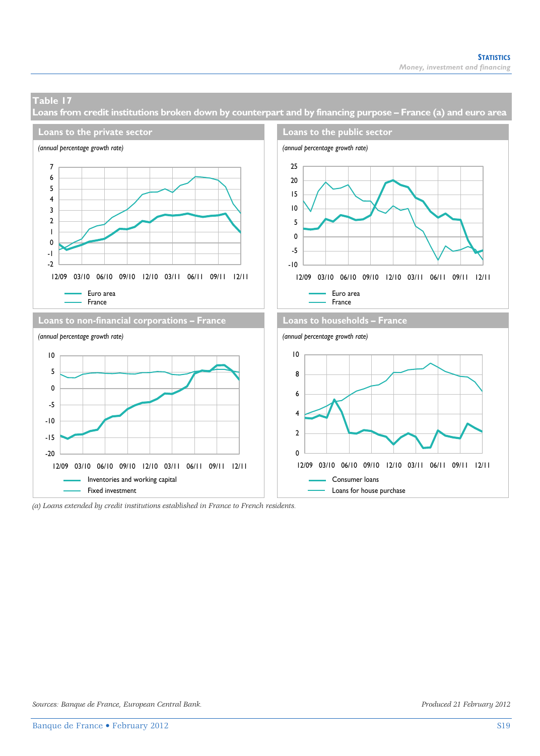## Table 17

## Loans from credit institutions broken down by counterpart and by financing purpose – France (a) and euro area

### Loans to the private sector

*(annual percentage growth rate)*

Euro area
France

### Loans to the public sector

*(annual percentage growth rate)*

Euro area
France

### Loans to non-financial corporations – France

*(annual percentage growth rate)*

Inventories and working capital
Fixed investment

### Loans to households – France

*(annual percentage growth rate)*

Consumer loans
Loans for house purchase

*(a) Loans extended by credit institutions established in France to French residents.*

*Sources: Banque de France, European Central Bank.*

*Produced 21 February 2012*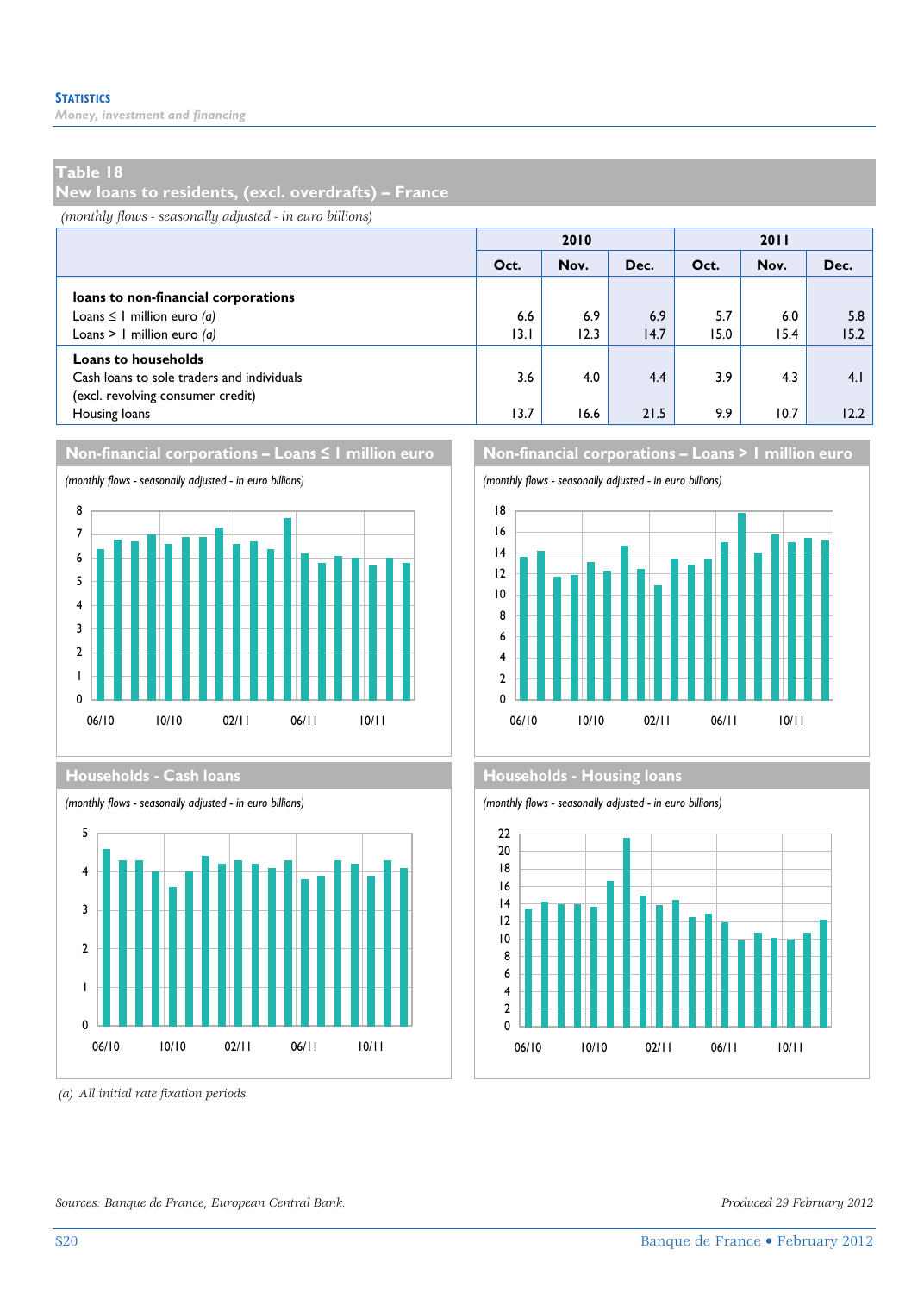## Table 18
## New loans to residents, (excl. overdrafts) – France

*(monthly flows - seasonally adjusted - in euro billions)*

| | 2010 | | | 2011 | | |
|---|---|---|---|---|---|---|
| | Oct. | Nov. | Dec. | Oct. | Nov. | Dec. |
| **loans to non-financial corporations** | | | | | | |
| Loans ≤ 1 million euro *(a)* | 6.6 | 6.9 | 6.9 | 5.7 | 6.0 | 5.8 |
| Loans > 1 million euro *(a)* | 13.1 | 12.3 | 14.7 | 15.0 | 15.4 | 15.2 |
| **Loans to households** | | | | | | |
| Cash loans to sole traders and individuals (excl. revolving consumer credit) | 3.6 | 4.0 | 4.4 | 3.9 | 4.3 | 4.1 |
| Housing loans | 13.7 | 16.6 | 21.5 | 9.9 | 10.7 | 12.2 |

### Non-financial corporations – Loans ≤ 1 million euro

*(monthly flows - seasonally adjusted - in euro billions)*

### Non-financial corporations – Loans > 1 million euro

*(monthly flows - seasonally adjusted - in euro billions)*

### Households - Cash loans

*(monthly flows - seasonally adjusted - in euro billions)*

### Households - Housing loans

*(monthly flows - seasonally adjusted - in euro billions)*

*(a) All initial rate fixation periods.*

*Sources: Banque de France, European Central Bank.*

*Produced 29 February 2012*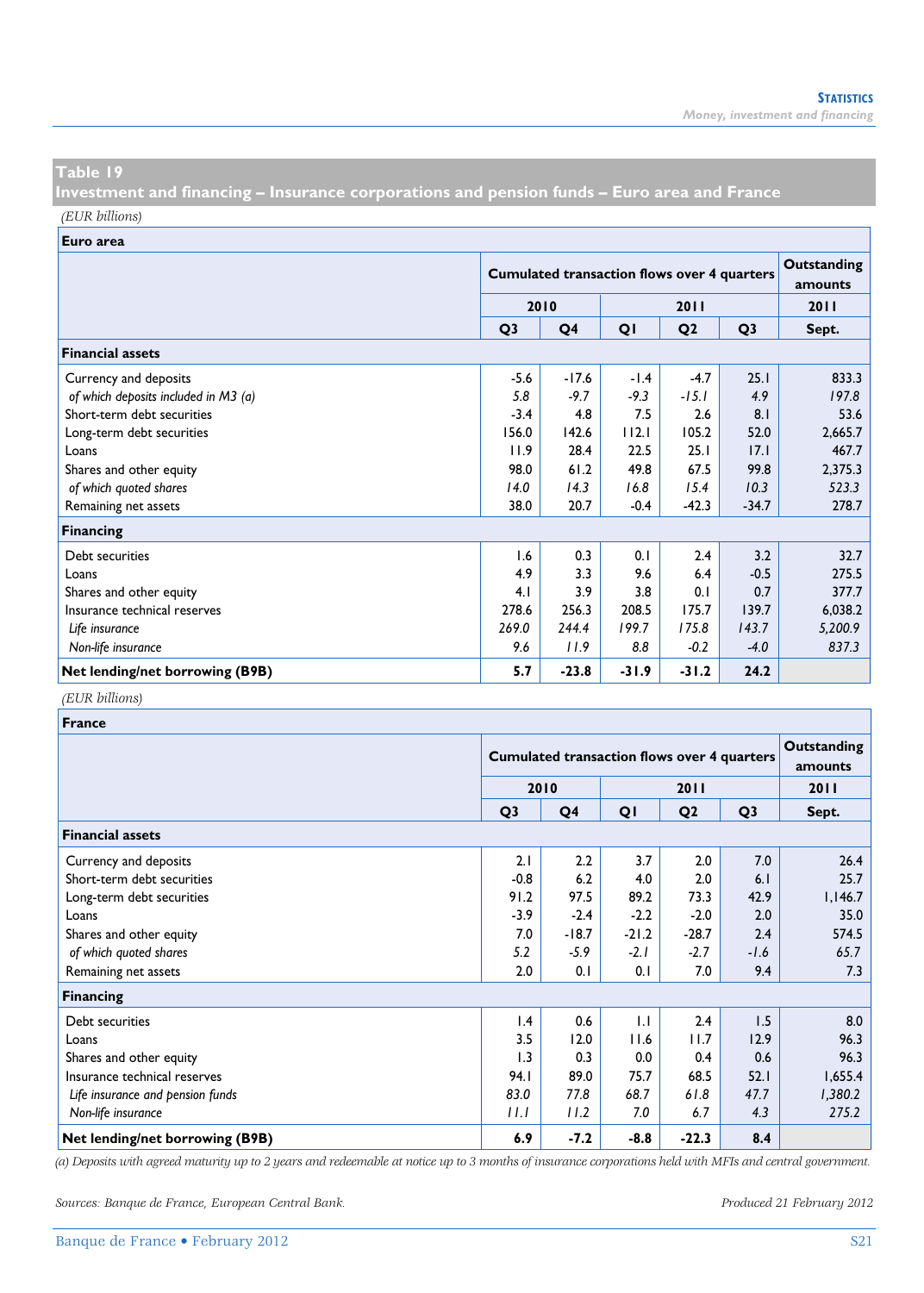## Table 19
## Investment and financing – Insurance corporations and pension funds – Euro area and France

*(EUR billions)*

**Euro area**

| | Cumulated transaction flows over 4 quarters | | | | | Outstanding amounts |
|---|---|---|---|---|---|---|
| | 2010 | | 2011 | | | 2011 |
| | Q3 | Q4 | Q1 | Q2 | Q3 | Sept. |
| **Financial assets** | | | | | | |
| Currency and deposits | -5.6 | -17.6 | -1.4 | -4.7 | 25.1 | 833.3 |
| *of which deposits included in M3 (a)* | *5.8* | *-9.7* | *-9.3* | *-15.1* | *4.9* | *197.8* |
| Short-term debt securities | -3.4 | 4.8 | 7.5 | 2.6 | 8.1 | 53.6 |
| Long-term debt securities | 156.0 | 142.6 | 112.1 | 105.2 | 52.0 | 2,665.7 |
| Loans | 11.9 | 28.4 | 22.5 | 25.1 | 17.1 | 467.7 |
| Shares and other equity | 98.0 | 61.2 | 49.8 | 67.5 | 99.8 | 2,375.3 |
| *of which quoted shares* | *14.0* | *14.3* | *16.8* | *15.4* | *10.3* | *523.3* |
| Remaining net assets | 38.0 | 20.7 | -0.4 | -42.3 | -34.7 | 278.7 |
| **Financing** | | | | | | |
| Debt securities | 1.6 | 0.3 | 0.1 | 2.4 | 3.2 | 32.7 |
| Loans | 4.9 | 3.3 | 9.6 | 6.4 | -0.5 | 275.5 |
| Shares and other equity | 4.1 | 3.9 | 3.8 | 0.1 | 0.7 | 377.7 |
| Insurance technical reserves | 278.6 | 256.3 | 208.5 | 175.7 | 139.7 | 6,038.2 |
| *Life insurance* | *269.0* | *244.4* | *199.7* | *175.8* | *143.7* | *5,200.9* |
| *Non-life insurance* | *9.6* | *11.9* | *8.8* | *-0.2* | *-4.0* | *837.3* |
| **Net lending/net borrowing (B9B)** | **5.7** | **-23.8** | **-31.9** | **-31.2** | **24.2** | |

*(EUR billions)*

**France**

| | Cumulated transaction flows over 4 quarters | | | | | Outstanding amounts |
|---|---|---|---|---|---|---|
| | 2010 | | 2011 | | | 2011 |
| | Q3 | Q4 | Q1 | Q2 | Q3 | Sept. |
| **Financial assets** | | | | | | |
| Currency and deposits | 2.1 | 2.2 | 3.7 | 2.0 | 7.0 | 26.4 |
| Short-term debt securities | -0.8 | 6.2 | 4.0 | 2.0 | 6.1 | 25.7 |
| Long-term debt securities | 91.2 | 97.5 | 89.2 | 73.3 | 42.9 | 1,146.7 |
| Loans | -3.9 | -2.4 | -2.2 | -2.0 | 2.0 | 35.0 |
| Shares and other equity | 7.0 | -18.7 | -21.2 | -28.7 | 2.4 | 574.5 |
| *of which quoted shares* | *5.2* | *-5.9* | *-2.1* | *-2.7* | *-1.6* | *65.7* |
| Remaining net assets | 2.0 | 0.1 | 0.1 | 7.0 | 9.4 | 7.3 |
| **Financing** | | | | | | |
| Debt securities | 1.4 | 0.6 | 1.1 | 2.4 | 1.5 | 8.0 |
| Loans | 3.5 | 12.0 | 11.6 | 11.7 | 12.9 | 96.3 |
| Shares and other equity | 1.3 | 0.3 | 0.0 | 0.4 | 0.6 | 96.3 |
| Insurance technical reserves | 94.1 | 89.0 | 75.7 | 68.5 | 52.1 | 1,655.4 |
| *Life insurance and pension funds* | *83.0* | *77.8* | *68.7* | *61.8* | *47.7* | *1,380.2* |
| *Non-life insurance* | *11.1* | *11.2* | *7.0* | *6.7* | *4.3* | *275.2* |
| **Net lending/net borrowing (B9B)** | **6.9** | **-7.2** | **-8.8** | **-22.3** | **8.4** | |

*(a) Deposits with agreed maturity up to 2 years and redeemable at notice up to 3 months of insurance corporations held with MFIs and central government.*

*Sources: Banque de France, European Central Bank.*

*Produced 21 February 2012*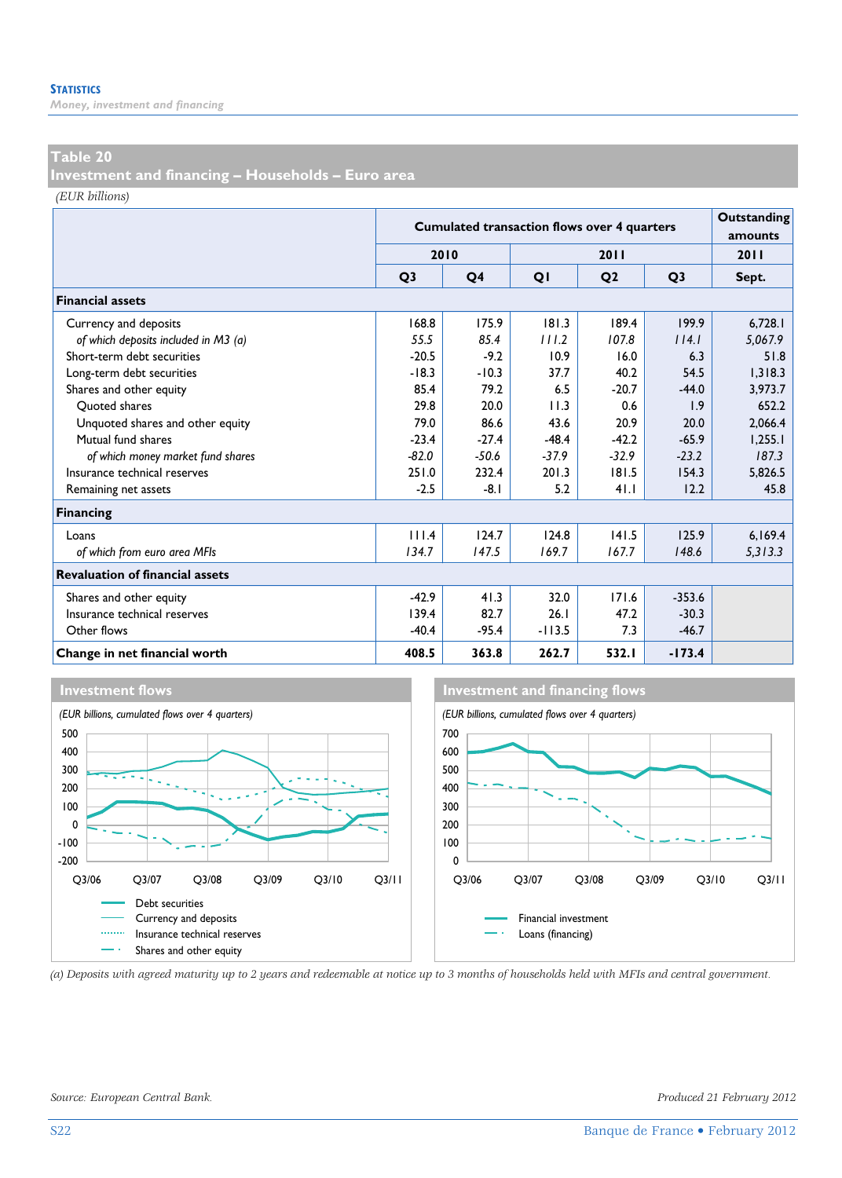## Table 20
## Investment and financing – Households – Euro area

*(EUR billions)*

| | Cumulated transaction flows over 4 quarters | | | | | Outstanding amounts |
|---|---|---|---|---|---|---|
| | 2010 | | 2011 | | | 2011 |
| | Q3 | Q4 | Q1 | Q2 | Q3 | Sept. |
| **Financial assets** | | | | | | |
| Currency and deposits | 168.8 | 175.9 | 181.3 | 189.4 | 199.9 | 6,728.1 |
| *of which deposits included in M3 (a)* | *55.5* | *85.4* | *111.2* | *107.8* | *114.1* | *5,067.9* |
| Short-term debt securities | -20.5 | -9.2 | 10.9 | 16.0 | 6.3 | 51.8 |
| Long-term debt securities | -18.3 | -10.3 | 37.7 | 40.2 | 54.5 | 1,318.3 |
| Shares and other equity | 85.4 | 79.2 | 6.5 | -20.7 | -44.0 | 3,973.7 |
| Quoted shares | 29.8 | 20.0 | 11.3 | 0.6 | 1.9 | 652.2 |
| Unquoted shares and other equity | 79.0 | 86.6 | 43.6 | 20.9 | 20.0 | 2,066.4 |
| Mutual fund shares | -23.4 | -27.4 | -48.4 | -42.2 | -65.9 | 1,255.1 |
| *of which money market fund shares* | *-82.0* | *-50.6* | *-37.9* | *-32.9* | *-23.2* | *187.3* |
| Insurance technical reserves | 251.0 | 232.4 | 201.3 | 181.5 | 154.3 | 5,826.5 |
| Remaining net assets | -2.5 | -8.1 | 5.2 | 41.1 | 12.2 | 45.8 |
| **Financing** | | | | | | |
| Loans | 111.4 | 124.7 | 124.8 | 141.5 | 125.9 | 6,169.4 |
| *of which from euro area MFIs* | *134.7* | *147.5* | *169.7* | *167.7* | *148.6* | *5,313.3* |
| **Revaluation of financial assets** | | | | | | |
| Shares and other equity | -42.9 | 41.3 | 32.0 | 171.6 | -353.6 | |
| Insurance technical reserves | 139.4 | 82.7 | 26.1 | 47.2 | -30.3 | |
| Other flows | -40.4 | -95.4 | -113.5 | 7.3 | -46.7 | |
| **Change in net financial worth** | **408.5** | **363.8** | **262.7** | **532.1** | **-173.4** | |

### Investment flows

*(EUR billions, cumulated flows over 4 quarters)*

Debt securities
Currency and deposits
Insurance technical reserves
Shares and other equity

### Investment and financing flows

*(EUR billions, cumulated flows over 4 quarters)*

Financial investment
Loans (financing)

*(a) Deposits with agreed maturity up to 2 years and redeemable at notice up to 3 months of households held with MFIs and central government.*

*Source: European Central Bank.*

*Produced 21 February 2012*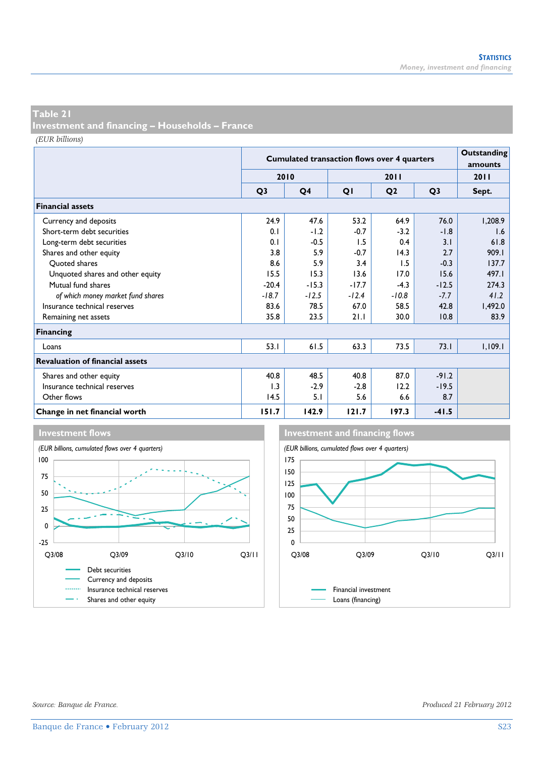## Table 21
## Investment and financing – Households – France

*(EUR billions)*

| | Cumulated transaction flows over 4 quarters | | | | | Outstanding amounts |
|---|---|---|---|---|---|---|
| | 2010 | | 2011 | | | 2011 |
| | Q3 | Q4 | Q1 | Q2 | Q3 | Sept. |
| **Financial assets** | | | | | | |
| Currency and deposits | 24.9 | 47.6 | 53.2 | 64.9 | 76.0 | 1,208.9 |
| Short-term debt securities | 0.1 | -1.2 | -0.7 | -3.2 | -1.8 | 1.6 |
| Long-term debt securities | 0.1 | -0.5 | 1.5 | 0.4 | 3.1 | 61.8 |
| Shares and other equity | 3.8 | 5.9 | -0.7 | 14.3 | 2.7 | 909.1 |
| Quoted shares | 8.6 | 5.9 | 3.4 | 1.5 | -0.3 | 137.7 |
| Unquoted shares and other equity | 15.5 | 15.3 | 13.6 | 17.0 | 15.6 | 497.1 |
| Mutual fund shares | -20.4 | -15.3 | -17.7 | -4.3 | -12.5 | 274.3 |
| *of which money market fund shares* | *-18.7* | *-12.5* | *-12.4* | *-10.8* | *-7.7* | *41.2* |
| Insurance technical reserves | 83.6 | 78.5 | 67.0 | 58.5 | 42.8 | 1,492.0 |
| Remaining net assets | 35.8 | 23.5 | 21.1 | 30.0 | 10.8 | 83.9 |
| **Financing** | | | | | | |
| Loans | 53.1 | 61.5 | 63.3 | 73.5 | 73.1 | 1,109.1 |
| **Revaluation of financial assets** | | | | | | |
| Shares and other equity | 40.8 | 48.5 | 40.8 | 87.0 | -91.2 | |
| Insurance technical reserves | 1.3 | -2.9 | -2.8 | 12.2 | -19.5 | |
| Other flows | 14.5 | 5.1 | 5.6 | 6.6 | 8.7 | |
| **Change in net financial worth** | **151.7** | **142.9** | **121.7** | **197.3** | **-41.5** | |

### Investment flows

*(EUR billions, cumulated flows over 4 quarters)*

Debt securities, Currency and deposits, Insurance technical reserves, Shares and other equity

### Investment and financing flows

*(EUR billions, cumulated flows over 4 quarters)*

Financial investment, Loans (financing)

*Source: Banque de France.*

*Produced 21 February 2012*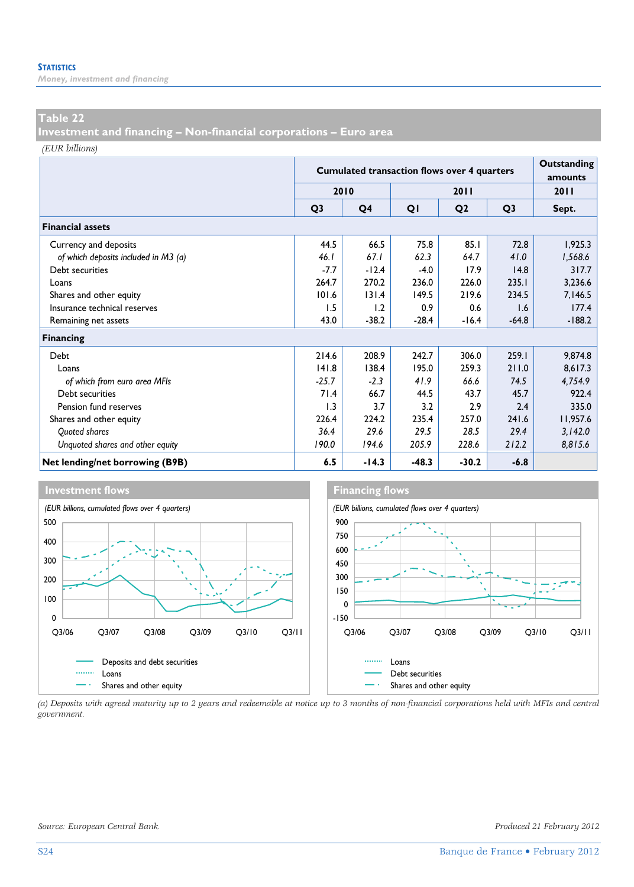## Table 22
## Investment and financing – Non-financial corporations – Euro area

*(EUR billions)*

| | Cumulated transaction flows over 4 quarters | | | | | Outstanding amounts |
|---|---|---|---|---|---|---|
| | 2010 | | 2011 | | | 2011 |
| | Q3 | Q4 | Q1 | Q2 | Q3 | Sept. |
| **Financial assets** | | | | | | |
| Currency and deposits | 44.5 | 66.5 | 75.8 | 85.1 | 72.8 | 1,925.3 |
| *of which deposits included in M3 (a)* | *46.1* | *67.1* | *62.3* | *64.7* | *41.0* | *1,568.6* |
| Debt securities | -7.7 | -12.4 | -4.0 | 17.9 | 14.8 | 317.7 |
| Loans | 264.7 | 270.2 | 236.0 | 226.0 | 235.1 | 3,236.6 |
| Shares and other equity | 101.6 | 131.4 | 149.5 | 219.6 | 234.5 | 7,146.5 |
| Insurance technical reserves | 1.5 | 1.2 | 0.9 | 0.6 | 1.6 | 177.4 |
| Remaining net assets | 43.0 | -38.2 | -28.4 | -16.4 | -64.8 | -188.2 |
| **Financing** | | | | | | |
| Debt | 214.6 | 208.9 | 242.7 | 306.0 | 259.1 | 9,874.8 |
| Loans | 141.8 | 138.4 | 195.0 | 259.3 | 211.0 | 8,617.3 |
| *of which from euro area MFIs* | *-25.7* | *-2.3* | *41.9* | *66.6* | *74.5* | *4,754.9* |
| Debt securities | 71.4 | 66.7 | 44.5 | 43.7 | 45.7 | 922.4 |
| Pension fund reserves | 1.3 | 3.7 | 3.2 | 2.9 | 2.4 | 335.0 |
| Shares and other equity | 226.4 | 224.2 | 235.4 | 257.0 | 241.6 | 11,957.6 |
| *Quoted shares* | *36.4* | *29.6* | *29.5* | *28.5* | *29.4* | *3,142.0* |
| *Unquoted shares and other equity* | *190.0* | *194.6* | *205.9* | *228.6* | *212.2* | *8,815.6* |
| **Net lending/net borrowing (B9B)** | **6.5** | **-14.3** | **-48.3** | **-30.2** | **-6.8** | |

### Investment flows

*(EUR billions, cumulated flows over 4 quarters)*

Deposits and debt securities
Loans
Shares and other equity

### Financing flows

*(EUR billions, cumulated flows over 4 quarters)*

Loans
Debt securities
Shares and other equity

*(a) Deposits with agreed maturity up to 2 years and redeemable at notice up to 3 months of non-financial corporations held with MFIs and central government.*

*Source: European Central Bank.*

*Produced 21 February 2012*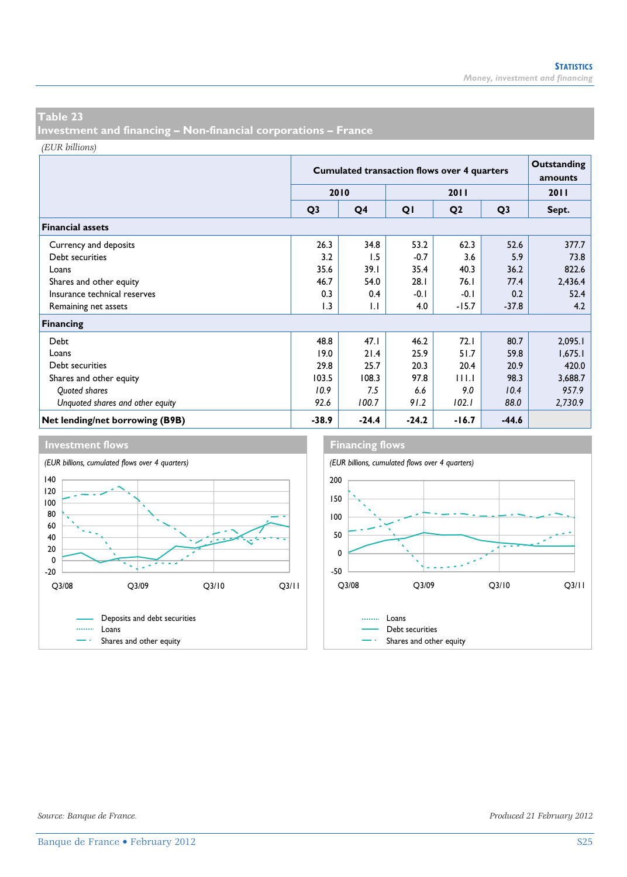## Table 23
## Investment and financing – Non-financial corporations – France

*(EUR billions)*

| | Cumulated transaction flows over 4 quarters | | | | | Outstanding amounts |
|---|---|---|---|---|---|---|
| | 2010 | | 2011 | | | 2011 |
| | Q3 | Q4 | Q1 | Q2 | Q3 | Sept. |
| **Financial assets** | | | | | | |
| Currency and deposits | 26.3 | 34.8 | 53.2 | 62.3 | 52.6 | 377.7 |
| Debt securities | 3.2 | 1.5 | -0.7 | 3.6 | 5.9 | 73.8 |
| Loans | 35.6 | 39.1 | 35.4 | 40.3 | 36.2 | 822.6 |
| Shares and other equity | 46.7 | 54.0 | 28.1 | 76.1 | 77.4 | 2,436.4 |
| Insurance technical reserves | 0.3 | 0.4 | -0.1 | -0.1 | 0.2 | 52.4 |
| Remaining net assets | 1.3 | 1.1 | 4.0 | -15.7 | -37.8 | 4.2 |
| **Financing** | | | | | | |
| Debt | 48.8 | 47.1 | 46.2 | 72.1 | 80.7 | 2,095.1 |
| Loans | 19.0 | 21.4 | 25.9 | 51.7 | 59.8 | 1,675.1 |
| Debt securities | 29.8 | 25.7 | 20.3 | 20.4 | 20.9 | 420.0 |
| Shares and other equity | 103.5 | 108.3 | 97.8 | 111.1 | 98.3 | 3,688.7 |
| *Quoted shares* | *10.9* | *7.5* | *6.6* | *9.0* | *10.4* | *957.9* |
| *Unquoted shares and other equity* | *92.6* | *100.7* | *91.2* | *102.1* | *88.0* | *2,730.9* |
| **Net lending/net borrowing (B9B)** | **-38.9** | **-24.4** | **-24.2** | **-16.7** | **-44.6** | |

### Investment flows

*(EUR billions, cumulated flows over 4 quarters)*

Deposits and debt securities
Loans
Shares and other equity

### Financing flows

*(EUR billions, cumulated flows over 4 quarters)*

Loans
Debt securities
Shares and other equity

*Source: Banque de France.*

*Produced 21 February 2012*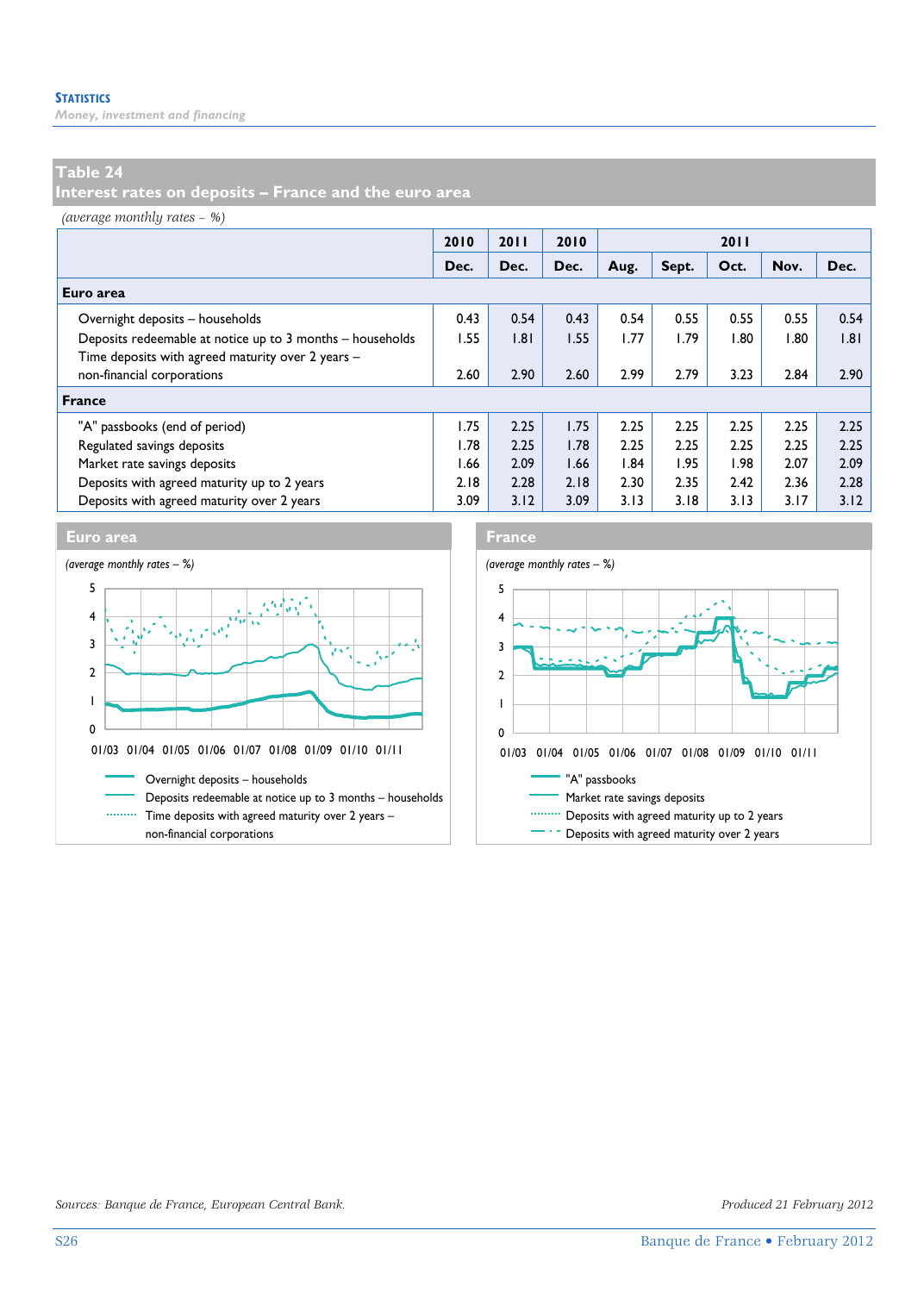## Table 24
## Interest rates on deposits – France and the euro area

*(average monthly rates – %)*

| | 2010 Dec. | 2011 Dec. | 2010 Dec. | 2011 Aug. | Sept. | Oct. | Nov. | Dec. |
|---|---|---|---|---|---|---|---|---|
| **Euro area** | | | | | | | | |
| Overnight deposits – households | 0.43 | 0.54 | 0.43 | 0.54 | 0.55 | 0.55 | 0.55 | 0.54 |
| Deposits redeemable at notice up to 3 months – households | 1.55 | 1.81 | 1.55 | 1.77 | 1.79 | 1.80 | 1.80 | 1.81 |
| Time deposits with agreed maturity over 2 years – non-financial corporations | 2.60 | 2.90 | 2.60 | 2.99 | 2.79 | 3.23 | 2.84 | 2.90 |
| **France** | | | | | | | | |
| "A" passbooks (end of period) | 1.75 | 2.25 | 1.75 | 2.25 | 2.25 | 2.25 | 2.25 | 2.25 |
| Regulated savings deposits | 1.78 | 2.25 | 1.78 | 2.25 | 2.25 | 2.25 | 2.25 | 2.25 |
| Market rate savings deposits | 1.66 | 2.09 | 1.66 | 1.84 | 1.95 | 1.98 | 2.07 | 2.09 |
| Deposits with agreed maturity up to 2 years | 2.18 | 2.28 | 2.18 | 2.30 | 2.35 | 2.42 | 2.36 | 2.28 |
| Deposits with agreed maturity over 2 years | 3.09 | 3.12 | 3.09 | 3.13 | 3.18 | 3.13 | 3.17 | 3.12 |

**Euro area**

*(average monthly rates – %)*

Overnight deposits – households
Deposits redeemable at notice up to 3 months – households
Time deposits with agreed maturity over 2 years – non-financial corporations

**France**

*(average monthly rates – %)*

"A" passbooks
Market rate savings deposits
Deposits with agreed maturity up to 2 years
Deposits with agreed maturity over 2 years

*Sources: Banque de France, European Central Bank.*

*Produced 21 February 2012*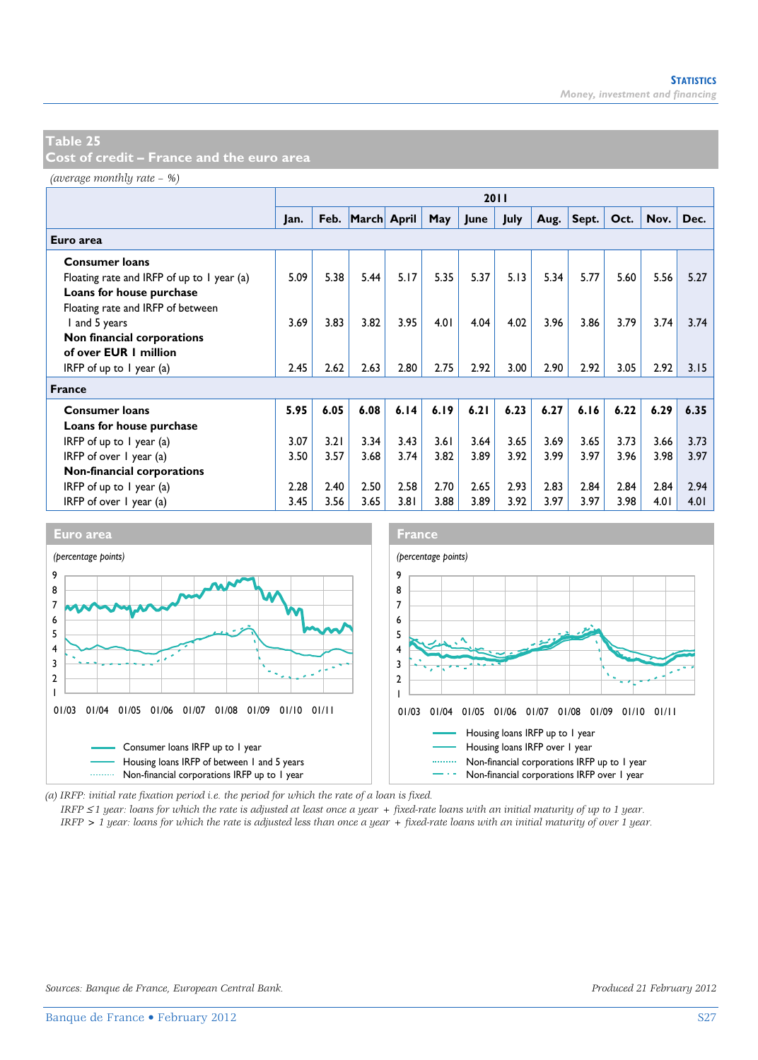## Table 25
## Cost of credit – France and the euro area

*(average monthly rate – %)*

| | 2011 | | | | | | | | | | | |
|---|---|---|---|---|---|---|---|---|---|---|---|---|
| | Jan. | Feb. | March | April | May | June | July | Aug. | Sept. | Oct. | Nov. | Dec. |
| **Euro area** | | | | | | | | | | | | |
| **Consumer loans** | | | | | | | | | | | | |
| Floating rate and IRFP of up to 1 year (a) | 5.09 | 5.38 | 5.44 | 5.17 | 5.35 | 5.37 | 5.13 | 5.34 | 5.77 | 5.60 | 5.56 | 5.27 |
| **Loans for house purchase** | | | | | | | | | | | | |
| Floating rate and IRFP of between 1 and 5 years | 3.69 | 3.83 | 3.82 | 3.95 | 4.01 | 4.04 | 4.02 | 3.96 | 3.86 | 3.79 | 3.74 | 3.74 |
| **Non financial corporations of over EUR 1 million** | | | | | | | | | | | | |
| IRFP of up to 1 year (a) | 2.45 | 2.62 | 2.63 | 2.80 | 2.75 | 2.92 | 3.00 | 2.90 | 2.92 | 3.05 | 2.92 | 3.15 |
| **France** | | | | | | | | | | | | |
| **Consumer loans** | **5.95** | **6.05** | **6.08** | **6.14** | **6.19** | **6.21** | **6.23** | **6.27** | **6.16** | **6.22** | **6.29** | **6.35** |
| **Loans for house purchase** | | | | | | | | | | | | |
| IRFP of up to 1 year (a) | 3.07 | 3.21 | 3.34 | 3.43 | 3.61 | 3.64 | 3.65 | 3.69 | 3.65 | 3.73 | 3.66 | 3.73 |
| IRFP of over 1 year (a) | 3.50 | 3.57 | 3.68 | 3.74 | 3.82 | 3.89 | 3.92 | 3.99 | 3.97 | 3.96 | 3.98 | 3.97 |
| **Non-financial corporations** | | | | | | | | | | | | |
| IRFP of up to 1 year (a) | 2.28 | 2.40 | 2.50 | 2.58 | 2.70 | 2.65 | 2.93 | 2.83 | 2.84 | 2.84 | 2.84 | 2.94 |
| IRFP of over 1 year (a) | 3.45 | 3.56 | 3.65 | 3.81 | 3.88 | 3.89 | 3.92 | 3.97 | 3.97 | 3.98 | 4.01 | 4.01 |

### Euro area

*(percentage points)*

- Consumer loans IRFP up to 1 year
- Housing loans IRFP of between 1 and 5 years
- Non-financial corporations IRFP up to 1 year

### France

*(percentage points)*

- Housing loans IRFP up to 1 year
- Housing loans IRFP over 1 year
- Non-financial corporations IRFP up to 1 year
- Non-financial corporations IRFP over 1 year

*(a) IRFP: initial rate fixation period i.e. the period for which the rate of a loan is fixed.*
*IRFP ≤ 1 year: loans for which the rate is adjusted at least once a year + fixed-rate loans with an initial maturity of up to 1 year.*
*IRFP > 1 year: loans for which the rate is adjusted less than once a year + fixed-rate loans with an initial maturity of over 1 year.*

*Sources: Banque de France, European Central Bank.*

*Produced 21 February 2012*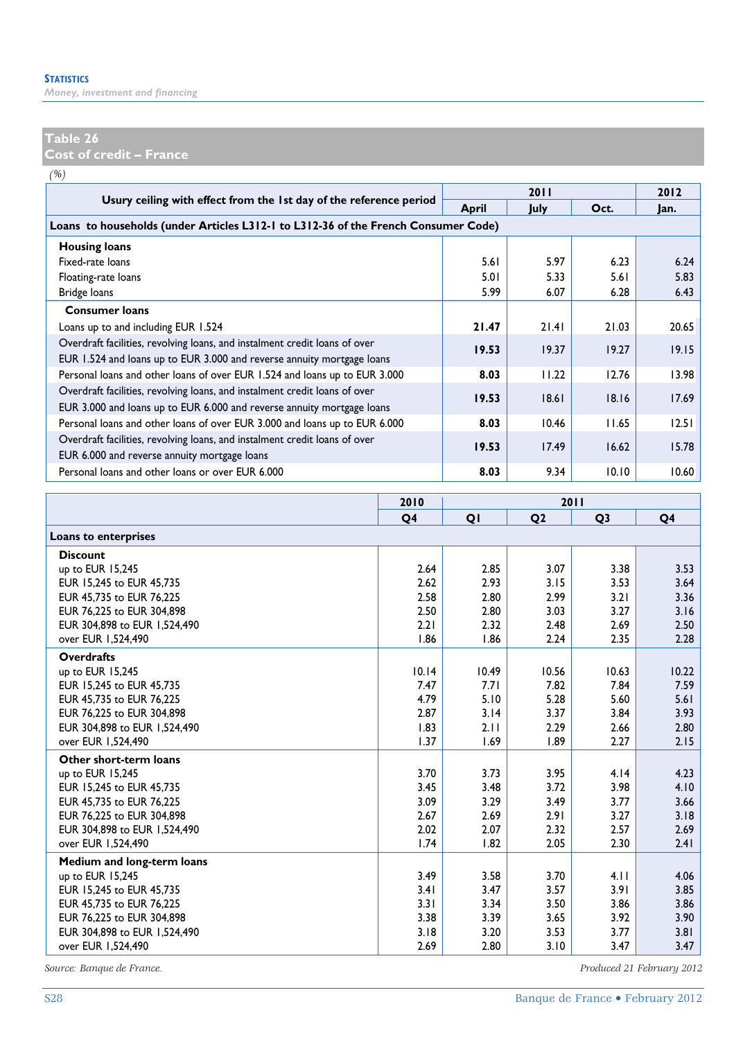## Table 26
## Cost of credit – France

*(%)*

| Usury ceiling with effect from the 1st day of the reference period | 2011 | | | 2012 |
|---|---|---|---|---|
| | April | July | Oct. | Jan. |
| **Loans to households (under Articles L312-1 to L312-36 of the French Consumer Code)** | | | | |
| **Housing loans** | | | | |
| Fixed-rate loans | 5.61 | 5.97 | 6.23 | 6.24 |
| Floating-rate loans | 5.01 | 5.33 | 5.61 | 5.83 |
| Bridge loans | 5.99 | 6.07 | 6.28 | 6.43 |
| **Consumer loans** | | | | |
| Loans up to and including EUR 1.524 | **21.47** | 21.41 | 21.03 | 20.65 |
| Overdraft facilities, revolving loans, and instalment credit loans of over EUR 1.524 and loans up to EUR 3.000 and reverse annuity mortgage loans | **19.53** | 19.37 | 19.27 | 19.15 |
| Personal loans and other loans of over EUR 1.524 and loans up to EUR 3.000 | **8.03** | 11.22 | 12.76 | 13.98 |
| Overdraft facilities, revolving loans, and instalment credit loans of over EUR 3.000 and loans up to EUR 6.000 and reverse annuity mortgage loans | **19.53** | 18.61 | 18.16 | 17.69 |
| Personal loans and other loans of over EUR 3.000 and loans up to EUR 6.000 | **8.03** | 10.46 | 11.65 | 12.51 |
| Overdraft facilities, revolving loans, and instalment credit loans of over EUR 6.000 and reverse annuity mortgage loans | **19.53** | 17.49 | 16.62 | 15.78 |
| Personal loans and other loans or over EUR 6.000 | **8.03** | 9.34 | 10.10 | 10.60 |

| | 2010 | 2011 | | | |
|---|---|---|---|---|---|
| | Q4 | Q1 | Q2 | Q3 | Q4 |
| **Loans to enterprises** | | | | | |
| **Discount** | | | | | |
| up to EUR 15,245 | 2.64 | 2.85 | 3.07 | 3.38 | 3.53 |
| EUR 15,245 to EUR 45,735 | 2.62 | 2.93 | 3.15 | 3.53 | 3.64 |
| EUR 45,735 to EUR 76,225 | 2.58 | 2.80 | 2.99 | 3.21 | 3.36 |
| EUR 76,225 to EUR 304,898 | 2.50 | 2.80 | 3.03 | 3.27 | 3.16 |
| EUR 304,898 to EUR 1,524,490 | 2.21 | 2.32 | 2.48 | 2.69 | 2.50 |
| over EUR 1,524,490 | 1.86 | 1.86 | 2.24 | 2.35 | 2.28 |
| **Overdrafts** | | | | | |
| up to EUR 15,245 | 10.14 | 10.49 | 10.56 | 10.63 | 10.22 |
| EUR 15,245 to EUR 45,735 | 7.47 | 7.71 | 7.82 | 7.84 | 7.59 |
| EUR 45,735 to EUR 76,225 | 4.79 | 5.10 | 5.28 | 5.60 | 5.61 |
| EUR 76,225 to EUR 304,898 | 2.87 | 3.14 | 3.37 | 3.84 | 3.93 |
| EUR 304,898 to EUR 1,524,490 | 1.83 | 2.11 | 2.29 | 2.66 | 2.80 |
| over EUR 1,524,490 | 1.37 | 1.69 | 1.89 | 2.27 | 2.15 |
| **Other short-term loans** | | | | | |
| up to EUR 15,245 | 3.70 | 3.73 | 3.95 | 4.14 | 4.23 |
| EUR 15,245 to EUR 45,735 | 3.45 | 3.48 | 3.72 | 3.98 | 4.10 |
| EUR 45,735 to EUR 76,225 | 3.09 | 3.29 | 3.49 | 3.77 | 3.66 |
| EUR 76,225 to EUR 304,898 | 2.67 | 2.69 | 2.91 | 3.27 | 3.18 |
| EUR 304,898 to EUR 1,524,490 | 2.02 | 2.07 | 2.32 | 2.57 | 2.69 |
| over EUR 1,524,490 | 1.74 | 1.82 | 2.05 | 2.30 | 2.41 |
| **Medium and long-term loans** | | | | | |
| up to EUR 15,245 | 3.49 | 3.58 | 3.70 | 4.11 | 4.06 |
| EUR 15,245 to EUR 45,735 | 3.41 | 3.47 | 3.57 | 3.91 | 3.85 |
| EUR 45,735 to EUR 76,225 | 3.31 | 3.34 | 3.50 | 3.86 | 3.86 |
| EUR 76,225 to EUR 304,898 | 3.38 | 3.39 | 3.65 | 3.92 | 3.90 |
| EUR 304,898 to EUR 1,524,490 | 3.18 | 3.20 | 3.53 | 3.77 | 3.81 |
| over EUR 1,524,490 | 2.69 | 2.80 | 3.10 | 3.47 | 3.47 |

*Source: Banque de France.*

*Produced 21 February 2012*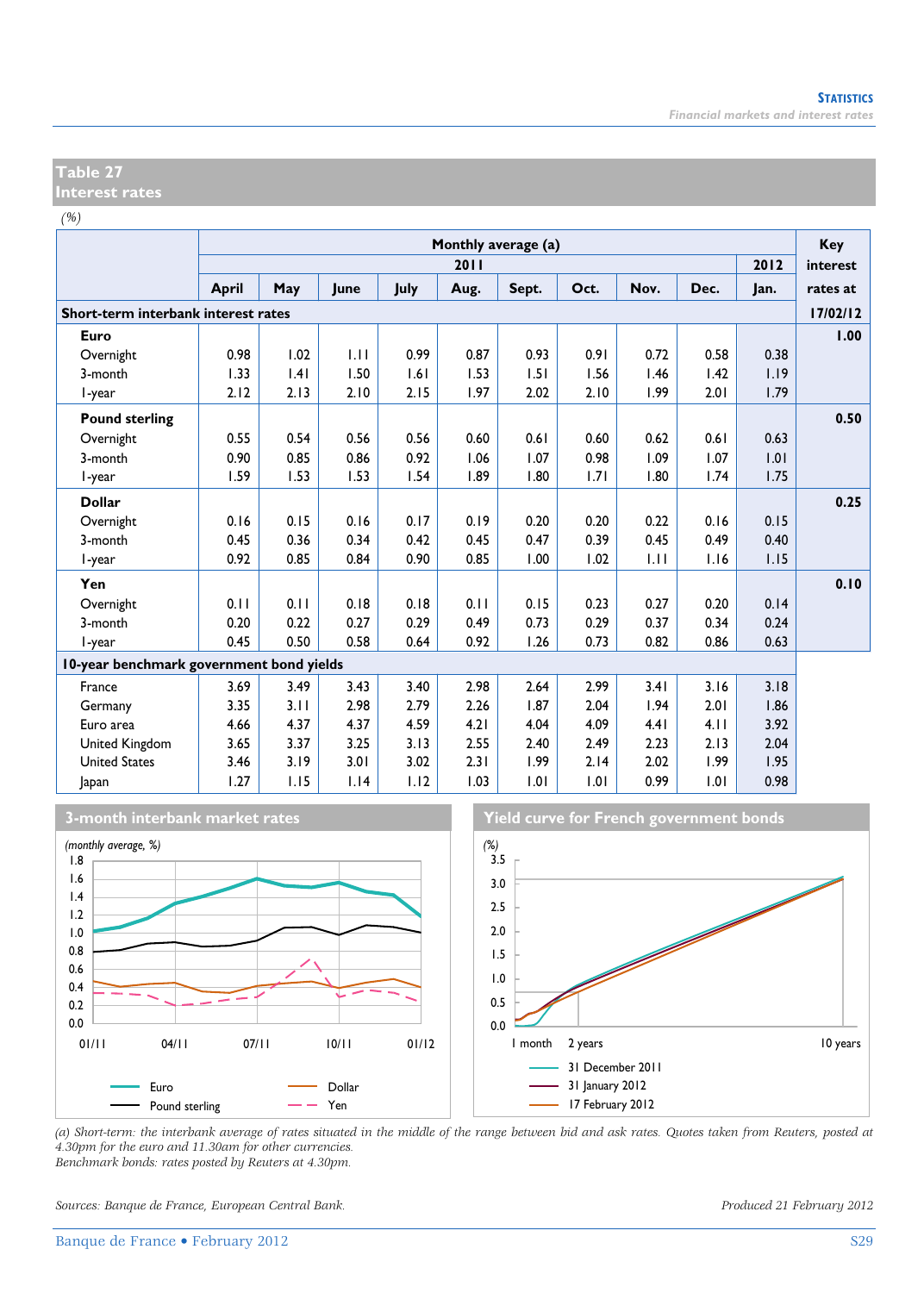## Table 27
## Interest rates

*(%)*

| | Monthly average (a) | | | | | | | | | | Key interest rates at |
|---|---|---|---|---|---|---|---|---|---|---|---|
| | 2011 | | | | | | | | | 2012 | |
| | April | May | June | July | Aug. | Sept. | Oct. | Nov. | Dec. | Jan. | |
| **Short-term interbank interest rates** | | | | | | | | | | | **17/02/12** |
| **Euro** | | | | | | | | | | | **1.00** |
| Overnight | 0.98 | 1.02 | 1.11 | 0.99 | 0.87 | 0.93 | 0.91 | 0.72 | 0.58 | 0.38 | |
| 3-month | 1.33 | 1.41 | 1.50 | 1.61 | 1.53 | 1.51 | 1.56 | 1.46 | 1.42 | 1.19 | |
| 1-year | 2.12 | 2.13 | 2.10 | 2.15 | 1.97 | 2.02 | 2.10 | 1.99 | 2.01 | 1.79 | |
| **Pound sterling** | | | | | | | | | | | **0.50** |
| Overnight | 0.55 | 0.54 | 0.56 | 0.56 | 0.60 | 0.61 | 0.60 | 0.62 | 0.61 | 0.63 | |
| 3-month | 0.90 | 0.85 | 0.86 | 0.92 | 1.06 | 1.07 | 0.98 | 1.09 | 1.07 | 1.01 | |
| 1-year | 1.59 | 1.53 | 1.53 | 1.54 | 1.89 | 1.80 | 1.71 | 1.80 | 1.74 | 1.75 | |
| **Dollar** | | | | | | | | | | | **0.25** |
| Overnight | 0.16 | 0.15 | 0.16 | 0.17 | 0.19 | 0.20 | 0.20 | 0.22 | 0.16 | 0.15 | |
| 3-month | 0.45 | 0.36 | 0.34 | 0.42 | 0.45 | 0.47 | 0.39 | 0.45 | 0.49 | 0.40 | |
| 1-year | 0.92 | 0.85 | 0.84 | 0.90 | 0.85 | 1.00 | 1.02 | 1.11 | 1.16 | 1.15 | |
| **Yen** | | | | | | | | | | | **0.10** |
| Overnight | 0.11 | 0.11 | 0.18 | 0.18 | 0.11 | 0.15 | 0.23 | 0.27 | 0.20 | 0.14 | |
| 3-month | 0.20 | 0.22 | 0.27 | 0.29 | 0.49 | 0.73 | 0.29 | 0.37 | 0.34 | 0.24 | |
| 1-year | 0.45 | 0.50 | 0.58 | 0.64 | 0.92 | 1.26 | 0.73 | 0.82 | 0.86 | 0.63 | |
| **10-year benchmark government bond yields** | | | | | | | | | | | |
| France | 3.69 | 3.49 | 3.43 | 3.40 | 2.98 | 2.64 | 2.99 | 3.41 | 3.16 | 3.18 | |
| Germany | 3.35 | 3.11 | 2.98 | 2.79 | 2.26 | 1.87 | 2.04 | 1.94 | 2.01 | 1.86 | |
| Euro area | 4.66 | 4.37 | 4.37 | 4.59 | 4.21 | 4.04 | 4.09 | 4.41 | 4.11 | 3.92 | |
| United Kingdom | 3.65 | 3.37 | 3.25 | 3.13 | 2.55 | 2.40 | 2.49 | 2.23 | 2.13 | 2.04 | |
| United States | 3.46 | 3.19 | 3.01 | 3.02 | 2.31 | 1.99 | 2.14 | 2.02 | 1.99 | 1.95 | |
| Japan | 1.27 | 1.15 | 1.14 | 1.12 | 1.03 | 1.01 | 1.01 | 0.99 | 1.01 | 0.98 | |

**3-month interbank market rates**

*(monthly average, %)*

Euro, Pound sterling, Dollar, Yen

**Yield curve for French government bonds**

*(%)*

31 December 2011, 31 January 2012, 17 February 2012

*(a) Short-term: the interbank average of rates situated in the middle of the range between bid and ask rates. Quotes taken from Reuters, posted at 4.30pm for the euro and 11.30am for other currencies.*
*Benchmark bonds: rates posted by Reuters at 4.30pm.*

*Sources: Banque de France, European Central Bank.*

*Produced 21 February 2012*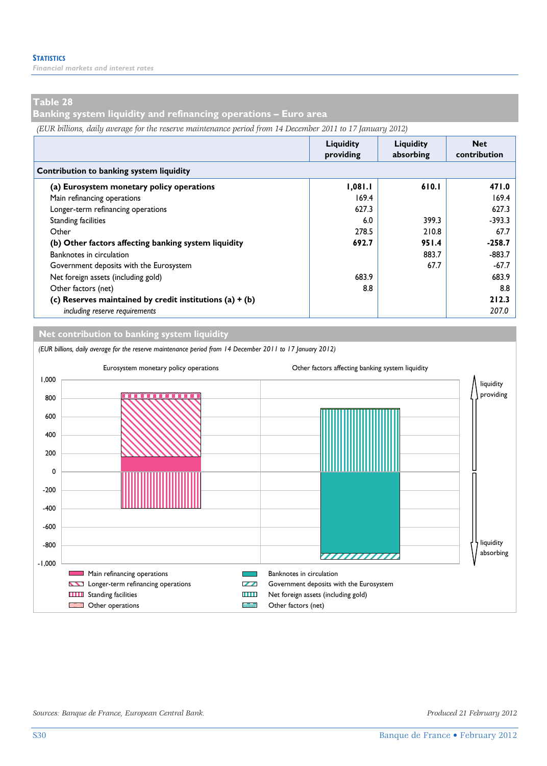## Table 28

## Banking system liquidity and refinancing operations – Euro area

*(EUR billions, daily average for the reserve maintenance period from 14 December 2011 to 17 January 2012)*

| | Liquidity providing | Liquidity absorbing | Net contribution |
|---|---|---|---|
| **Contribution to banking system liquidity** | | | |
| **(a) Eurosystem monetary policy operations** | **1,081.1** | **610.1** | **471.0** |
| Main refinancing operations | 169.4 | | 169.4 |
| Longer-term refinancing operations | 627.3 | | 627.3 |
| Standing facilities | 6.0 | 399.3 | -393.3 |
| Other | 278.5 | 210.8 | 67.7 |
| **(b) Other factors affecting banking system liquidity** | **692.7** | **951.4** | **-258.7** |
| Banknotes in circulation | | 883.7 | -883.7 |
| Government deposits with the Eurosystem | | 67.7 | -67.7 |
| Net foreign assets (including gold) | 683.9 | | 683.9 |
| Other factors (net) | 8.8 | | 8.8 |
| **(c) Reserves maintained by credit institutions (a) + (b)** | | | **212.3** |
| *including reserve requirements* | | | *207.0* |

## Net contribution to banking system liquidity

*(EUR billions, daily average for the reserve maintenance period from 14 December 2011 to 17 January 2012)*

Sources: Banque de France, European Central Bank.

Produced 21 February 2012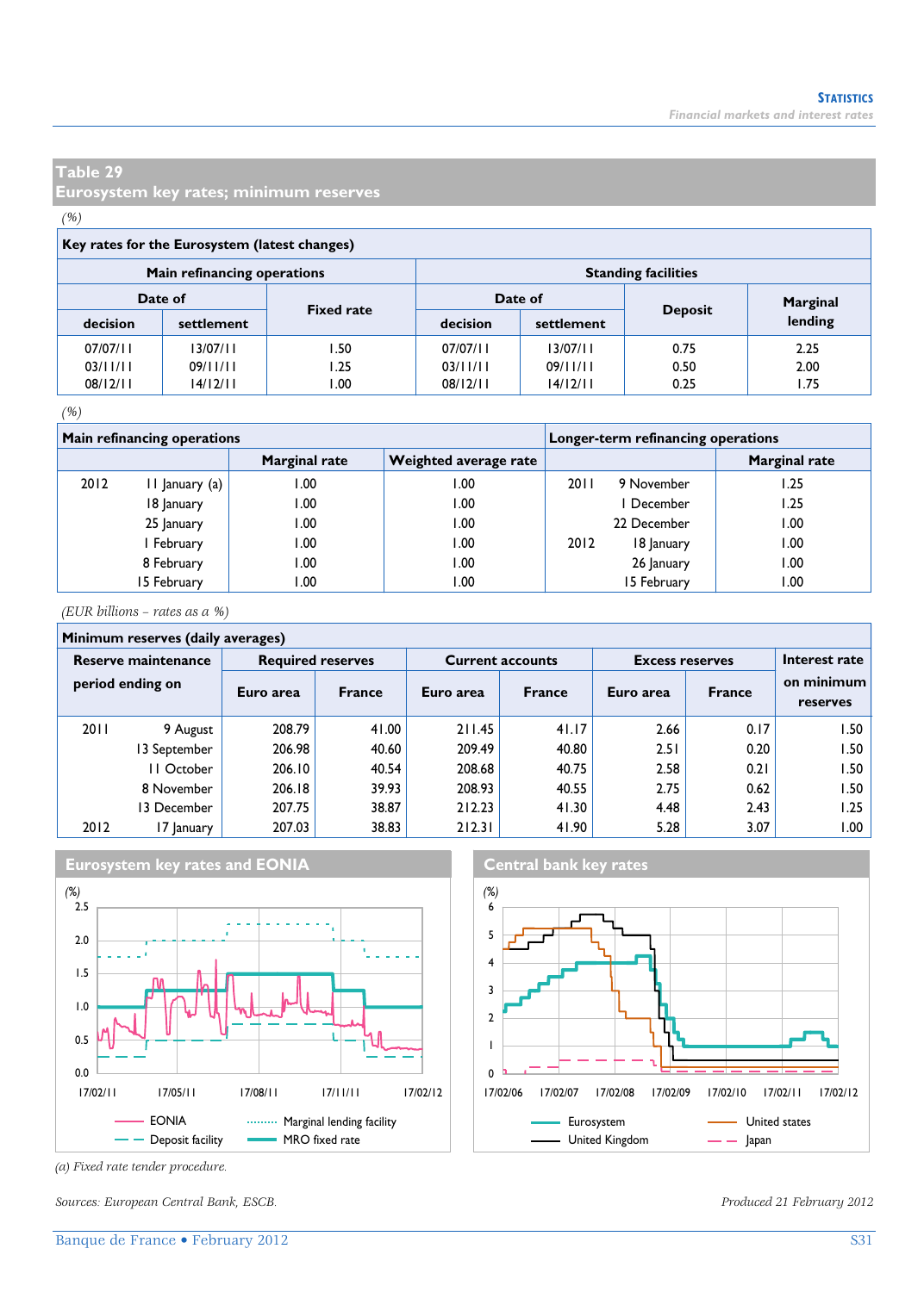## Table 29
## Eurosystem key rates; minimum reserves

*(%)*

**Key rates for the Eurosystem (latest changes)**

| Main refinancing operations | | | Standing facilities | | | |
|---|---|---|---|---|---|---|
| Date of | | Fixed rate | Date of | | Deposit | Marginal lending |
| decision | settlement | | decision | settlement | | |
| 07/07/11 | 13/07/11 | 1.50 | 07/07/11 | 13/07/11 | 0.75 | 2.25 |
| 03/11/11 | 09/11/11 | 1.25 | 03/11/11 | 09/11/11 | 0.50 | 2.00 |
| 08/12/11 | 14/12/11 | 1.00 | 08/12/11 | 14/12/11 | 0.25 | 1.75 |

*(%)*

| Main refinancing operations | | Marginal rate | Weighted average rate | Longer-term refinancing operations | | Marginal rate |
|---|---|---|---|---|---|---|
| 2012 | 11 January (a) | 1.00 | 1.00 | 2011 | 9 November | 1.25 |
| | 18 January | 1.00 | 1.00 | | 1 December | 1.25 |
| | 25 January | 1.00 | 1.00 | | 22 December | 1.00 |
| | 1 February | 1.00 | 1.00 | 2012 | 18 January | 1.00 |
| | 8 February | 1.00 | 1.00 | | 26 January | 1.00 |
| | 15 February | 1.00 | 1.00 | | 15 February | 1.00 |

*(EUR billions – rates as a %)*

**Minimum reserves (daily averages)**

| Reserve maintenance period ending on | | Required reserves | | Current accounts | | Excess reserves | | Interest rate on minimum reserves |
|---|---|---|---|---|---|---|---|---|
| | | Euro area | France | Euro area | France | Euro area | France | |
| 2011 | 9 August | 208.79 | 41.00 | 211.45 | 41.17 | 2.66 | 0.17 | 1.50 |
| | 13 September | 206.98 | 40.60 | 209.49 | 40.80 | 2.51 | 0.20 | 1.50 |
| | 11 October | 206.10 | 40.54 | 208.68 | 40.75 | 2.58 | 0.21 | 1.50 |
| | 8 November | 206.18 | 39.93 | 208.93 | 40.55 | 2.75 | 0.62 | 1.50 |
| | 13 December | 207.75 | 38.87 | 212.23 | 41.30 | 4.48 | 2.43 | 1.25 |
| 2012 | 17 January | 207.03 | 38.83 | 212.31 | 41.90 | 5.28 | 3.07 | 1.00 |

**Eurosystem key rates and EONIA**

**Central bank key rates**

(a) Fixed rate tender procedure.

*Sources: European Central Bank, ESCB.*

*Produced 21 February 2012*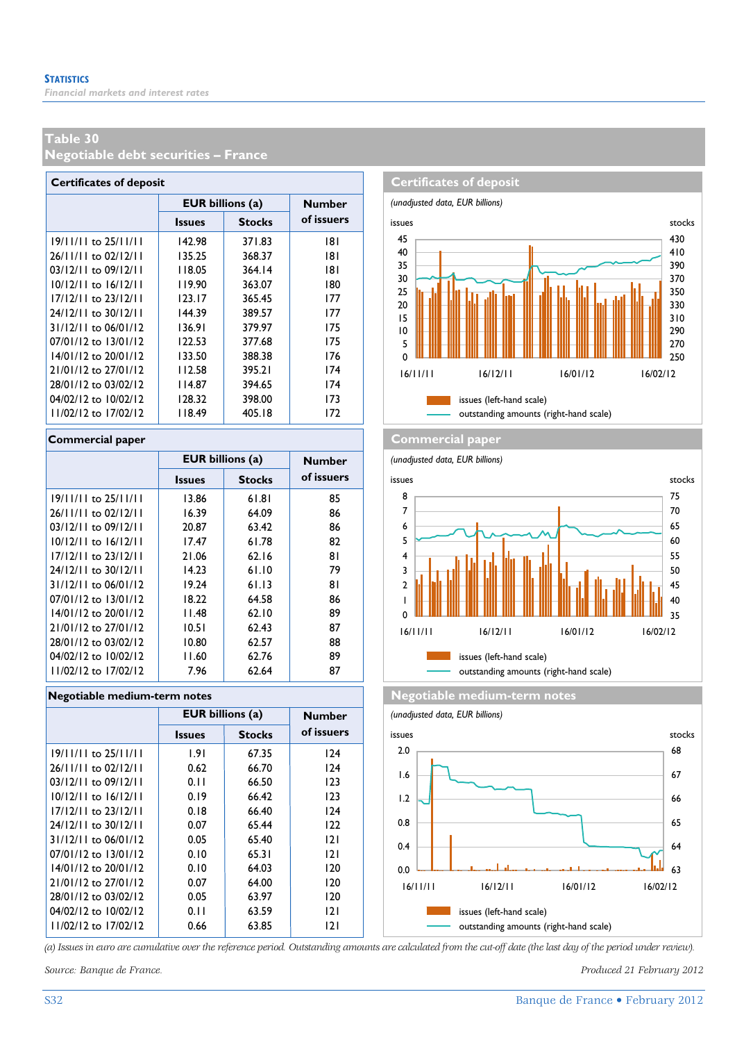## Table 30
## Negotiable debt securities – France

### Certificates of deposit

| | EUR billions (a) | | Number of issuers |
|---|---|---|---|
| | Issues | Stocks | |
| 19/11/11 to 25/11/11 | 142.98 | 371.83 | 181 |
| 26/11/11 to 02/12/11 | 135.25 | 368.37 | 181 |
| 03/12/11 to 09/12/11 | 118.05 | 364.14 | 181 |
| 10/12/11 to 16/12/11 | 119.90 | 363.07 | 180 |
| 17/12/11 to 23/12/11 | 123.17 | 365.45 | 177 |
| 24/12/11 to 30/12/11 | 144.39 | 389.57 | 177 |
| 31/12/11 to 06/01/12 | 136.91 | 379.97 | 175 |
| 07/01/12 to 13/01/12 | 122.53 | 377.68 | 175 |
| 14/01/12 to 20/01/12 | 133.50 | 388.38 | 176 |
| 21/01/12 to 27/01/12 | 112.58 | 395.21 | 174 |
| 28/01/12 to 03/02/12 | 114.87 | 394.65 | 174 |
| 04/02/12 to 10/02/12 | 128.32 | 398.00 | 173 |
| 11/02/12 to 17/02/12 | 118.49 | 405.18 | 172 |

**Certificates of deposit**

*(unadjusted data, EUR billions)*

issues (left-hand scale); outstanding amounts (right-hand scale)

### Commercial paper

| | EUR billions (a) | | Number of issuers |
|---|---|---|---|
| | Issues | Stocks | |
| 19/11/11 to 25/11/11 | 13.86 | 61.81 | 85 |
| 26/11/11 to 02/12/11 | 16.39 | 64.09 | 86 |
| 03/12/11 to 09/12/11 | 20.87 | 63.42 | 86 |
| 10/12/11 to 16/12/11 | 17.47 | 61.78 | 82 |
| 17/12/11 to 23/12/11 | 21.06 | 62.16 | 81 |
| 24/12/11 to 30/12/11 | 14.23 | 61.10 | 79 |
| 31/12/11 to 06/01/12 | 19.24 | 61.13 | 81 |
| 07/01/12 to 13/01/12 | 18.22 | 64.58 | 86 |
| 14/01/12 to 20/01/12 | 11.48 | 62.10 | 89 |
| 21/01/12 to 27/01/12 | 10.51 | 62.43 | 87 |
| 28/01/12 to 03/02/12 | 10.80 | 62.57 | 88 |
| 04/02/12 to 10/02/12 | 11.60 | 62.76 | 89 |
| 11/02/12 to 17/02/12 | 7.96 | 62.64 | 87 |

**Commercial paper**

*(unadjusted data, EUR billions)*

issues (left-hand scale); outstanding amounts (right-hand scale)

### Negotiable medium-term notes

| | EUR billions (a) | | Number of issuers |
|---|---|---|---|
| | Issues | Stocks | |
| 19/11/11 to 25/11/11 | 1.91 | 67.35 | 124 |
| 26/11/11 to 02/12/11 | 0.62 | 66.70 | 124 |
| 03/12/11 to 09/12/11 | 0.11 | 66.50 | 123 |
| 10/12/11 to 16/12/11 | 0.19 | 66.42 | 123 |
| 17/12/11 to 23/12/11 | 0.18 | 66.40 | 124 |
| 24/12/11 to 30/12/11 | 0.07 | 65.44 | 122 |
| 31/12/11 to 06/01/12 | 0.05 | 65.40 | 121 |
| 07/01/12 to 13/01/12 | 0.10 | 65.31 | 121 |
| 14/01/12 to 20/01/12 | 0.10 | 64.03 | 120 |
| 21/01/12 to 27/01/12 | 0.07 | 64.00 | 120 |
| 28/01/12 to 03/02/12 | 0.05 | 63.97 | 120 |
| 04/02/12 to 10/02/12 | 0.11 | 63.59 | 121 |
| 11/02/12 to 17/02/12 | 0.66 | 63.85 | 121 |

**Negotiable medium-term notes**

*(unadjusted data, EUR billions)*

issues (left-hand scale); outstanding amounts (right-hand scale)

*(a) Issues in euro are cumulative over the reference period. Outstanding amounts are calculated from the cut-off date (the last day of the period under review).*

*Source: Banque de France.*

*Produced 21 February 2012*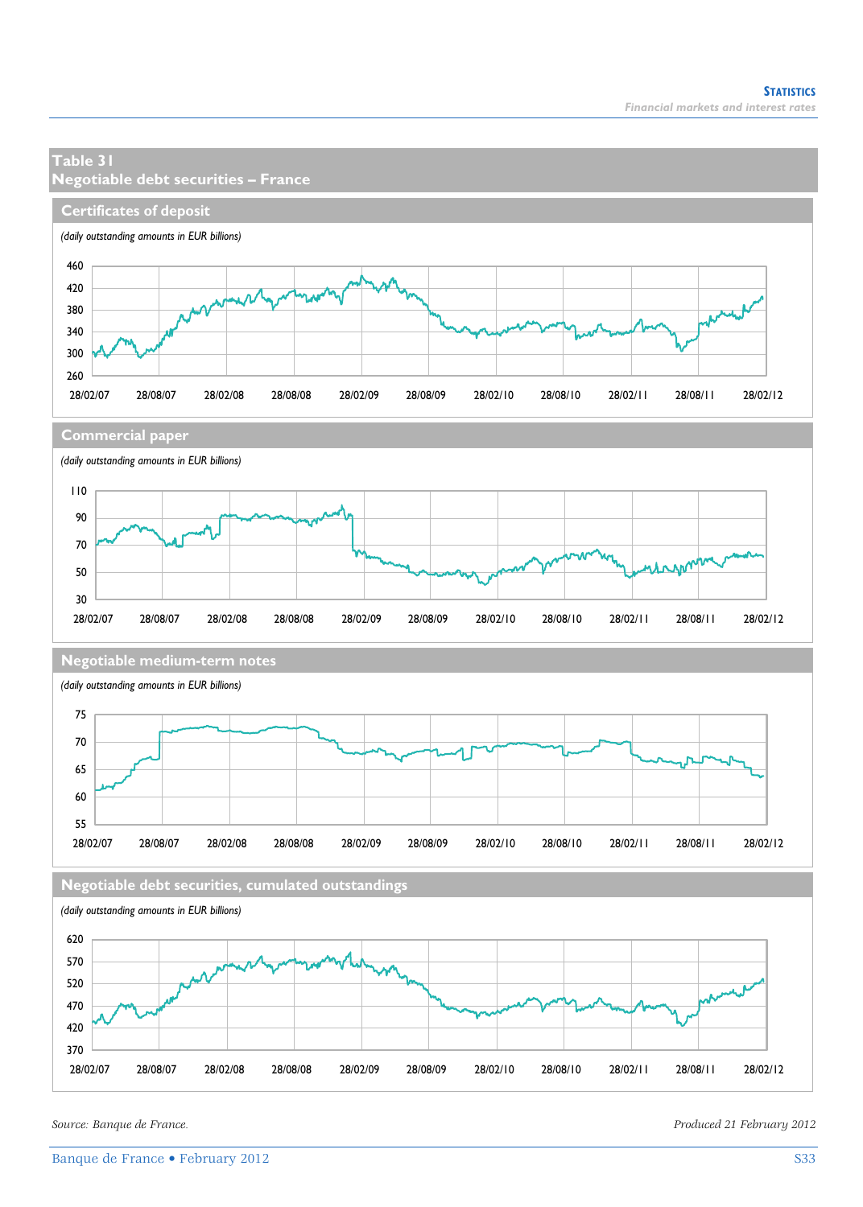## Table 31
## Negotiable debt securities – France

### Certificates of deposit

*(daily outstanding amounts in EUR billions)*

### Commercial paper

*(daily outstanding amounts in EUR billions)*

### Negotiable medium-term notes

*(daily outstanding amounts in EUR billions)*

### Negotiable debt securities, cumulated outstandings

*(daily outstanding amounts in EUR billions)*

*Source: Banque de France.*

*Produced 21 February 2012*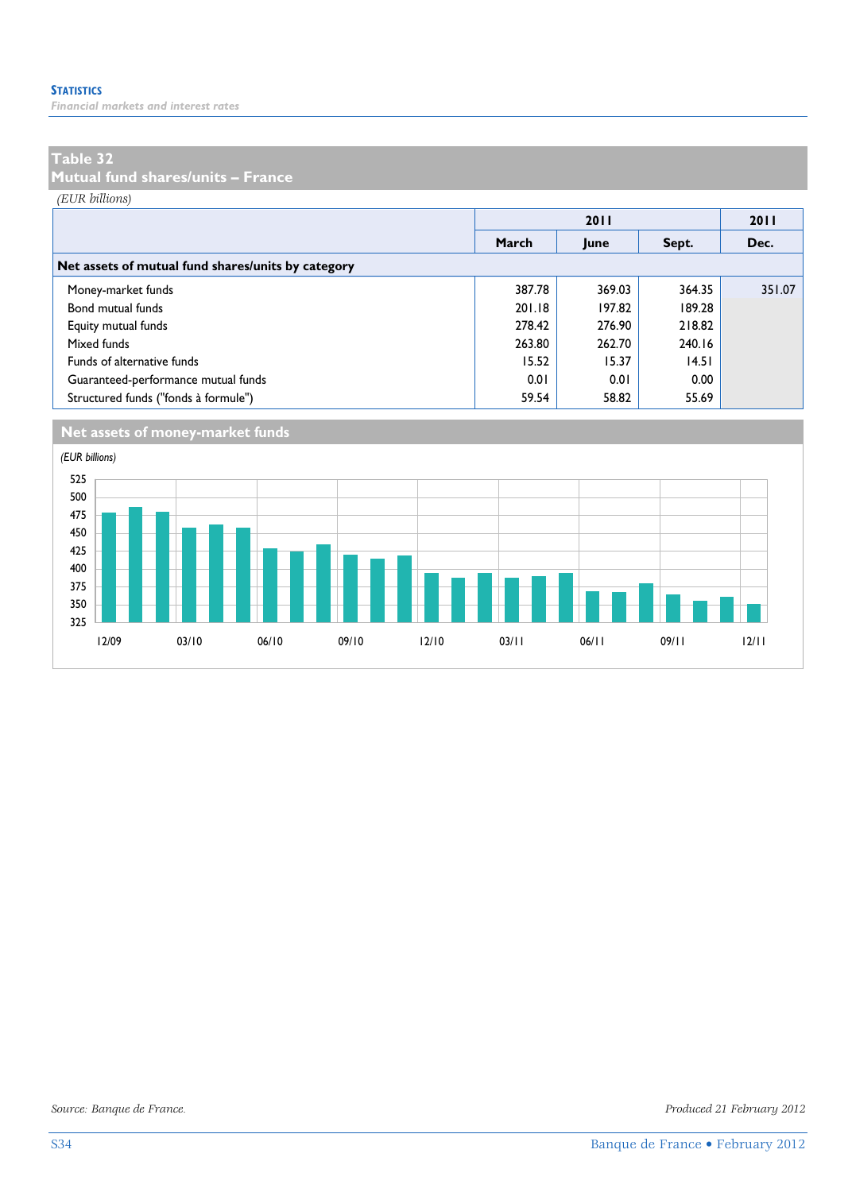## Table 32
## Mutual fund shares/units – France

*(EUR billions)*

| | 2011 | | | 2011 |
|---|---|---|---|---|
| | March | June | Sept. | Dec. |
| **Net assets of mutual fund shares/units by category** | | | | |
| Money-market funds | 387.78 | 369.03 | 364.35 | 351.07 |
| Bond mutual funds | 201.18 | 197.82 | 189.28 | |
| Equity mutual funds | 278.42 | 276.90 | 218.82 | |
| Mixed funds | 263.80 | 262.70 | 240.16 | |
| Funds of alternative funds | 15.52 | 15.37 | 14.51 | |
| Guaranteed-performance mutual funds | 0.01 | 0.01 | 0.00 | |
| Structured funds ("fonds à formule") | 59.54 | 58.82 | 55.69 | |

### Net assets of money-market funds

*(EUR billions)*

*Source: Banque de France.*

*Produced 21 February 2012*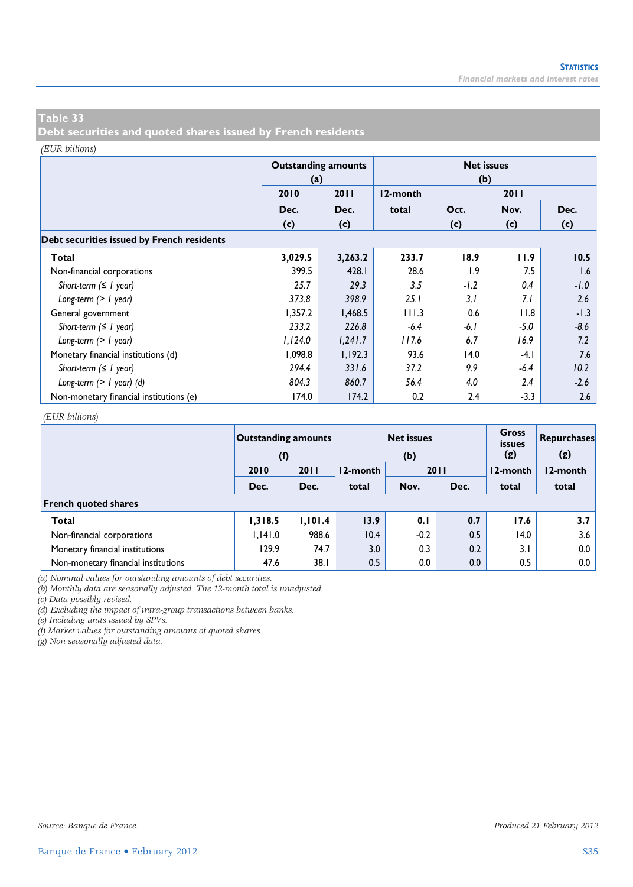## Table 33
## Debt securities and quoted shares issued by French residents

*(EUR billions)*

| | Outstanding amounts (a) | | Net issues (b) | | | |
|---|---|---|---|---|---|---|
| | 2010 | 2011 | 12-month | 2011 | | |
| | Dec. (c) | Dec. (c) | total | Oct. (c) | Nov. (c) | Dec. (c) |
| **Debt securities issued by French residents** | | | | | | |
| **Total** | **3,029.5** | **3,263.2** | **233.7** | **18.9** | **11.9** | **10.5** |
| Non-financial corporations | 399.5 | 428.1 | 28.6 | 1.9 | 7.5 | 1.6 |
| *Short-term (≤ 1 year)* | *25.7* | *29.3* | *3.5* | *-1.2* | *0.4* | *-1.0* |
| *Long-term (> 1 year)* | *373.8* | *398.9* | *25.1* | *3.1* | *7.1* | *2.6* |
| General government | 1,357.2 | 1,468.5 | 111.3 | 0.6 | 11.8 | -1.3 |
| *Short-term (≤ 1 year)* | *233.2* | *226.8* | *-6.4* | *-6.1* | *-5.0* | *-8.6* |
| *Long-term (> 1 year)* | *1,124.0* | *1,241.7* | *117.6* | *6.7* | *16.9* | *7.2* |
| Monetary financial institutions (d) | 1,098.8 | 1,192.3 | 93.6 | 14.0 | -4.1 | 7.6 |
| *Short-term (≤ 1 year)* | *294.4* | *331.6* | *37.2* | *9.9* | *-6.4* | *10.2* |
| *Long-term (> 1 year) (d)* | *804.3* | *860.7* | *56.4* | *4.0* | *2.4* | *-2.6* |
| Non-monetary financial institutions (e) | 174.0 | 174.2 | 0.2 | 2.4 | -3.3 | 2.6 |

*(EUR billions)*

| | Outstanding amounts (f) | | Net issues (b) | | | Gross issues (g) | Repurchases (g) |
|---|---|---|---|---|---|---|---|
| | 2010 | 2011 | 12-month | 2011 | | 12-month | 12-month |
| | Dec. | Dec. | total | Nov. | Dec. | total | total |
| **French quoted shares** | | | | | | | |
| **Total** | **1,318.5** | **1,101.4** | **13.9** | **0.1** | **0.7** | **17.6** | **3.7** |
| Non-financial corporations | 1,141.0 | 988.6 | 10.4 | -0.2 | 0.5 | 14.0 | 3.6 |
| Monetary financial institutions | 129.9 | 74.7 | 3.0 | 0.3 | 0.2 | 3.1 | 0.0 |
| Non-monetary financial institutions | 47.6 | 38.1 | 0.5 | 0.0 | 0.0 | 0.5 | 0.0 |

*(a) Nominal values for outstanding amounts of debt securities.*
*(b) Monthly data are seasonally adjusted. The 12-month total is unadjusted.*
*(c) Data possibly revised.*
*(d) Excluding the impact of intra-group transactions between banks.*
*(e) Including units issued by SPVs.*
*(f) Market values for outstanding amounts of quoted shares.*
*(g) Non-seasonally adjusted data.*

*Source: Banque de France.*

*Produced 21 February 2012*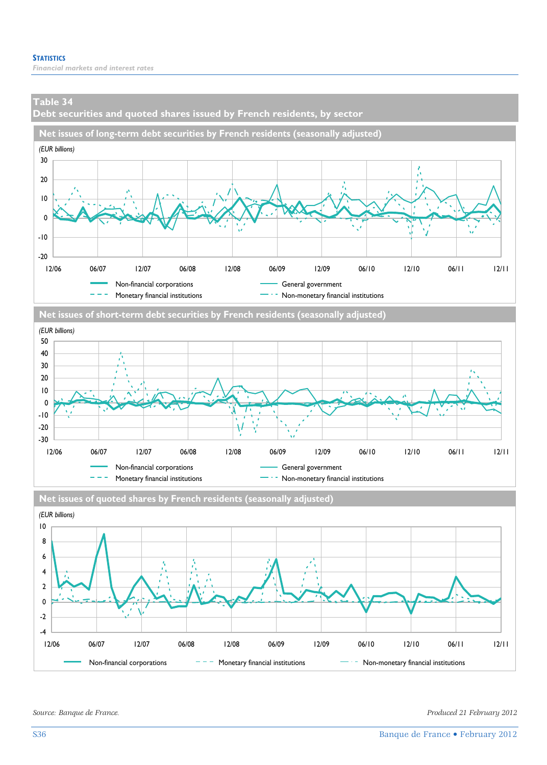## Table 34

### Debt securities and quoted shares issued by French residents, by sector

#### Net issues of long-term debt securities by French residents (seasonally adjusted)

*(EUR billions)*

Non-financial corporations — General government — Monetary financial institutions — Non-monetary financial institutions

#### Net issues of short-term debt securities by French residents (seasonally adjusted)

*(EUR billions)*

Non-financial corporations — General government — Monetary financial institutions — Non-monetary financial institutions

#### Net issues of quoted shares by French residents (seasonally adjusted)

*(EUR billions)*

Non-financial corporations — Monetary financial institutions — Non-monetary financial institutions

*Source: Banque de France.*

*Produced 21 February 2012*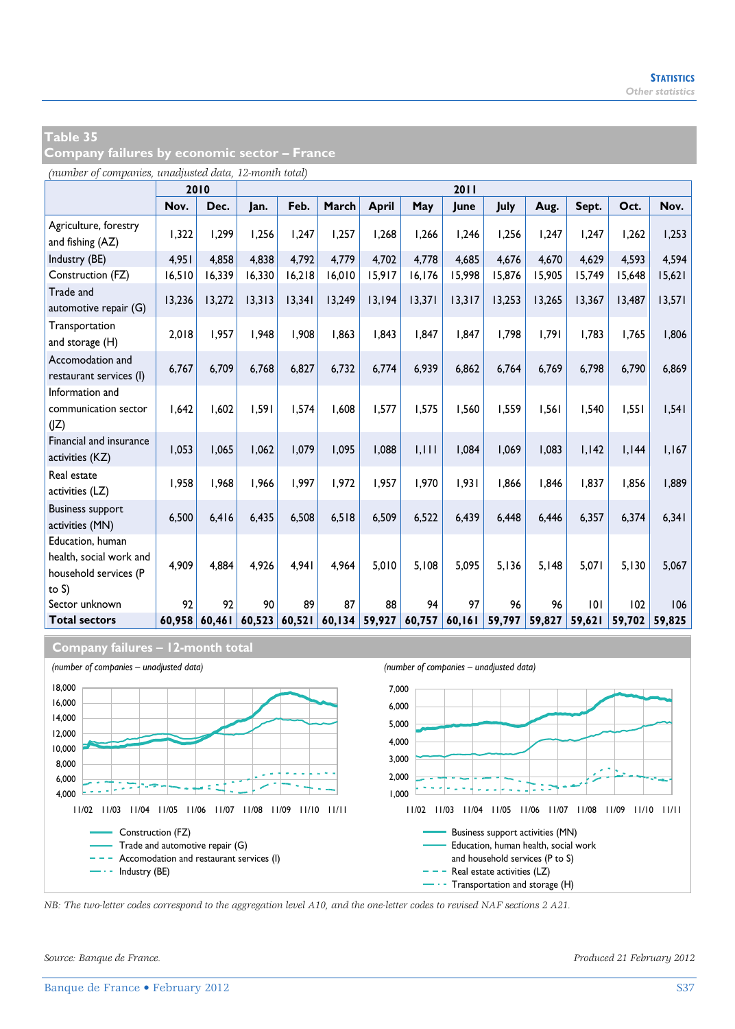## Table 35
## Company failures by economic sector – France

*(number of companies, unadjusted data, 12-month total)*

| | 2010 | | 2011 | | | | | | | | | | |
|---|---|---|---|---|---|---|---|---|---|---|---|---|---|
| | Nov. | Dec. | Jan. | Feb. | March | April | May | June | July | Aug. | Sept. | Oct. | Nov. |
| Agriculture, forestry and fishing (AZ) | 1,322 | 1,299 | 1,256 | 1,247 | 1,257 | 1,268 | 1,266 | 1,246 | 1,256 | 1,247 | 1,247 | 1,262 | 1,253 |
| Industry (BE) | 4,951 | 4,858 | 4,838 | 4,792 | 4,779 | 4,702 | 4,778 | 4,685 | 4,676 | 4,670 | 4,629 | 4,593 | 4,594 |
| Construction (FZ) | 16,510 | 16,339 | 16,330 | 16,218 | 16,010 | 15,917 | 16,176 | 15,998 | 15,876 | 15,905 | 15,749 | 15,648 | 15,621 |
| Trade and automotive repair (G) | 13,236 | 13,272 | 13,313 | 13,341 | 13,249 | 13,194 | 13,371 | 13,317 | 13,253 | 13,265 | 13,367 | 13,487 | 13,571 |
| Transportation and storage (H) | 2,018 | 1,957 | 1,948 | 1,908 | 1,863 | 1,843 | 1,847 | 1,847 | 1,798 | 1,791 | 1,783 | 1,765 | 1,806 |
| Accomodation and restaurant services (I) | 6,767 | 6,709 | 6,768 | 6,827 | 6,732 | 6,774 | 6,939 | 6,862 | 6,764 | 6,769 | 6,798 | 6,790 | 6,869 |
| Information and communication sector (JZ) | 1,642 | 1,602 | 1,591 | 1,574 | 1,608 | 1,577 | 1,575 | 1,560 | 1,559 | 1,561 | 1,540 | 1,551 | 1,541 |
| Financial and insurance activities (KZ) | 1,053 | 1,065 | 1,062 | 1,079 | 1,095 | 1,088 | 1,111 | 1,084 | 1,069 | 1,083 | 1,142 | 1,144 | 1,167 |
| Real estate activities (LZ) | 1,958 | 1,968 | 1,966 | 1,997 | 1,972 | 1,957 | 1,970 | 1,931 | 1,866 | 1,846 | 1,837 | 1,856 | 1,889 |
| Business support activities (MN) | 6,500 | 6,416 | 6,435 | 6,508 | 6,518 | 6,509 | 6,522 | 6,439 | 6,448 | 6,446 | 6,357 | 6,374 | 6,341 |
| Education, human health, social work and household services (P to S) | 4,909 | 4,884 | 4,926 | 4,941 | 4,964 | 5,010 | 5,108 | 5,095 | 5,136 | 5,148 | 5,071 | 5,130 | 5,067 |
| Sector unknown | 92 | 92 | 90 | 89 | 87 | 88 | 94 | 97 | 96 | 96 | 101 | 102 | 106 |
| **Total sectors** | **60,958** | **60,461** | **60,523** | **60,521** | **60,134** | **59,927** | **60,757** | **60,161** | **59,797** | **59,827** | **59,621** | **59,702** | **59,825** |

## Company failures – 12-month total

*(number of companies – unadjusted data)*

18,000 / 16,000 / 14,000 / 12,000 / 10,000 / 8,000 / 6,000 / 4,000

11/02 11/03 11/04 11/05 11/06 11/07 11/08 11/09 11/10 11/11

- Construction (FZ)
- Trade and automotive repair (G)
- Accomodation and restaurant services (I)
- Industry (BE)

*(number of companies – unadjusted data)*

7,000 / 6,000 / 5,000 / 4,000 / 3,000 / 2,000 / 1,000

11/02 11/03 11/04 11/05 11/06 11/07 11/08 11/09 11/10 11/11

- Business support activities (MN)
- Education, human health, social work and household services (P to S)
- Real estate activities (LZ)
- Transportation and storage (H)

*NB: The two-letter codes correspond to the aggregation level A10, and the one-letter codes to revised NAF sections 2 A21.*

*Source: Banque de France.*

*Produced 21 February 2012*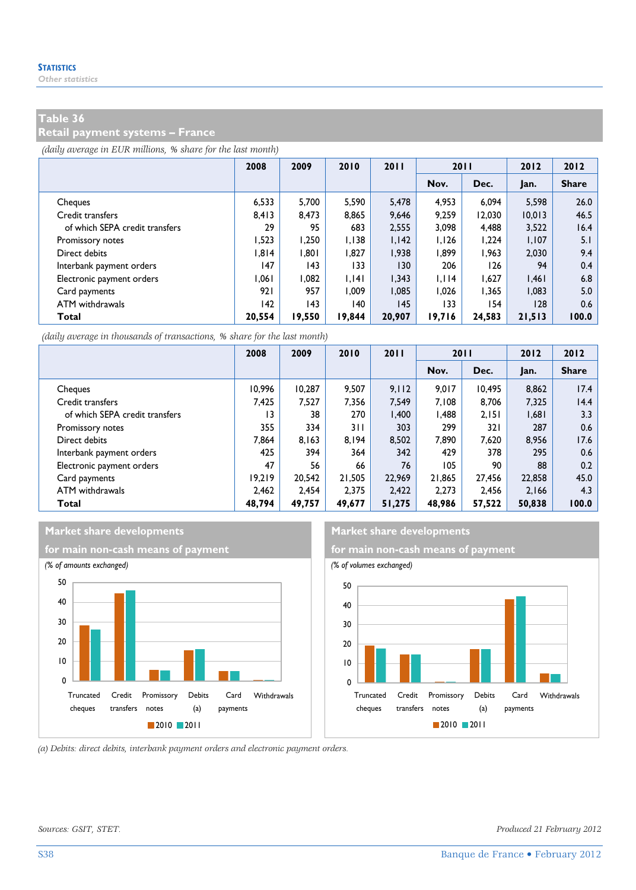## Table 36
## Retail payment systems – France

*(daily average in EUR millions, % share for the last month)*

| | 2008 | 2009 | 2010 | 2011 | 2011 | | 2012 | 2012 |
|---|---|---|---|---|---|---|---|---|
| | | | | | Nov. | Dec. | Jan. | Share |
| Cheques | 6,533 | 5,700 | 5,590 | 5,478 | 4,953 | 6,094 | 5,598 | 26.0 |
| Credit transfers | 8,413 | 8,473 | 8,865 | 9,646 | 9,259 | 12,030 | 10,013 | 46.5 |
| of which SEPA credit transfers | 29 | 95 | 683 | 2,555 | 3,098 | 4,488 | 3,522 | 16.4 |
| Promissory notes | 1,523 | 1,250 | 1,138 | 1,142 | 1,126 | 1,224 | 1,107 | 5.1 |
| Direct debits | 1,814 | 1,801 | 1,827 | 1,938 | 1,899 | 1,963 | 2,030 | 9.4 |
| Interbank payment orders | 147 | 143 | 133 | 130 | 206 | 126 | 94 | 0.4 |
| Electronic payment orders | 1,061 | 1,082 | 1,141 | 1,343 | 1,114 | 1,627 | 1,461 | 6.8 |
| Card payments | 921 | 957 | 1,009 | 1,085 | 1,026 | 1,365 | 1,083 | 5.0 |
| ATM withdrawals | 142 | 143 | 140 | 145 | 133 | 154 | 128 | 0.6 |
| **Total** | **20,554** | **19,550** | **19,844** | **20,907** | **19,716** | **24,583** | **21,513** | **100.0** |

*(daily average in thousands of transactions, % share for the last month)*

| | 2008 | 2009 | 2010 | 2011 | 2011 | | 2012 | 2012 |
|---|---|---|---|---|---|---|---|---|
| | | | | | Nov. | Dec. | Jan. | Share |
| Cheques | 10,996 | 10,287 | 9,507 | 9,112 | 9,017 | 10,495 | 8,862 | 17.4 |
| Credit transfers | 7,425 | 7,527 | 7,356 | 7,549 | 7,108 | 8,706 | 7,325 | 14.4 |
| of which SEPA credit transfers | 13 | 38 | 270 | 1,400 | 1,488 | 2,151 | 1,681 | 3.3 |
| Promissory notes | 355 | 334 | 311 | 303 | 299 | 321 | 287 | 0.6 |
| Direct debits | 7,864 | 8,163 | 8,194 | 8,502 | 7,890 | 7,620 | 8,956 | 17.6 |
| Interbank payment orders | 425 | 394 | 364 | 342 | 429 | 378 | 295 | 0.6 |
| Electronic payment orders | 47 | 56 | 66 | 76 | 105 | 90 | 88 | 0.2 |
| Card payments | 19,219 | 20,542 | 21,505 | 22,969 | 21,865 | 27,456 | 22,858 | 45.0 |
| ATM withdrawals | 2,462 | 2,454 | 2,375 | 2,422 | 2,273 | 2,456 | 2,166 | 4.3 |
| **Total** | **48,794** | **49,757** | **49,677** | **51,275** | **48,986** | **57,522** | **50,838** | **100.0** |

### Market share developments for main non-cash means of payment

*(% of amounts exchanged)*

Categories: Truncated cheques, Credit transfers, Promissory notes, Debits (a), Card payments, Withdrawals — 2010, 2011

### Market share developments for main non-cash means of payment

*(% of volumes exchanged)*

Categories: Truncated cheques, Credit transfers, Promissory notes, Debits (a), Card payments, Withdrawals — 2010, 2011

*(a) Debits: direct debits, interbank payment orders and electronic payment orders.*

*Sources: GSIT, STET.*

*Produced 21 February 2012*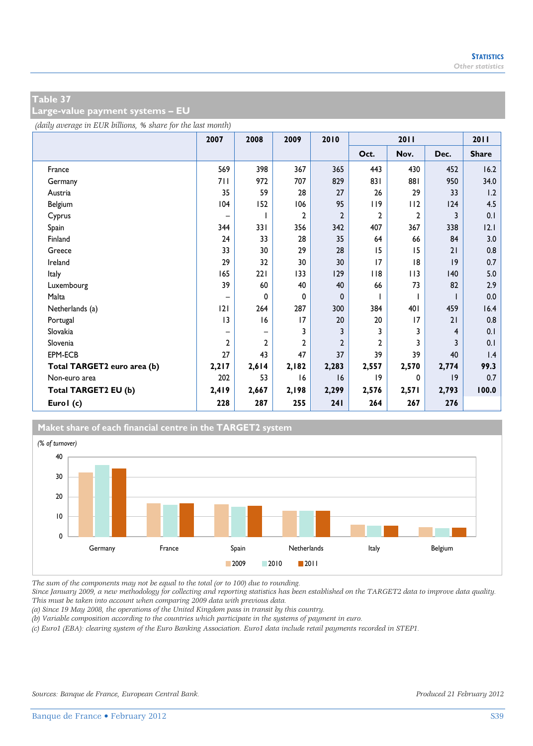## Table 37
## Large-value payment systems – EU

*(daily average in EUR billions, % share for the last month)*

| | 2007 | 2008 | 2009 | 2010 | 2011 | | | 2011 |
|---|---|---|---|---|---|---|---|---|
| | | | | | Oct. | Nov. | Dec. | Share |
| France | 569 | 398 | 367 | 365 | 443 | 430 | 452 | 16.2 |
| Germany | 711 | 972 | 707 | 829 | 831 | 881 | 950 | 34.0 |
| Austria | 35 | 59 | 28 | 27 | 26 | 29 | 33 | 1.2 |
| Belgium | 104 | 152 | 106 | 95 | 119 | 112 | 124 | 4.5 |
| Cyprus | – | 1 | 2 | 2 | 2 | 2 | 3 | 0.1 |
| Spain | 344 | 331 | 356 | 342 | 407 | 367 | 338 | 12.1 |
| Finland | 24 | 33 | 28 | 35 | 64 | 66 | 84 | 3.0 |
| Greece | 33 | 30 | 29 | 28 | 15 | 15 | 21 | 0.8 |
| Ireland | 29 | 32 | 30 | 30 | 17 | 18 | 19 | 0.7 |
| Italy | 165 | 221 | 133 | 129 | 118 | 113 | 140 | 5.0 |
| Luxembourg | 39 | 60 | 40 | 40 | 66 | 73 | 82 | 2.9 |
| Malta | – | 0 | 0 | 0 | 1 | 1 | 1 | 0.0 |
| Netherlands (a) | 121 | 264 | 287 | 300 | 384 | 401 | 459 | 16.4 |
| Portugal | 13 | 16 | 17 | 20 | 20 | 17 | 21 | 0.8 |
| Slovakia | – | – | 3 | 3 | 3 | 3 | 4 | 0.1 |
| Slovenia | 2 | 2 | 2 | 2 | 2 | 3 | 3 | 0.1 |
| EPM-ECB | 27 | 43 | 47 | 37 | 39 | 39 | 40 | 1.4 |
| **Total TARGET2 euro area (b)** | **2,217** | **2,614** | **2,182** | **2,283** | **2,557** | **2,570** | **2,774** | **99.3** |
| Non-euro area | 202 | 53 | 16 | 16 | 19 | 0 | 19 | 0.7 |
| **Total TARGET2 EU (b)** | **2,419** | **2,667** | **2,198** | **2,299** | **2,576** | **2,571** | **2,793** | **100.0** |
| **Euro1 (c)** | **228** | **287** | **255** | **241** | **264** | **267** | **276** | |

### Maket share of each financial centre in the TARGET2 system

*(% of turnover)*

The sum of the components may not be equal to the total (or to 100) due to rounding.
Since January 2009, a new methodology for collecting and reporting statistics has been established on the TARGET2 data to improve data quality. This must be taken into account when comparing 2009 data with previous data.
(a) Since 19 May 2008, the operations of the United Kingdom pass in transit by this country.
(b) Variable composition according to the countries which participate in the systems of payment in euro.
(c) Euro1 (EBA): clearing system of the Euro Banking Association. Euro1 data include retail payments recorded in STEP1.

*Sources: Banque de France, European Central Bank.*

*Produced 21 February 2012*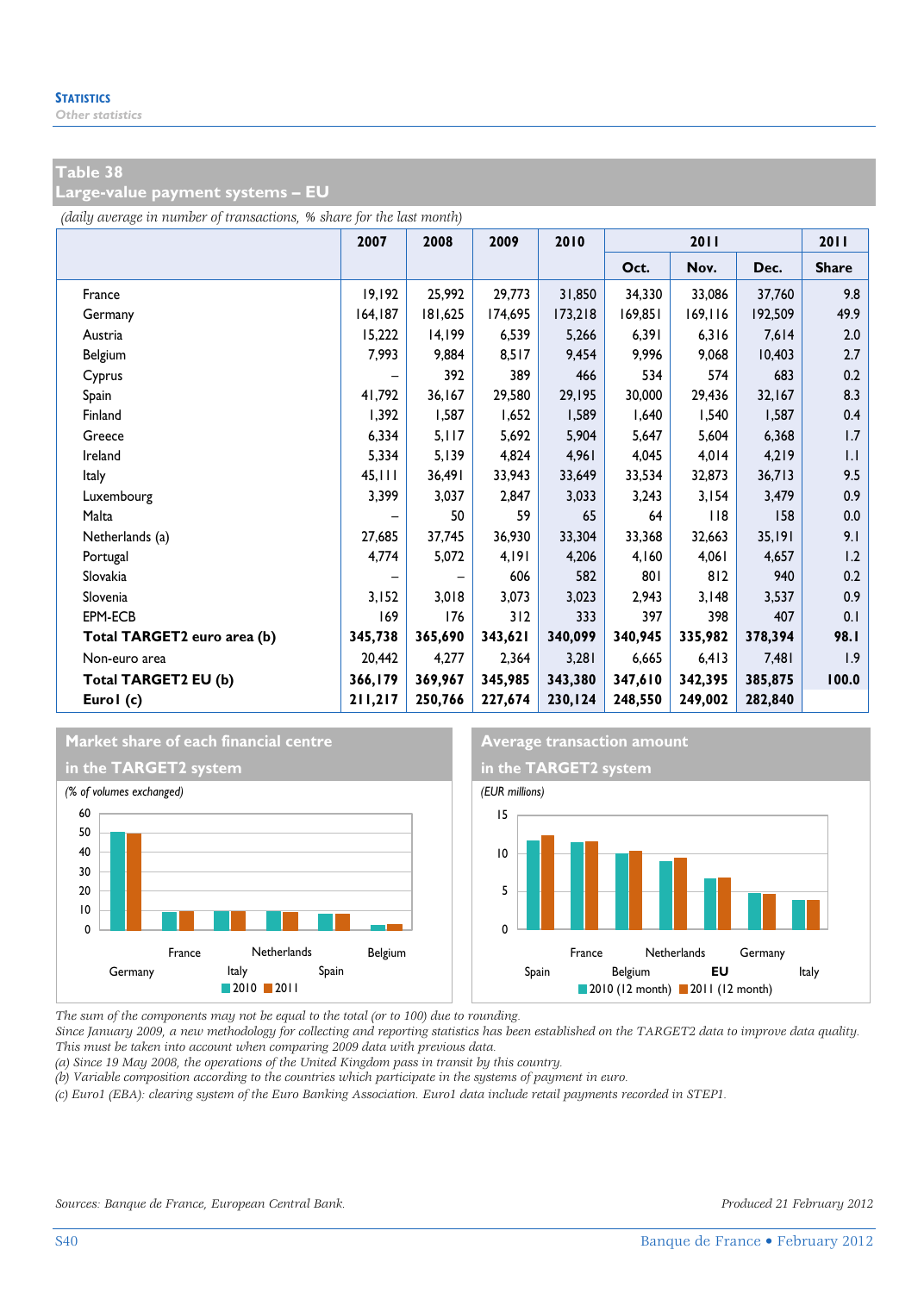**Statistics**
*Other statistics*

## Table 38
## Large-value payment systems – EU

*(daily average in number of transactions, % share for the last month)*

| | 2007 | 2008 | 2009 | 2010 | 2011 | | | 2011 |
|---|---|---|---|---|---|---|---|---|
| | | | | | Oct. | Nov. | Dec. | Share |
| France | 19,192 | 25,992 | 29,773 | 31,850 | 34,330 | 33,086 | 37,760 | 9.8 |
| Germany | 164,187 | 181,625 | 174,695 | 173,218 | 169,851 | 169,116 | 192,509 | 49.9 |
| Austria | 15,222 | 14,199 | 6,539 | 5,266 | 6,391 | 6,316 | 7,614 | 2.0 |
| Belgium | 7,993 | 9,884 | 8,517 | 9,454 | 9,996 | 9,068 | 10,403 | 2.7 |
| Cyprus | – | 392 | 389 | 466 | 534 | 574 | 683 | 0.2 |
| Spain | 41,792 | 36,167 | 29,580 | 29,195 | 30,000 | 29,436 | 32,167 | 8.3 |
| Finland | 1,392 | 1,587 | 1,652 | 1,589 | 1,640 | 1,540 | 1,587 | 0.4 |
| Greece | 6,334 | 5,117 | 5,692 | 5,904 | 5,647 | 5,604 | 6,368 | 1.7 |
| Ireland | 5,334 | 5,139 | 4,824 | 4,961 | 4,045 | 4,014 | 4,219 | 1.1 |
| Italy | 45,111 | 36,491 | 33,943 | 33,649 | 33,534 | 32,873 | 36,713 | 9.5 |
| Luxembourg | 3,399 | 3,037 | 2,847 | 3,033 | 3,243 | 3,154 | 3,479 | 0.9 |
| Malta | – | 50 | 59 | 65 | 64 | 118 | 158 | 0.0 |
| Netherlands (a) | 27,685 | 37,745 | 36,930 | 33,304 | 33,368 | 32,663 | 35,191 | 9.1 |
| Portugal | 4,774 | 5,072 | 4,191 | 4,206 | 4,160 | 4,061 | 4,657 | 1.2 |
| Slovakia | – | – | 606 | 582 | 801 | 812 | 940 | 0.2 |
| Slovenia | 3,152 | 3,018 | 3,073 | 3,023 | 2,943 | 3,148 | 3,537 | 0.9 |
| EPM-ECB | 169 | 176 | 312 | 333 | 397 | 398 | 407 | 0.1 |
| **Total TARGET2 euro area (b)** | **345,738** | **365,690** | **343,621** | **340,099** | **340,945** | **335,982** | **378,394** | **98.1** |
| Non-euro area | 20,442 | 4,277 | 2,364 | 3,281 | 6,665 | 6,413 | 7,481 | 1.9 |
| **Total TARGET2 EU (b)** | **366,179** | **369,967** | **345,985** | **343,380** | **347,610** | **342,395** | **385,875** | **100.0** |
| **Euro1 (c)** | **211,217** | **250,766** | **227,674** | **230,124** | **248,550** | **249,002** | **282,840** | |

**Market share of each financial centre in the TARGET2 system**

*(% of volumes exchanged)*

Germany, France, Italy, Netherlands, Spain, Belgium — 2010, 2011

**Average transaction amount in the TARGET2 system**

*(EUR millions)*

Spain, France, Belgium, Netherlands, EU, Germany, Italy — 2010 (12 month), 2011 (12 month)

*The sum of the components may not be equal to the total (or to 100) due to rounding.*
*Since January 2009, a new methodology for collecting and reporting statistics has been established on the TARGET2 data to improve data quality. This must be taken into account when comparing 2009 data with previous data.*
*(a) Since 19 May 2008, the operations of the United Kingdom pass in transit by this country.*
*(b) Variable composition according to the countries which participate in the systems of payment in euro.*
*(c) Euro1 (EBA): clearing system of the Euro Banking Association. Euro1 data include retail payments recorded in STEP1.*

*Sources: Banque de France, European Central Bank.* *Produced 21 February 2012*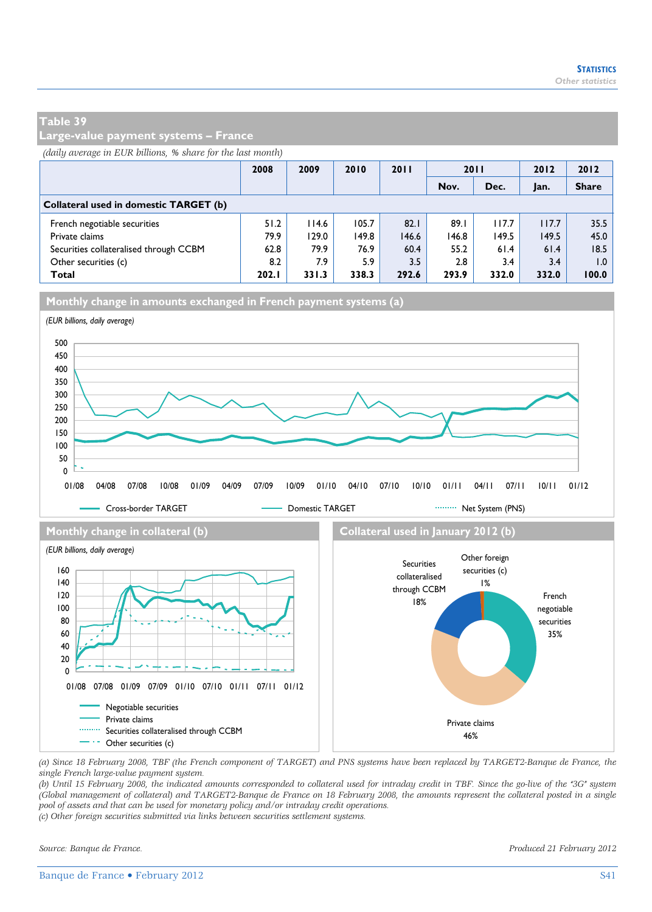## Table 39
## Large-value payment systems – France

*(daily average in EUR billions, % share for the last month)*

| | 2008 | 2009 | 2010 | 2011 | 2011 Nov. | 2011 Dec. | 2012 Jan. | 2012 Share |
|---|---|---|---|---|---|---|---|---|
| **Collateral used in domestic TARGET (b)** | | | | | | | | |
| French negotiable securities | 51.2 | 114.6 | 105.7 | 82.1 | 89.1 | 117.7 | 117.7 | 35.5 |
| Private claims | 79.9 | 129.0 | 149.8 | 146.6 | 146.8 | 149.5 | 149.5 | 45.0 |
| Securities collateralised through CCBM | 62.8 | 79.9 | 76.9 | 60.4 | 55.2 | 61.4 | 61.4 | 18.5 |
| Other securities (c) | 8.2 | 7.9 | 5.9 | 3.5 | 2.8 | 3.4 | 3.4 | 1.0 |
| **Total** | **202.1** | **331.3** | **338.3** | **292.6** | **293.9** | **332.0** | **332.0** | **100.0** |

### Monthly change in amounts exchanged in French payment systems (a)

*(EUR billions, daily average)*

Cross-border TARGET — Domestic TARGET — Net System (PNS)

### Monthly change in collateral (b)

*(EUR billions, daily average)*

Negotiable securities — Private claims — Securities collateralised through CCBM — Other securities (c)

### Collateral used in January 2012 (b)

French negotiable securities 35% — Private claims 46% — Securities collateralised through CCBM 18% — Other foreign securities (c) 1%

*(a) Since 18 February 2008, TBF (the French component of TARGET) and PNS systems have been replaced by TARGET2-Banque de France, the single French large-value payment system.*
*(b) Until 15 February 2008, the indicated amounts corresponded to collateral used for intraday credit in TBF. Since the go-live of the "3G" system (Global management of collateral) and TARGET2-Banque de France on 18 February 2008, the amounts represent the collateral posted in a single pool of assets and that can be used for monetary policy and/or intraday credit operations.*
*(c) Other foreign securities submitted via links between securities settlement systems.*

*Source: Banque de France.*

*Produced 21 February 2012*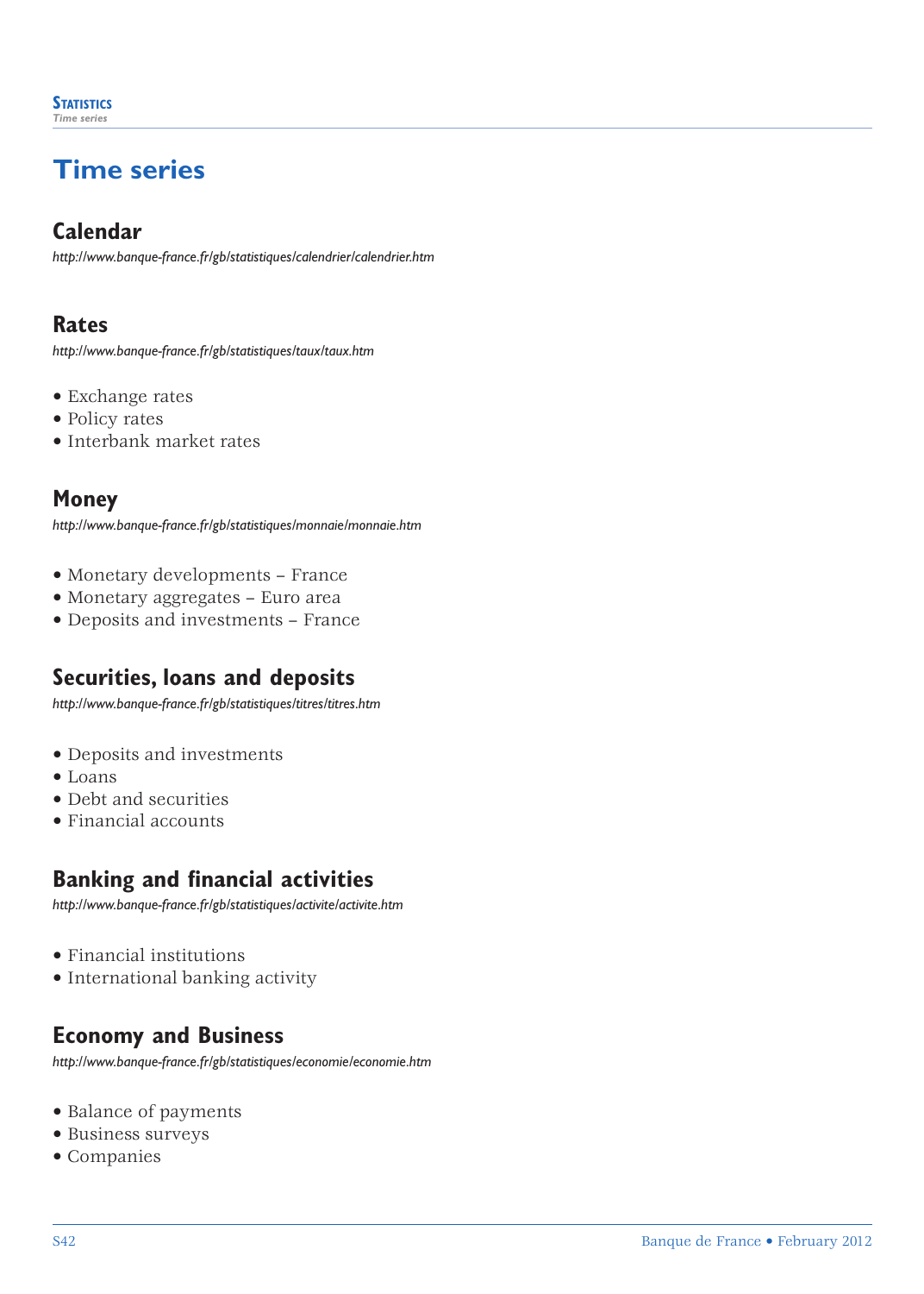# Time series

## Calendar

*http://www.banque-france.fr/gb/statistiques/calendrier/calendrier.htm*

## Rates

*http://www.banque-france.fr/gb/statistiques/taux/taux.htm*

- Exchange rates
- Policy rates
- Interbank market rates

## Money

*http://www.banque-france.fr/gb/statistiques/monnaie/monnaie.htm*

- Monetary developments – France
- Monetary aggregates – Euro area
- Deposits and investments – France

## Securities, loans and deposits

*http://www.banque-france.fr/gb/statistiques/titres/titres.htm*

- Deposits and investments
- Loans
- Debt and securities
- Financial accounts

## Banking and financial activities

*http://www.banque-france.fr/gb/statistiques/activite/activite.htm*

- Financial institutions
- International banking activity

## Economy and Business

*http://www.banque-france.fr/gb/statistiques/economie/economie.htm*

- Balance of payments
- Business surveys
- Companies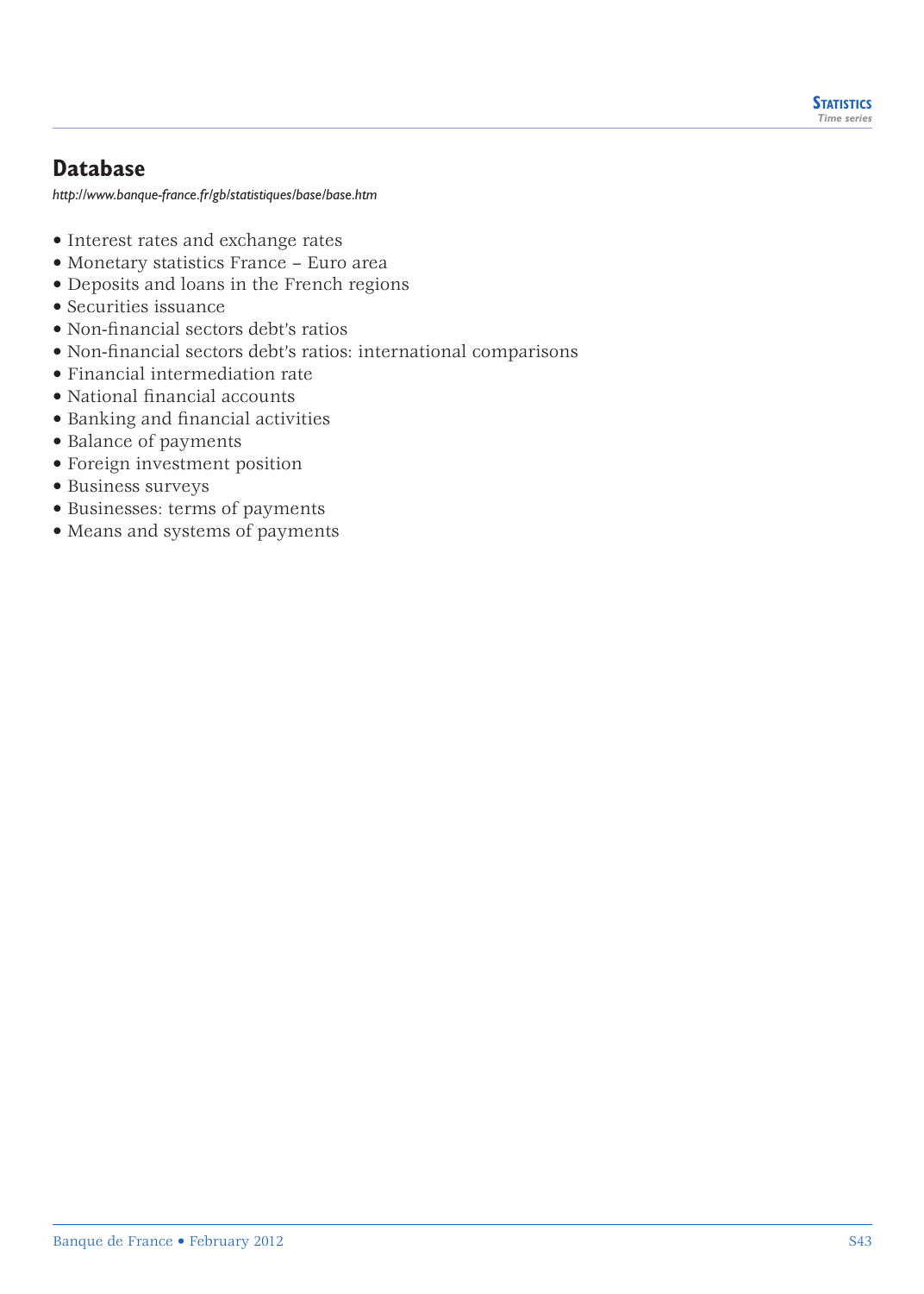## Database

*http://www.banque-france.fr/gb/statistiques/base/base.htm*

- Interest rates and exchange rates
- Monetary statistics France – Euro area
- Deposits and loans in the French regions
- Securities issuance
- Non-financial sectors debt's ratios
- Non-financial sectors debt's ratios: international comparisons
- Financial intermediation rate
- National financial accounts
- Banking and financial activities
- Balance of payments
- Foreign investment position
- Business surveys
- Businesses: terms of payments
- Means and systems of payments